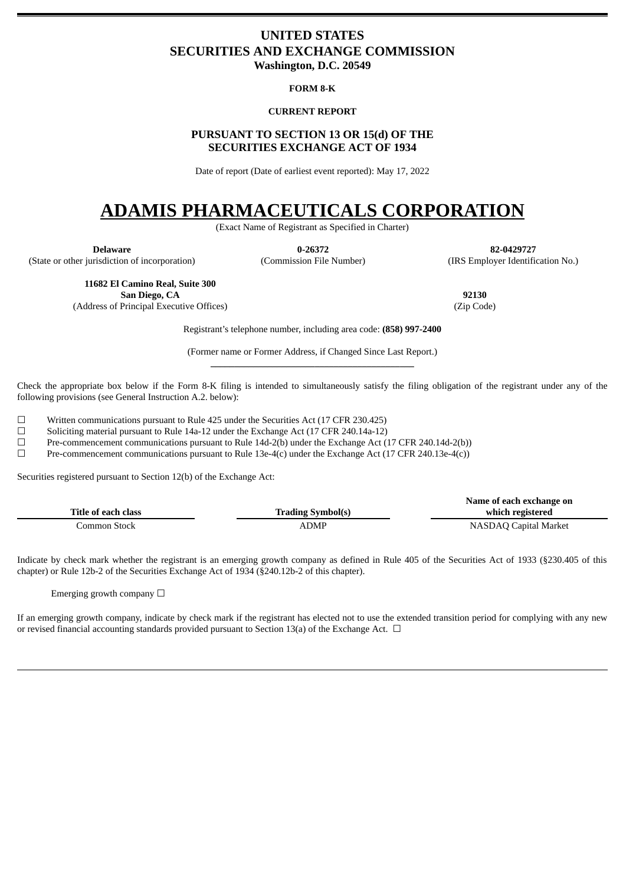# UNITED STATES
# SECURITIES AND EXCHANGE COMMISSION
**Washington, D.C. 20549**

**FORM 8-K**

**CURRENT REPORT**

**PURSUANT TO SECTION 13 OR 15(d) OF THE SECURITIES EXCHANGE ACT OF 1934**

Date of report (Date of earliest event reported): May 17, 2022

# ADAMIS PHARMACEUTICALS CORPORATION

(Exact Name of Registrant as Specified in Charter)

| **Delaware** | **0-26372** | **82-0429727** |
|---|---|---|
| (State or other jurisdiction of incorporation) | (Commission File Number) | (IRS Employer Identification No.) |

| **11682 El Camino Real, Suite 300 San Diego, CA** | **92130** |
|---|---|
| (Address of Principal Executive Offices) | (Zip Code) |

Registrant's telephone number, including area code: **(858) 997-2400**

(Former name or Former Address, if Changed Since Last Report.)

Check the appropriate box below if the Form 8-K filing is intended to simultaneously satisfy the filing obligation of the registrant under any of the following provisions (see General Instruction A.2. below):

☐ Written communications pursuant to Rule 425 under the Securities Act (17 CFR 230.425)
☐ Soliciting material pursuant to Rule 14a-12 under the Exchange Act (17 CFR 240.14a-12)
☐ Pre-commencement communications pursuant to Rule 14d-2(b) under the Exchange Act (17 CFR 240.14d-2(b))
☐ Pre-commencement communications pursuant to Rule 13e-4(c) under the Exchange Act (17 CFR 240.13e-4(c))

Securities registered pursuant to Section 12(b) of the Exchange Act:

| Title of each class | Trading Symbol(s) | Name of each exchange on which registered |
|---|---|---|
| Common Stock | ADMP | NASDAQ Capital Market |

Indicate by check mark whether the registrant is an emerging growth company as defined in Rule 405 of the Securities Act of 1933 (§230.405 of this chapter) or Rule 12b-2 of the Securities Exchange Act of 1934 (§240.12b-2 of this chapter).

Emerging growth company ☐

If an emerging growth company, indicate by check mark if the registrant has elected not to use the extended transition period for complying with any new or revised financial accounting standards provided pursuant to Section 13(a) of the Exchange Act. ☐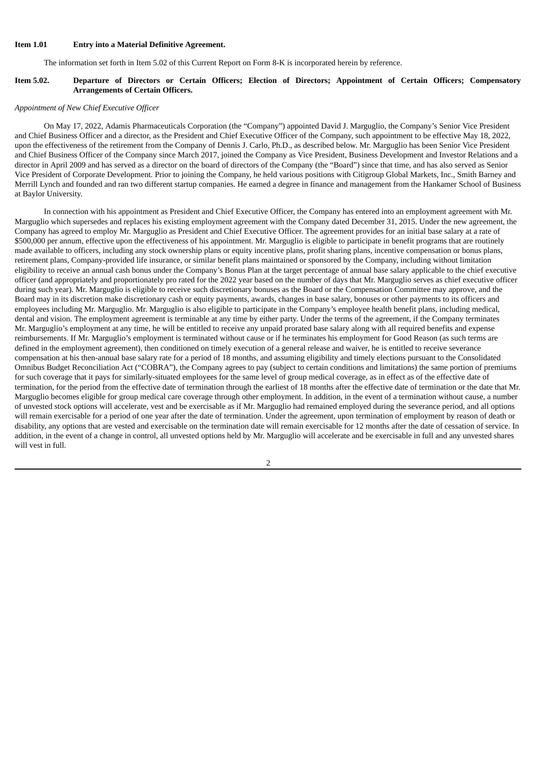**Item 1.01 Entry into a Material Definitive Agreement.**

The information set forth in Item 5.02 of this Current Report on Form 8-K is incorporated herein by reference.

**Item 5.02. Departure of Directors or Certain Officers; Election of Directors; Appointment of Certain Officers; Compensatory Arrangements of Certain Officers.**

*Appointment of New Chief Executive Officer*

On May 17, 2022, Adamis Pharmaceuticals Corporation (the "Company") appointed David J. Marguglio, the Company's Senior Vice President and Chief Business Officer and a director, as the President and Chief Executive Officer of the Company, such appointment to be effective May 18, 2022, upon the effectiveness of the retirement from the Company of Dennis J. Carlo, Ph.D., as described below. Mr. Marguglio has been Senior Vice President and Chief Business Officer of the Company since March 2017, joined the Company as Vice President, Business Development and Investor Relations and a director in April 2009 and has served as a director on the board of directors of the Company (the "Board") since that time, and has also served as Senior Vice President of Corporate Development. Prior to joining the Company, he held various positions with Citigroup Global Markets, Inc., Smith Barney and Merrill Lynch and founded and ran two different startup companies. He earned a degree in finance and management from the Hankamer School of Business at Baylor University.

In connection with his appointment as President and Chief Executive Officer, the Company has entered into an employment agreement with Mr. Marguglio which supersedes and replaces his existing employment agreement with the Company dated December 31, 2015. Under the new agreement, the Company has agreed to employ Mr. Marguglio as President and Chief Executive Officer. The agreement provides for an initial base salary at a rate of $500,000 per annum, effective upon the effectiveness of his appointment. Mr. Marguglio is eligible to participate in benefit programs that are routinely made available to officers, including any stock ownership plans or equity incentive plans, profit sharing plans, incentive compensation or bonus plans, retirement plans, Company-provided life insurance, or similar benefit plans maintained or sponsored by the Company, including without limitation eligibility to receive an annual cash bonus under the Company's Bonus Plan at the target percentage of annual base salary applicable to the chief executive officer (and appropriately and proportionately pro rated for the 2022 year based on the number of days that Mr. Marguglio serves as chief executive officer during such year). Mr. Marguglio is eligible to receive such discretionary bonuses as the Board or the Compensation Committee may approve, and the Board may in its discretion make discretionary cash or equity payments, awards, changes in base salary, bonuses or other payments to its officers and employees including Mr. Marguglio. Mr. Marguglio is also eligible to participate in the Company's employee health benefit plans, including medical, dental and vision. The employment agreement is terminable at any time by either party. Under the terms of the agreement, if the Company terminates Mr. Marguglio's employment at any time, he will be entitled to receive any unpaid prorated base salary along with all required benefits and expense reimbursements. If Mr. Marguglio's employment is terminated without cause or if he terminates his employment for Good Reason (as such terms are defined in the employment agreement), then conditioned on timely execution of a general release and waiver, he is entitled to receive severance compensation at his then-annual base salary rate for a period of 18 months, and assuming eligibility and timely elections pursuant to the Consolidated Omnibus Budget Reconciliation Act ("COBRA"), the Company agrees to pay (subject to certain conditions and limitations) the same portion of premiums for such coverage that it pays for similarly-situated employees for the same level of group medical coverage, as in effect as of the effective date of termination, for the period from the effective date of termination through the earliest of 18 months after the effective date of termination or the date that Mr. Marguglio becomes eligible for group medical care coverage through other employment. In addition, in the event of a termination without cause, a number of unvested stock options will accelerate, vest and be exercisable as if Mr. Marguglio had remained employed during the severance period, and all options will remain exercisable for a period of one year after the date of termination. Under the agreement, upon termination of employment by reason of death or disability, any options that are vested and exercisable on the termination date will remain exercisable for 12 months after the date of cessation of service. In addition, in the event of a change in control, all unvested options held by Mr. Marguglio will accelerate and be exercisable in full and any unvested shares will vest in full.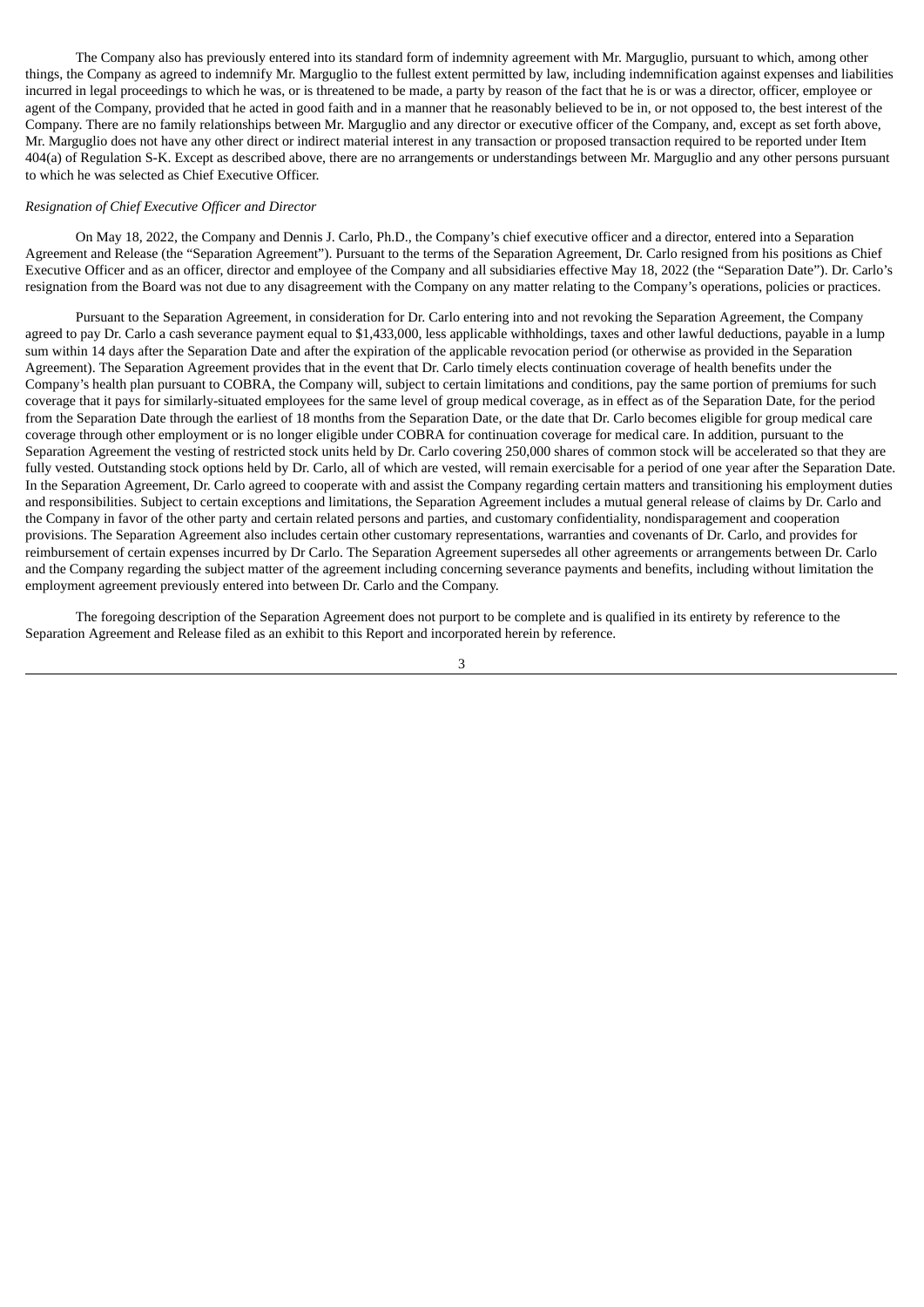The Company also has previously entered into its standard form of indemnity agreement with Mr. Marguglio, pursuant to which, among other things, the Company as agreed to indemnify Mr. Marguglio to the fullest extent permitted by law, including indemnification against expenses and liabilities incurred in legal proceedings to which he was, or is threatened to be made, a party by reason of the fact that he is or was a director, officer, employee or agent of the Company, provided that he acted in good faith and in a manner that he reasonably believed to be in, or not opposed to, the best interest of the Company. There are no family relationships between Mr. Marguglio and any director or executive officer of the Company, and, except as set forth above, Mr. Marguglio does not have any other direct or indirect material interest in any transaction or proposed transaction required to be reported under Item 404(a) of Regulation S-K. Except as described above, there are no arrangements or understandings between Mr. Marguglio and any other persons pursuant to which he was selected as Chief Executive Officer.

*Resignation of Chief Executive Officer and Director*

On May 18, 2022, the Company and Dennis J. Carlo, Ph.D., the Company's chief executive officer and a director, entered into a Separation Agreement and Release (the "Separation Agreement"). Pursuant to the terms of the Separation Agreement, Dr. Carlo resigned from his positions as Chief Executive Officer and as an officer, director and employee of the Company and all subsidiaries effective May 18, 2022 (the "Separation Date"). Dr. Carlo's resignation from the Board was not due to any disagreement with the Company on any matter relating to the Company's operations, policies or practices.

Pursuant to the Separation Agreement, in consideration for Dr. Carlo entering into and not revoking the Separation Agreement, the Company agreed to pay Dr. Carlo a cash severance payment equal to $1,433,000, less applicable withholdings, taxes and other lawful deductions, payable in a lump sum within 14 days after the Separation Date and after the expiration of the applicable revocation period (or otherwise as provided in the Separation Agreement). The Separation Agreement provides that in the event that Dr. Carlo timely elects continuation coverage of health benefits under the Company's health plan pursuant to COBRA, the Company will, subject to certain limitations and conditions, pay the same portion of premiums for such coverage that it pays for similarly-situated employees for the same level of group medical coverage, as in effect as of the Separation Date, for the period from the Separation Date through the earliest of 18 months from the Separation Date, or the date that Dr. Carlo becomes eligible for group medical care coverage through other employment or is no longer eligible under COBRA for continuation coverage for medical care. In addition, pursuant to the Separation Agreement the vesting of restricted stock units held by Dr. Carlo covering 250,000 shares of common stock will be accelerated so that they are fully vested. Outstanding stock options held by Dr. Carlo, all of which are vested, will remain exercisable for a period of one year after the Separation Date. In the Separation Agreement, Dr. Carlo agreed to cooperate with and assist the Company regarding certain matters and transitioning his employment duties and responsibilities. Subject to certain exceptions and limitations, the Separation Agreement includes a mutual general release of claims by Dr. Carlo and the Company in favor of the other party and certain related persons and parties, and customary confidentiality, nondisparagement and cooperation provisions. The Separation Agreement also includes certain other customary representations, warranties and covenants of Dr. Carlo, and provides for reimbursement of certain expenses incurred by Dr Carlo. The Separation Agreement supersedes all other agreements or arrangements between Dr. Carlo and the Company regarding the subject matter of the agreement including concerning severance payments and benefits, including without limitation the employment agreement previously entered into between Dr. Carlo and the Company.

The foregoing description of the Separation Agreement does not purport to be complete and is qualified in its entirety by reference to the Separation Agreement and Release filed as an exhibit to this Report and incorporated herein by reference.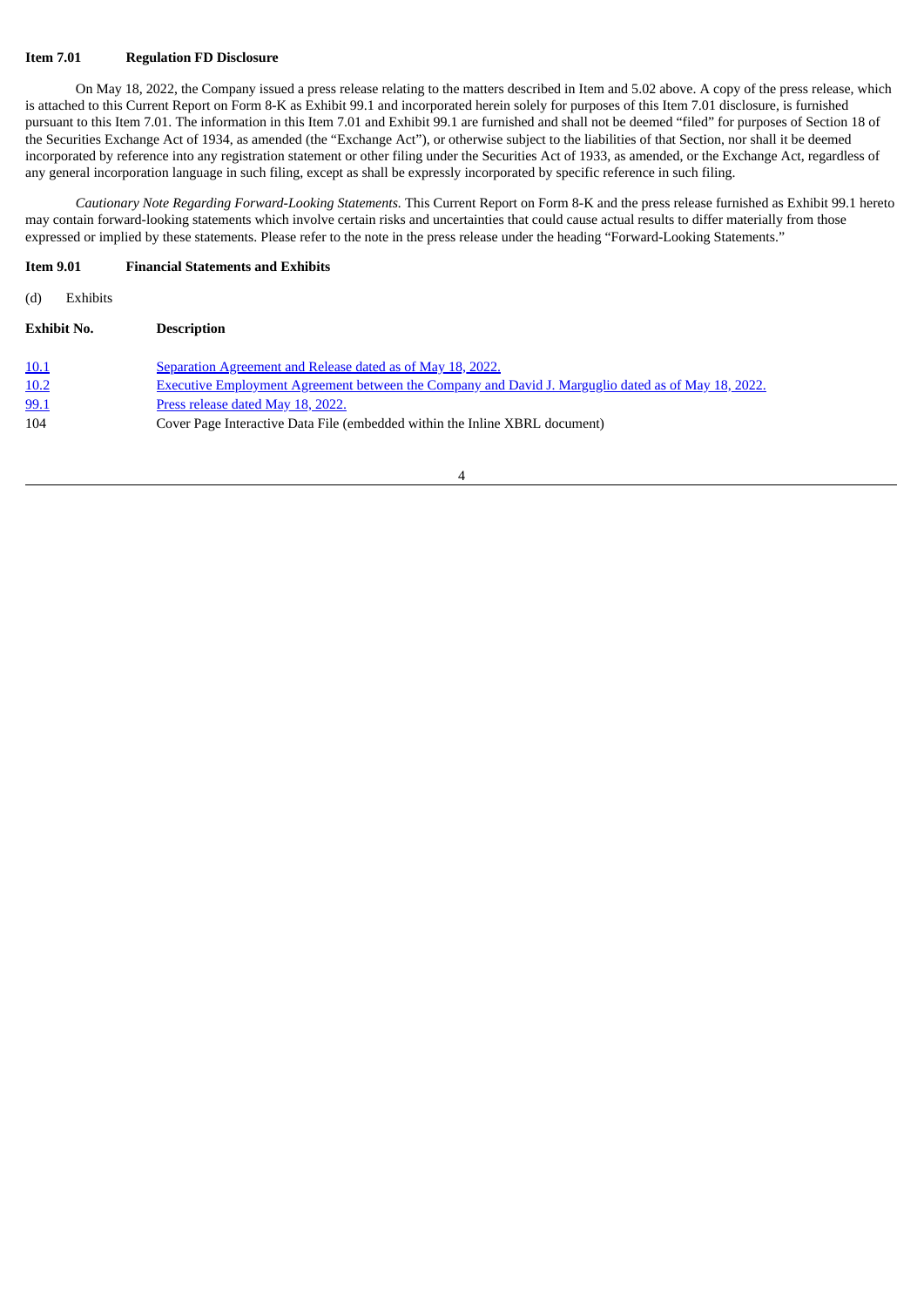**Item 7.01 Regulation FD Disclosure**

On May 18, 2022, the Company issued a press release relating to the matters described in Item and 5.02 above. A copy of the press release, which is attached to this Current Report on Form 8-K as Exhibit 99.1 and incorporated herein solely for purposes of this Item 7.01 disclosure, is furnished pursuant to this Item 7.01. The information in this Item 7.01 and Exhibit 99.1 are furnished and shall not be deemed "filed" for purposes of Section 18 of the Securities Exchange Act of 1934, as amended (the "Exchange Act"), or otherwise subject to the liabilities of that Section, nor shall it be deemed incorporated by reference into any registration statement or other filing under the Securities Act of 1933, as amended, or the Exchange Act, regardless of any general incorporation language in such filing, except as shall be expressly incorporated by specific reference in such filing.

*Cautionary Note Regarding Forward-Looking Statements.* This Current Report on Form 8-K and the press release furnished as Exhibit 99.1 hereto may contain forward-looking statements which involve certain risks and uncertainties that could cause actual results to differ materially from those expressed or implied by these statements. Please refer to the note in the press release under the heading "Forward-Looking Statements."

**Item 9.01 Financial Statements and Exhibits**

(d) Exhibits

| Exhibit No. | Description |
|---|---|
| 10.1 | Separation Agreement and Release dated as of May 18, 2022. |
| 10.2 | Executive Employment Agreement between the Company and David J. Marguglio dated as of May 18, 2022. |
| 99.1 | Press release dated May 18, 2022. |
| 104 | Cover Page Interactive Data File (embedded within the Inline XBRL document) |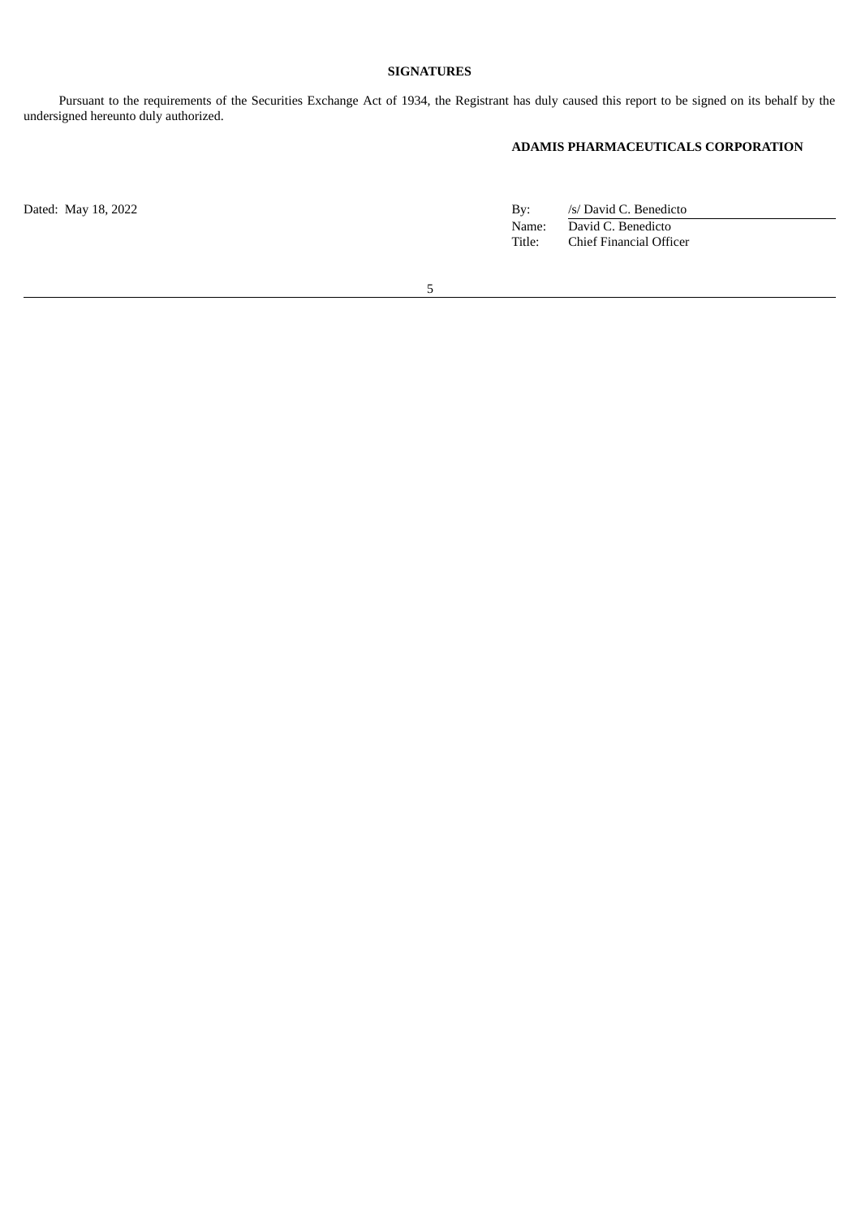**SIGNATURES**

Pursuant to the requirements of the Securities Exchange Act of 1934, the Registrant has duly caused this report to be signed on its behalf by the undersigned hereunto duly authorized.

**ADAMIS PHARMACEUTICALS CORPORATION**

Dated: May 18, 2022

By: /s/ David C. Benedicto
Name: David C. Benedicto
Title: Chief Financial Officer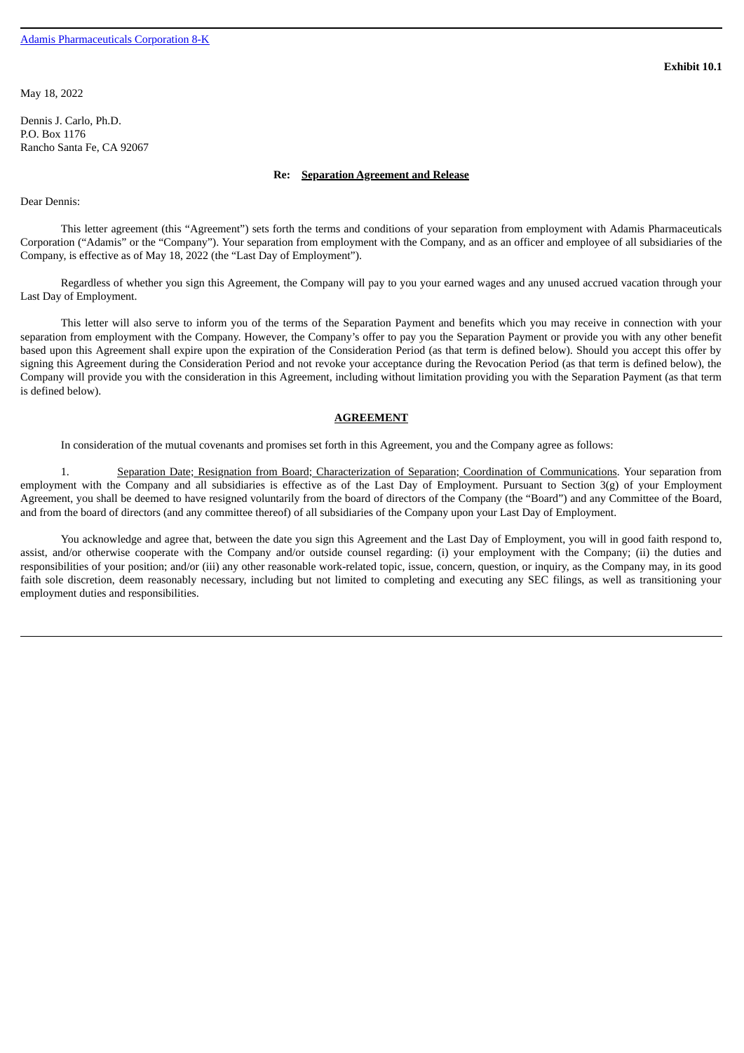**Exhibit 10.1**

May 18, 2022

Dennis J. Carlo, Ph.D.
P.O. Box 1176
Rancho Santa Fe, CA 92067

**Re: Separation Agreement and Release**

Dear Dennis:

This letter agreement (this "Agreement") sets forth the terms and conditions of your separation from employment with Adamis Pharmaceuticals Corporation ("Adamis" or the "Company"). Your separation from employment with the Company, and as an officer and employee of all subsidiaries of the Company, is effective as of May 18, 2022 (the "Last Day of Employment").

Regardless of whether you sign this Agreement, the Company will pay to you your earned wages and any unused accrued vacation through your Last Day of Employment.

This letter will also serve to inform you of the terms of the Separation Payment and benefits which you may receive in connection with your separation from employment with the Company. However, the Company's offer to pay you the Separation Payment or provide you with any other benefit based upon this Agreement shall expire upon the expiration of the Consideration Period (as that term is defined below). Should you accept this offer by signing this Agreement during the Consideration Period and not revoke your acceptance during the Revocation Period (as that term is defined below), the Company will provide you with the consideration in this Agreement, including without limitation providing you with the Separation Payment (as that term is defined below).

**AGREEMENT**

In consideration of the mutual covenants and promises set forth in this Agreement, you and the Company agree as follows:

1. Separation Date; Resignation from Board; Characterization of Separation; Coordination of Communications. Your separation from employment with the Company and all subsidiaries is effective as of the Last Day of Employment. Pursuant to Section 3(g) of your Employment Agreement, you shall be deemed to have resigned voluntarily from the board of directors of the Company (the "Board") and any Committee of the Board, and from the board of directors (and any committee thereof) of all subsidiaries of the Company upon your Last Day of Employment.

You acknowledge and agree that, between the date you sign this Agreement and the Last Day of Employment, you will in good faith respond to, assist, and/or otherwise cooperate with the Company and/or outside counsel regarding: (i) your employment with the Company; (ii) the duties and responsibilities of your position; and/or (iii) any other reasonable work-related topic, issue, concern, question, or inquiry, as the Company may, in its good faith sole discretion, deem reasonably necessary, including but not limited to completing and executing any SEC filings, as well as transitioning your employment duties and responsibilities.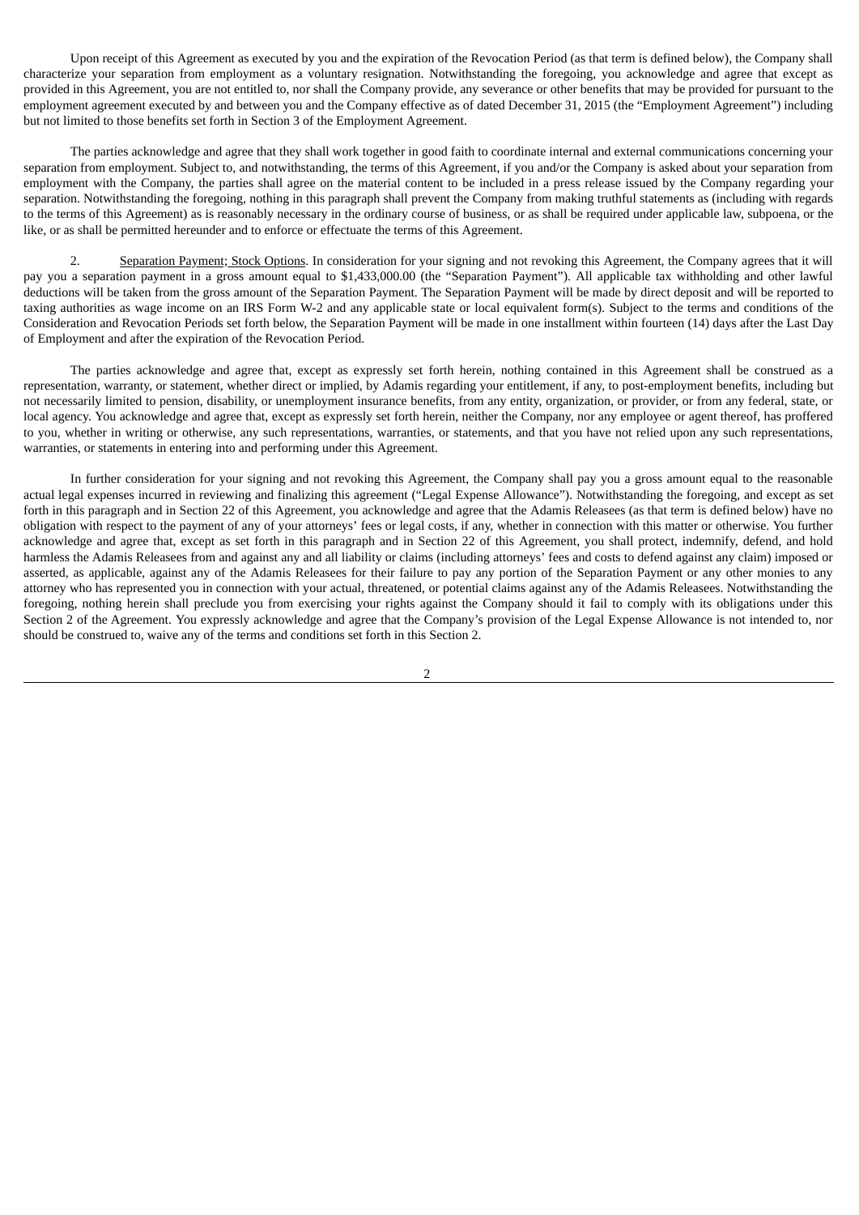Upon receipt of this Agreement as executed by you and the expiration of the Revocation Period (as that term is defined below), the Company shall characterize your separation from employment as a voluntary resignation. Notwithstanding the foregoing, you acknowledge and agree that except as provided in this Agreement, you are not entitled to, nor shall the Company provide, any severance or other benefits that may be provided for pursuant to the employment agreement executed by and between you and the Company effective as of dated December 31, 2015 (the "Employment Agreement") including but not limited to those benefits set forth in Section 3 of the Employment Agreement.

The parties acknowledge and agree that they shall work together in good faith to coordinate internal and external communications concerning your separation from employment. Subject to, and notwithstanding, the terms of this Agreement, if you and/or the Company is asked about your separation from employment with the Company, the parties shall agree on the material content to be included in a press release issued by the Company regarding your separation. Notwithstanding the foregoing, nothing in this paragraph shall prevent the Company from making truthful statements as (including with regards to the terms of this Agreement) as is reasonably necessary in the ordinary course of business, or as shall be required under applicable law, subpoena, or the like, or as shall be permitted hereunder and to enforce or effectuate the terms of this Agreement.

2. Separation Payment; Stock Options. In consideration for your signing and not revoking this Agreement, the Company agrees that it will pay you a separation payment in a gross amount equal to $1,433,000.00 (the "Separation Payment"). All applicable tax withholding and other lawful deductions will be taken from the gross amount of the Separation Payment. The Separation Payment will be made by direct deposit and will be reported to taxing authorities as wage income on an IRS Form W-2 and any applicable state or local equivalent form(s). Subject to the terms and conditions of the Consideration and Revocation Periods set forth below, the Separation Payment will be made in one installment within fourteen (14) days after the Last Day of Employment and after the expiration of the Revocation Period.

The parties acknowledge and agree that, except as expressly set forth herein, nothing contained in this Agreement shall be construed as a representation, warranty, or statement, whether direct or implied, by Adamis regarding your entitlement, if any, to post-employment benefits, including but not necessarily limited to pension, disability, or unemployment insurance benefits, from any entity, organization, or provider, or from any federal, state, or local agency. You acknowledge and agree that, except as expressly set forth herein, neither the Company, nor any employee or agent thereof, has proffered to you, whether in writing or otherwise, any such representations, warranties, or statements, and that you have not relied upon any such representations, warranties, or statements in entering into and performing under this Agreement.

In further consideration for your signing and not revoking this Agreement, the Company shall pay you a gross amount equal to the reasonable actual legal expenses incurred in reviewing and finalizing this agreement ("Legal Expense Allowance"). Notwithstanding the foregoing, and except as set forth in this paragraph and in Section 22 of this Agreement, you acknowledge and agree that the Adamis Releasees (as that term is defined below) have no obligation with respect to the payment of any of your attorneys' fees or legal costs, if any, whether in connection with this matter or otherwise. You further acknowledge and agree that, except as set forth in this paragraph and in Section 22 of this Agreement, you shall protect, indemnify, defend, and hold harmless the Adamis Releasees from and against any and all liability or claims (including attorneys' fees and costs to defend against any claim) imposed or asserted, as applicable, against any of the Adamis Releasees for their failure to pay any portion of the Separation Payment or any other monies to any attorney who has represented you in connection with your actual, threatened, or potential claims against any of the Adamis Releasees. Notwithstanding the foregoing, nothing herein shall preclude you from exercising your rights against the Company should it fail to comply with its obligations under this Section 2 of the Agreement. You expressly acknowledge and agree that the Company's provision of the Legal Expense Allowance is not intended to, nor should be construed to, waive any of the terms and conditions set forth in this Section 2.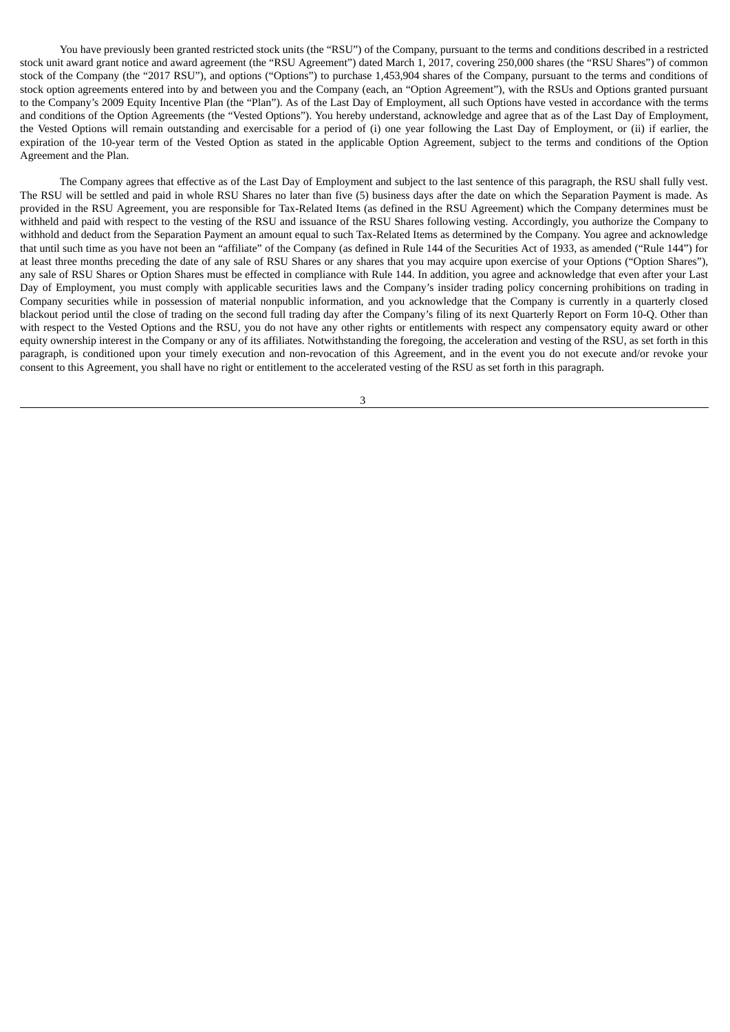You have previously been granted restricted stock units (the "RSU") of the Company, pursuant to the terms and conditions described in a restricted stock unit award grant notice and award agreement (the "RSU Agreement") dated March 1, 2017, covering 250,000 shares (the "RSU Shares") of common stock of the Company (the "2017 RSU"), and options ("Options") to purchase 1,453,904 shares of the Company, pursuant to the terms and conditions of stock option agreements entered into by and between you and the Company (each, an "Option Agreement"), with the RSUs and Options granted pursuant to the Company's 2009 Equity Incentive Plan (the "Plan"). As of the Last Day of Employment, all such Options have vested in accordance with the terms and conditions of the Option Agreements (the "Vested Options"). You hereby understand, acknowledge and agree that as of the Last Day of Employment, the Vested Options will remain outstanding and exercisable for a period of (i) one year following the Last Day of Employment, or (ii) if earlier, the expiration of the 10-year term of the Vested Option as stated in the applicable Option Agreement, subject to the terms and conditions of the Option Agreement and the Plan.

The Company agrees that effective as of the Last Day of Employment and subject to the last sentence of this paragraph, the RSU shall fully vest. The RSU will be settled and paid in whole RSU Shares no later than five (5) business days after the date on which the Separation Payment is made. As provided in the RSU Agreement, you are responsible for Tax-Related Items (as defined in the RSU Agreement) which the Company determines must be withheld and paid with respect to the vesting of the RSU and issuance of the RSU Shares following vesting. Accordingly, you authorize the Company to withhold and deduct from the Separation Payment an amount equal to such Tax-Related Items as determined by the Company. You agree and acknowledge that until such time as you have not been an "affiliate" of the Company (as defined in Rule 144 of the Securities Act of 1933, as amended ("Rule 144") for at least three months preceding the date of any sale of RSU Shares or any shares that you may acquire upon exercise of your Options ("Option Shares"), any sale of RSU Shares or Option Shares must be effected in compliance with Rule 144. In addition, you agree and acknowledge that even after your Last Day of Employment, you must comply with applicable securities laws and the Company's insider trading policy concerning prohibitions on trading in Company securities while in possession of material nonpublic information, and you acknowledge that the Company is currently in a quarterly closed blackout period until the close of trading on the second full trading day after the Company's filing of its next Quarterly Report on Form 10-Q. Other than with respect to the Vested Options and the RSU, you do not have any other rights or entitlements with respect any compensatory equity award or other equity ownership interest in the Company or any of its affiliates. Notwithstanding the foregoing, the acceleration and vesting of the RSU, as set forth in this paragraph, is conditioned upon your timely execution and non-revocation of this Agreement, and in the event you do not execute and/or revoke your consent to this Agreement, you shall have no right or entitlement to the accelerated vesting of the RSU as set forth in this paragraph.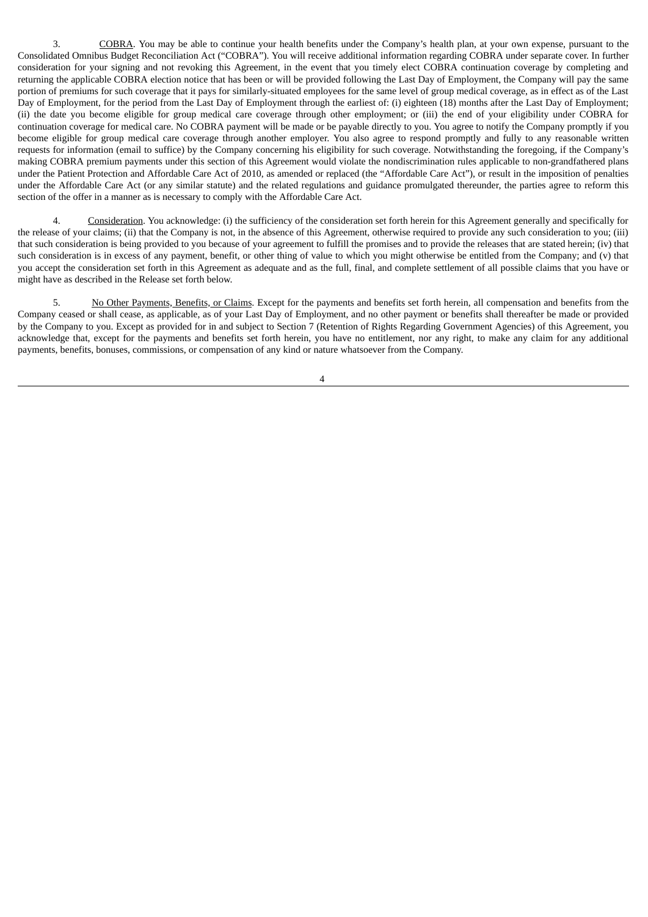3. COBRA. You may be able to continue your health benefits under the Company's health plan, at your own expense, pursuant to the Consolidated Omnibus Budget Reconciliation Act ("COBRA"). You will receive additional information regarding COBRA under separate cover. In further consideration for your signing and not revoking this Agreement, in the event that you timely elect COBRA continuation coverage by completing and returning the applicable COBRA election notice that has been or will be provided following the Last Day of Employment, the Company will pay the same portion of premiums for such coverage that it pays for similarly-situated employees for the same level of group medical coverage, as in effect as of the Last Day of Employment, for the period from the Last Day of Employment through the earliest of: (i) eighteen (18) months after the Last Day of Employment; (ii) the date you become eligible for group medical care coverage through other employment; or (iii) the end of your eligibility under COBRA for continuation coverage for medical care. No COBRA payment will be made or be payable directly to you. You agree to notify the Company promptly if you become eligible for group medical care coverage through another employer. You also agree to respond promptly and fully to any reasonable written requests for information (email to suffice) by the Company concerning his eligibility for such coverage. Notwithstanding the foregoing, if the Company's making COBRA premium payments under this section of this Agreement would violate the nondiscrimination rules applicable to non-grandfathered plans under the Patient Protection and Affordable Care Act of 2010, as amended or replaced (the "Affordable Care Act"), or result in the imposition of penalties under the Affordable Care Act (or any similar statute) and the related regulations and guidance promulgated thereunder, the parties agree to reform this section of the offer in a manner as is necessary to comply with the Affordable Care Act.

4. Consideration. You acknowledge: (i) the sufficiency of the consideration set forth herein for this Agreement generally and specifically for the release of your claims; (ii) that the Company is not, in the absence of this Agreement, otherwise required to provide any such consideration to you; (iii) that such consideration is being provided to you because of your agreement to fulfill the promises and to provide the releases that are stated herein; (iv) that such consideration is in excess of any payment, benefit, or other thing of value to which you might otherwise be entitled from the Company; and (v) that you accept the consideration set forth in this Agreement as adequate and as the full, final, and complete settlement of all possible claims that you have or might have as described in the Release set forth below.

5. No Other Payments, Benefits, or Claims. Except for the payments and benefits set forth herein, all compensation and benefits from the Company ceased or shall cease, as applicable, as of your Last Day of Employment, and no other payment or benefits shall thereafter be made or provided by the Company to you. Except as provided for in and subject to Section 7 (Retention of Rights Regarding Government Agencies) of this Agreement, you acknowledge that, except for the payments and benefits set forth herein, you have no entitlement, nor any right, to make any claim for any additional payments, benefits, bonuses, commissions, or compensation of any kind or nature whatsoever from the Company.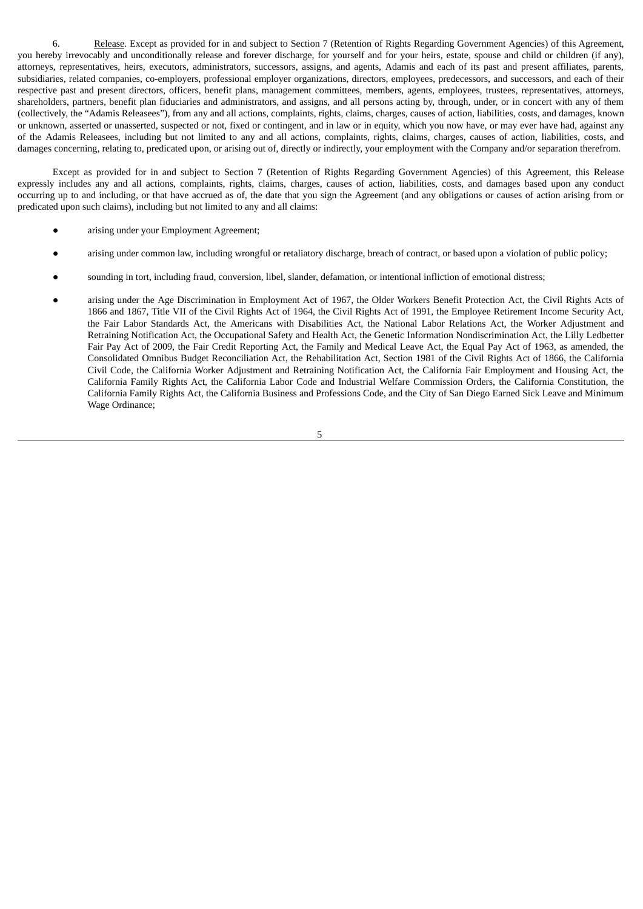6. Release. Except as provided for in and subject to Section 7 (Retention of Rights Regarding Government Agencies) of this Agreement, you hereby irrevocably and unconditionally release and forever discharge, for yourself and for your heirs, estate, spouse and child or children (if any), attorneys, representatives, heirs, executors, administrators, successors, assigns, and agents, Adamis and each of its past and present affiliates, parents, subsidiaries, related companies, co-employers, professional employer organizations, directors, employees, predecessors, and successors, and each of their respective past and present directors, officers, benefit plans, management committees, members, agents, employees, trustees, representatives, attorneys, shareholders, partners, benefit plan fiduciaries and administrators, and assigns, and all persons acting by, through, under, or in concert with any of them (collectively, the "Adamis Releasees"), from any and all actions, complaints, rights, claims, charges, causes of action, liabilities, costs, and damages, known or unknown, asserted or unasserted, suspected or not, fixed or contingent, and in law or in equity, which you now have, or may ever have had, against any of the Adamis Releasees, including but not limited to any and all actions, complaints, rights, claims, charges, causes of action, liabilities, costs, and damages concerning, relating to, predicated upon, or arising out of, directly or indirectly, your employment with the Company and/or separation therefrom.

Except as provided for in and subject to Section 7 (Retention of Rights Regarding Government Agencies) of this Agreement, this Release expressly includes any and all actions, complaints, rights, claims, charges, causes of action, liabilities, costs, and damages based upon any conduct occurring up to and including, or that have accrued as of, the date that you sign the Agreement (and any obligations or causes of action arising from or predicated upon such claims), including but not limited to any and all claims:

- arising under your Employment Agreement;
- arising under common law, including wrongful or retaliatory discharge, breach of contract, or based upon a violation of public policy;
- sounding in tort, including fraud, conversion, libel, slander, defamation, or intentional infliction of emotional distress;
- arising under the Age Discrimination in Employment Act of 1967, the Older Workers Benefit Protection Act, the Civil Rights Acts of 1866 and 1867, Title VII of the Civil Rights Act of 1964, the Civil Rights Act of 1991, the Employee Retirement Income Security Act, the Fair Labor Standards Act, the Americans with Disabilities Act, the National Labor Relations Act, the Worker Adjustment and Retraining Notification Act, the Occupational Safety and Health Act, the Genetic Information Nondiscrimination Act, the Lilly Ledbetter Fair Pay Act of 2009, the Fair Credit Reporting Act, the Family and Medical Leave Act, the Equal Pay Act of 1963, as amended, the Consolidated Omnibus Budget Reconciliation Act, the Rehabilitation Act, Section 1981 of the Civil Rights Act of 1866, the California Civil Code, the California Worker Adjustment and Retraining Notification Act, the California Fair Employment and Housing Act, the California Family Rights Act, the California Labor Code and Industrial Welfare Commission Orders, the California Constitution, the California Family Rights Act, the California Business and Professions Code, and the City of San Diego Earned Sick Leave and Minimum Wage Ordinance;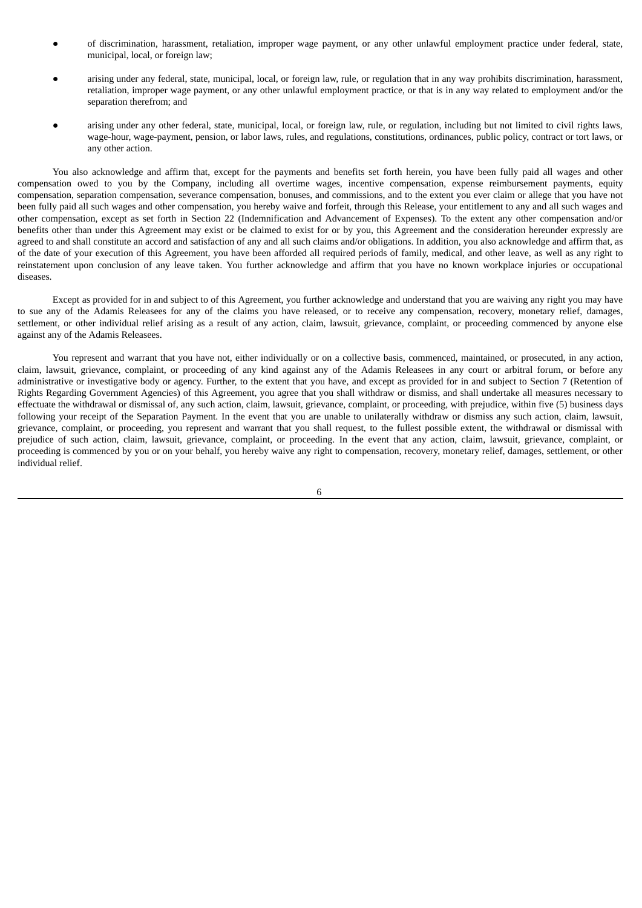- of discrimination, harassment, retaliation, improper wage payment, or any other unlawful employment practice under federal, state, municipal, local, or foreign law;
- arising under any federal, state, municipal, local, or foreign law, rule, or regulation that in any way prohibits discrimination, harassment, retaliation, improper wage payment, or any other unlawful employment practice, or that is in any way related to employment and/or the separation therefrom; and
- arising under any other federal, state, municipal, local, or foreign law, rule, or regulation, including but not limited to civil rights laws, wage-hour, wage-payment, pension, or labor laws, rules, and regulations, constitutions, ordinances, public policy, contract or tort laws, or any other action.

You also acknowledge and affirm that, except for the payments and benefits set forth herein, you have been fully paid all wages and other compensation owed to you by the Company, including all overtime wages, incentive compensation, expense reimbursement payments, equity compensation, separation compensation, severance compensation, bonuses, and commissions, and to the extent you ever claim or allege that you have not been fully paid all such wages and other compensation, you hereby waive and forfeit, through this Release, your entitlement to any and all such wages and other compensation, except as set forth in Section 22 (Indemnification and Advancement of Expenses). To the extent any other compensation and/or benefits other than under this Agreement may exist or be claimed to exist for or by you, this Agreement and the consideration hereunder expressly are agreed to and shall constitute an accord and satisfaction of any and all such claims and/or obligations. In addition, you also acknowledge and affirm that, as of the date of your execution of this Agreement, you have been afforded all required periods of family, medical, and other leave, as well as any right to reinstatement upon conclusion of any leave taken. You further acknowledge and affirm that you have no known workplace injuries or occupational diseases.

Except as provided for in and subject to of this Agreement, you further acknowledge and understand that you are waiving any right you may have to sue any of the Adamis Releasees for any of the claims you have released, or to receive any compensation, recovery, monetary relief, damages, settlement, or other individual relief arising as a result of any action, claim, lawsuit, grievance, complaint, or proceeding commenced by anyone else against any of the Adamis Releasees.

You represent and warrant that you have not, either individually or on a collective basis, commenced, maintained, or prosecuted, in any action, claim, lawsuit, grievance, complaint, or proceeding of any kind against any of the Adamis Releasees in any court or arbitral forum, or before any administrative or investigative body or agency. Further, to the extent that you have, and except as provided for in and subject to Section 7 (Retention of Rights Regarding Government Agencies) of this Agreement, you agree that you shall withdraw or dismiss, and shall undertake all measures necessary to effectuate the withdrawal or dismissal of, any such action, claim, lawsuit, grievance, complaint, or proceeding, with prejudice, within five (5) business days following your receipt of the Separation Payment. In the event that you are unable to unilaterally withdraw or dismiss any such action, claim, lawsuit, grievance, complaint, or proceeding, you represent and warrant that you shall request, to the fullest possible extent, the withdrawal or dismissal with prejudice of such action, claim, lawsuit, grievance, complaint, or proceeding. In the event that any action, claim, lawsuit, grievance, complaint, or proceeding is commenced by you or on your behalf, you hereby waive any right to compensation, recovery, monetary relief, damages, settlement, or other individual relief.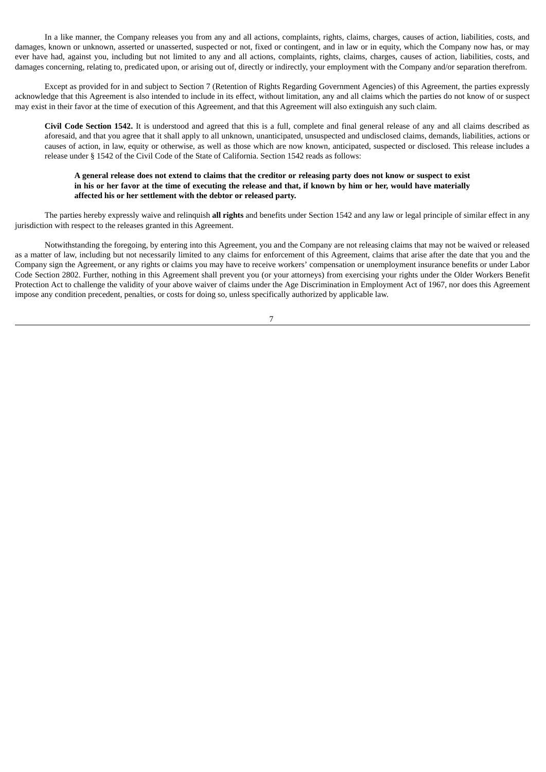In a like manner, the Company releases you from any and all actions, complaints, rights, claims, charges, causes of action, liabilities, costs, and damages, known or unknown, asserted or unasserted, suspected or not, fixed or contingent, and in law or in equity, which the Company now has, or may ever have had, against you, including but not limited to any and all actions, complaints, rights, claims, charges, causes of action, liabilities, costs, and damages concerning, relating to, predicated upon, or arising out of, directly or indirectly, your employment with the Company and/or separation therefrom.

Except as provided for in and subject to Section 7 (Retention of Rights Regarding Government Agencies) of this Agreement, the parties expressly acknowledge that this Agreement is also intended to include in its effect, without limitation, any and all claims which the parties do not know of or suspect may exist in their favor at the time of execution of this Agreement, and that this Agreement will also extinguish any such claim.

**Civil Code Section 1542.** It is understood and agreed that this is a full, complete and final general release of any and all claims described as aforesaid, and that you agree that it shall apply to all unknown, unanticipated, unsuspected and undisclosed claims, demands, liabilities, actions or causes of action, in law, equity or otherwise, as well as those which are now known, anticipated, suspected or disclosed. This release includes a release under § 1542 of the Civil Code of the State of California. Section 1542 reads as follows:

> **A general release does not extend to claims that the creditor or releasing party does not know or suspect to exist in his or her favor at the time of executing the release and that, if known by him or her, would have materially affected his or her settlement with the debtor or released party.**

The parties hereby expressly waive and relinquish **all rights** and benefits under Section 1542 and any law or legal principle of similar effect in any jurisdiction with respect to the releases granted in this Agreement.

Notwithstanding the foregoing, by entering into this Agreement, you and the Company are not releasing claims that may not be waived or released as a matter of law, including but not necessarily limited to any claims for enforcement of this Agreement, claims that arise after the date that you and the Company sign the Agreement, or any rights or claims you may have to receive workers' compensation or unemployment insurance benefits or under Labor Code Section 2802. Further, nothing in this Agreement shall prevent you (or your attorneys) from exercising your rights under the Older Workers Benefit Protection Act to challenge the validity of your above waiver of claims under the Age Discrimination in Employment Act of 1967, nor does this Agreement impose any condition precedent, penalties, or costs for doing so, unless specifically authorized by applicable law.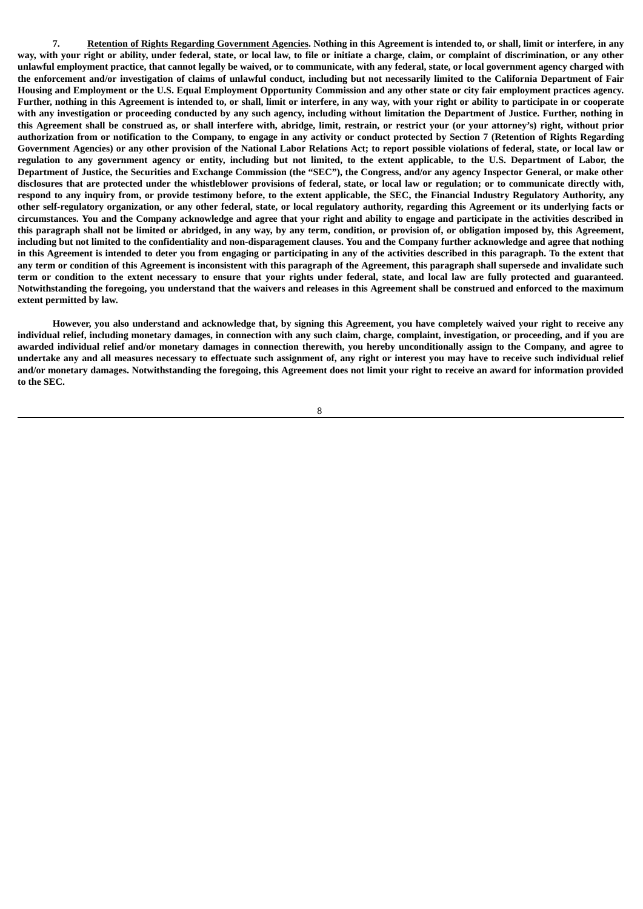**7. <u>Retention of Rights Regarding Government Agencies</u>. Nothing in this Agreement is intended to, or shall, limit or interfere, in any way, with your right or ability, under federal, state, or local law, to file or initiate a charge, claim, or complaint of discrimination, or any other unlawful employment practice, that cannot legally be waived, or to communicate, with any federal, state, or local government agency charged with the enforcement and/or investigation of claims of unlawful conduct, including but not necessarily limited to the California Department of Fair Housing and Employment or the U.S. Equal Employment Opportunity Commission and any other state or city fair employment practices agency. Further, nothing in this Agreement is intended to, or shall, limit or interfere, in any way, with your right or ability to participate in or cooperate with any investigation or proceeding conducted by any such agency, including without limitation the Department of Justice. Further, nothing in this Agreement shall be construed as, or shall interfere with, abridge, limit, restrain, or restrict your (or your attorney's) right, without prior authorization from or notification to the Company, to engage in any activity or conduct protected by Section 7 (Retention of Rights Regarding Government Agencies) or any other provision of the National Labor Relations Act; to report possible violations of federal, state, or local law or regulation to any government agency or entity, including but not limited, to the extent applicable, to the U.S. Department of Labor, the Department of Justice, the Securities and Exchange Commission (the "SEC"), the Congress, and/or any agency Inspector General, or make other disclosures that are protected under the whistleblower provisions of federal, state, or local law or regulation; or to communicate directly with, respond to any inquiry from, or provide testimony before, to the extent applicable, the SEC, the Financial Industry Regulatory Authority, any other self-regulatory organization, or any other federal, state, or local regulatory authority, regarding this Agreement or its underlying facts or circumstances. You and the Company acknowledge and agree that your right and ability to engage and participate in the activities described in this paragraph shall not be limited or abridged, in any way, by any term, condition, or provision of, or obligation imposed by, this Agreement, including but not limited to the confidentiality and non-disparagement clauses. You and the Company further acknowledge and agree that nothing in this Agreement is intended to deter you from engaging or participating in any of the activities described in this paragraph. To the extent that any term or condition of this Agreement is inconsistent with this paragraph of the Agreement, this paragraph shall supersede and invalidate such term or condition to the extent necessary to ensure that your rights under federal, state, and local law are fully protected and guaranteed. Notwithstanding the foregoing, you understand that the waivers and releases in this Agreement shall be construed and enforced to the maximum extent permitted by law.**

**However, you also understand and acknowledge that, by signing this Agreement, you have completely waived your right to receive any individual relief, including monetary damages, in connection with any such claim, charge, complaint, investigation, or proceeding, and if you are awarded individual relief and/or monetary damages in connection therewith, you hereby unconditionally assign to the Company, and agree to undertake any and all measures necessary to effectuate such assignment of, any right or interest you may have to receive such individual relief and/or monetary damages. Notwithstanding the foregoing, this Agreement does not limit your right to receive an award for information provided to the SEC.**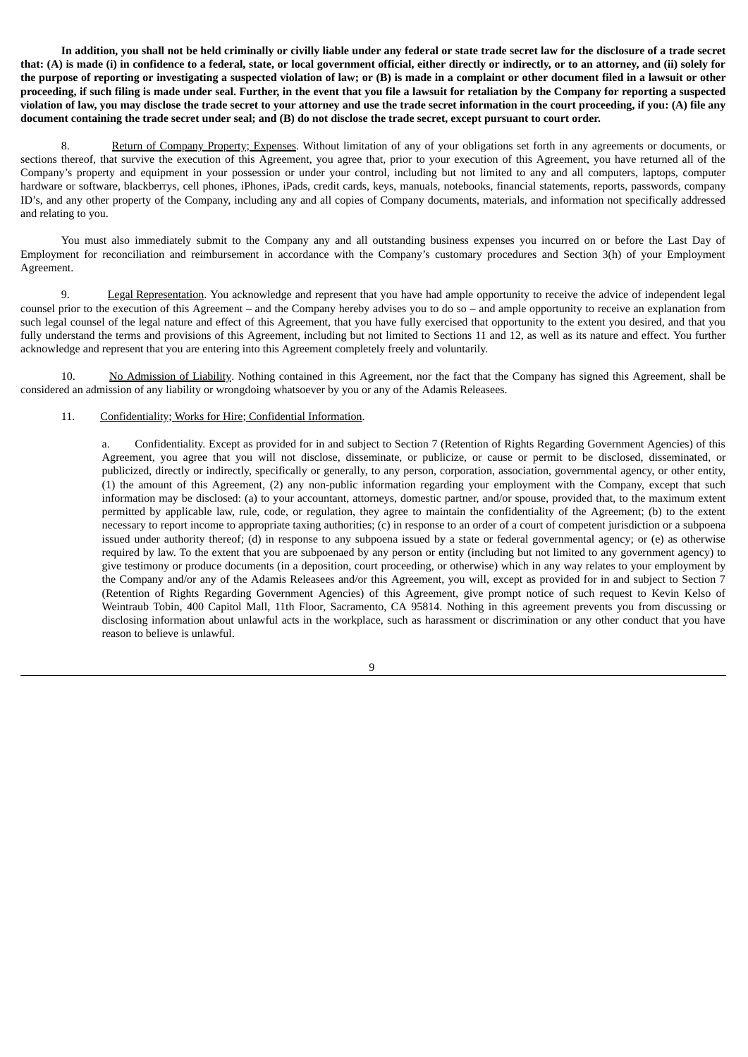**In addition, you shall not be held criminally or civilly liable under any federal or state trade secret law for the disclosure of a trade secret that: (A) is made (i) in confidence to a federal, state, or local government official, either directly or indirectly, or to an attorney, and (ii) solely for the purpose of reporting or investigating a suspected violation of law; or (B) is made in a complaint or other document filed in a lawsuit or other proceeding, if such filing is made under seal. Further, in the event that you file a lawsuit for retaliation by the Company for reporting a suspected violation of law, you may disclose the trade secret to your attorney and use the trade secret information in the court proceeding, if you: (A) file any document containing the trade secret under seal; and (B) do not disclose the trade secret, except pursuant to court order.**

8. Return of Company Property; Expenses. Without limitation of any of your obligations set forth in any agreements or documents, or sections thereof, that survive the execution of this Agreement, you agree that, prior to your execution of this Agreement, you have returned all of the Company's property and equipment in your possession or under your control, including but not limited to any and all computers, laptops, computer hardware or software, blackberrys, cell phones, iPhones, iPads, credit cards, keys, manuals, notebooks, financial statements, reports, passwords, company ID's, and any other property of the Company, including any and all copies of Company documents, materials, and information not specifically addressed and relating to you.

You must also immediately submit to the Company any and all outstanding business expenses you incurred on or before the Last Day of Employment for reconciliation and reimbursement in accordance with the Company's customary procedures and Section 3(h) of your Employment Agreement.

9. Legal Representation. You acknowledge and represent that you have had ample opportunity to receive the advice of independent legal counsel prior to the execution of this Agreement – and the Company hereby advises you to do so – and ample opportunity to receive an explanation from such legal counsel of the legal nature and effect of this Agreement, that you have fully exercised that opportunity to the extent you desired, and that you fully understand the terms and provisions of this Agreement, including but not limited to Sections 11 and 12, as well as its nature and effect. You further acknowledge and represent that you are entering into this Agreement completely freely and voluntarily.

10. No Admission of Liability. Nothing contained in this Agreement, nor the fact that the Company has signed this Agreement, shall be considered an admission of any liability or wrongdoing whatsoever by you or any of the Adamis Releasees.

11. Confidentiality; Works for Hire; Confidential Information.

a. Confidentiality. Except as provided for in and subject to Section 7 (Retention of Rights Regarding Government Agencies) of this Agreement, you agree that you will not disclose, disseminate, or publicize, or cause or permit to be disclosed, disseminated, or publicized, directly or indirectly, specifically or generally, to any person, corporation, association, governmental agency, or other entity, (1) the amount of this Agreement, (2) any non-public information regarding your employment with the Company, except that such information may be disclosed: (a) to your accountant, attorneys, domestic partner, and/or spouse, provided that, to the maximum extent permitted by applicable law, rule, code, or regulation, they agree to maintain the confidentiality of the Agreement; (b) to the extent necessary to report income to appropriate taxing authorities; (c) in response to an order of a court of competent jurisdiction or a subpoena issued under authority thereof; (d) in response to any subpoena issued by a state or federal governmental agency; or (e) as otherwise required by law. To the extent that you are subpoenaed by any person or entity (including but not limited to any government agency) to give testimony or produce documents (in a deposition, court proceeding, or otherwise) which in any way relates to your employment by the Company and/or any of the Adamis Releasees and/or this Agreement, you will, except as provided for in and subject to Section 7 (Retention of Rights Regarding Government Agencies) of this Agreement, give prompt notice of such request to Kevin Kelso of Weintraub Tobin, 400 Capitol Mall, 11th Floor, Sacramento, CA 95814. Nothing in this agreement prevents you from discussing or disclosing information about unlawful acts in the workplace, such as harassment or discrimination or any other conduct that you have reason to believe is unlawful.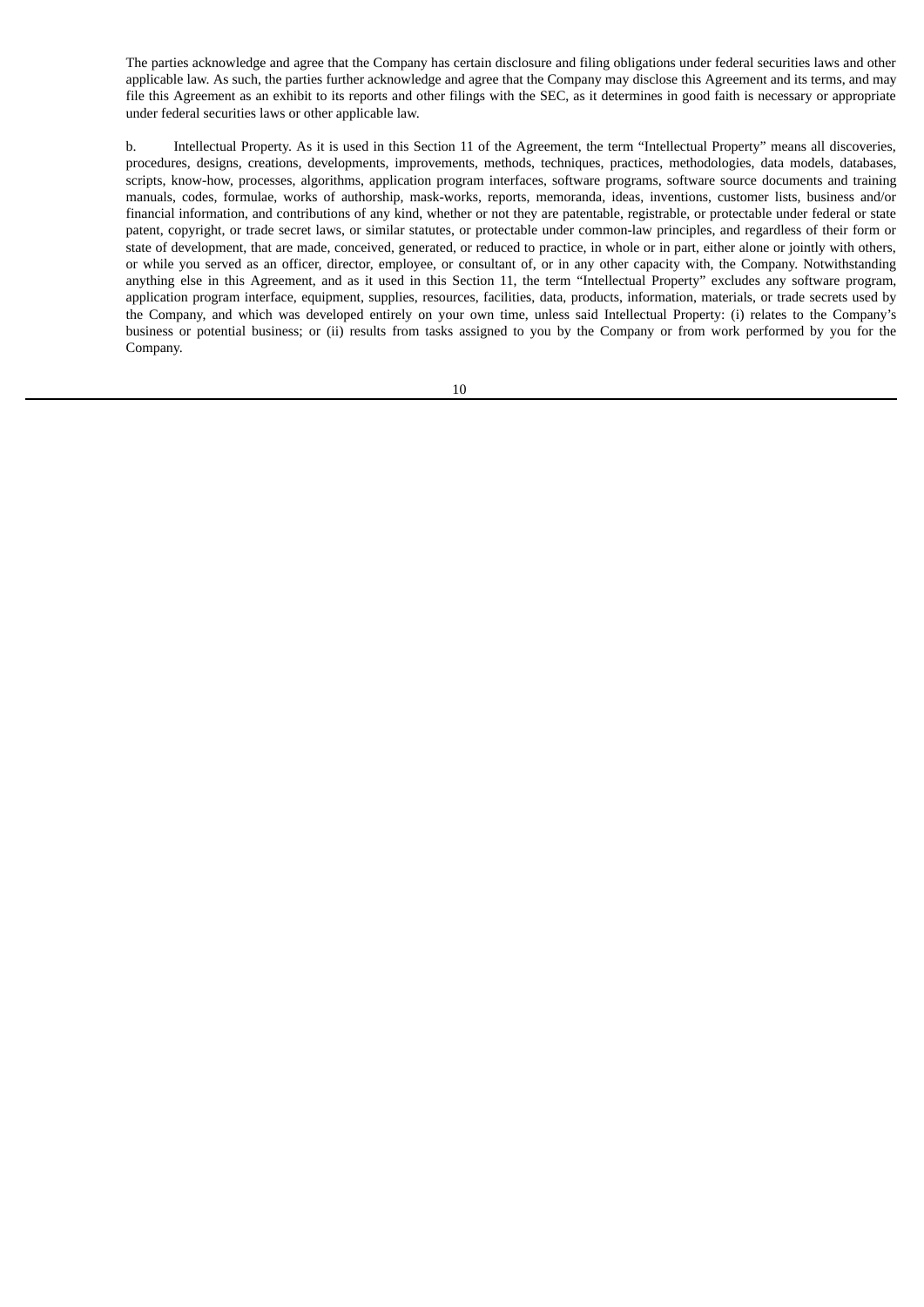The parties acknowledge and agree that the Company has certain disclosure and filing obligations under federal securities laws and other applicable law. As such, the parties further acknowledge and agree that the Company may disclose this Agreement and its terms, and may file this Agreement as an exhibit to its reports and other filings with the SEC, as it determines in good faith is necessary or appropriate under federal securities laws or other applicable law.

b. Intellectual Property. As it is used in this Section 11 of the Agreement, the term "Intellectual Property" means all discoveries, procedures, designs, creations, developments, improvements, methods, techniques, practices, methodologies, data models, databases, scripts, know-how, processes, algorithms, application program interfaces, software programs, software source documents and training manuals, codes, formulae, works of authorship, mask-works, reports, memoranda, ideas, inventions, customer lists, business and/or financial information, and contributions of any kind, whether or not they are patentable, registrable, or protectable under federal or state patent, copyright, or trade secret laws, or similar statutes, or protectable under common-law principles, and regardless of their form or state of development, that are made, conceived, generated, or reduced to practice, in whole or in part, either alone or jointly with others, or while you served as an officer, director, employee, or consultant of, or in any other capacity with, the Company. Notwithstanding anything else in this Agreement, and as it used in this Section 11, the term "Intellectual Property" excludes any software program, application program interface, equipment, supplies, resources, facilities, data, products, information, materials, or trade secrets used by the Company, and which was developed entirely on your own time, unless said Intellectual Property: (i) relates to the Company's business or potential business; or (ii) results from tasks assigned to you by the Company or from work performed by you for the Company.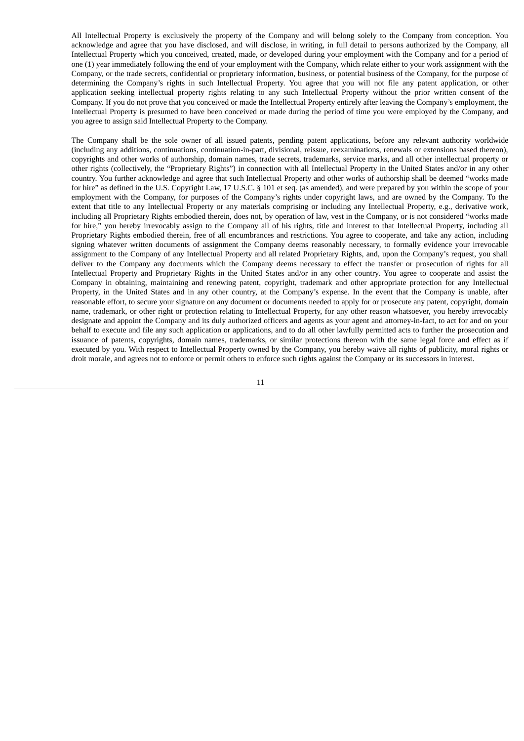All Intellectual Property is exclusively the property of the Company and will belong solely to the Company from conception. You acknowledge and agree that you have disclosed, and will disclose, in writing, in full detail to persons authorized by the Company, all Intellectual Property which you conceived, created, made, or developed during your employment with the Company and for a period of one (1) year immediately following the end of your employment with the Company, which relate either to your work assignment with the Company, or the trade secrets, confidential or proprietary information, business, or potential business of the Company, for the purpose of determining the Company's rights in such Intellectual Property. You agree that you will not file any patent application, or other application seeking intellectual property rights relating to any such Intellectual Property without the prior written consent of the Company. If you do not prove that you conceived or made the Intellectual Property entirely after leaving the Company's employment, the Intellectual Property is presumed to have been conceived or made during the period of time you were employed by the Company, and you agree to assign said Intellectual Property to the Company.

The Company shall be the sole owner of all issued patents, pending patent applications, before any relevant authority worldwide (including any additions, continuations, continuation-in-part, divisional, reissue, reexaminations, renewals or extensions based thereon), copyrights and other works of authorship, domain names, trade secrets, trademarks, service marks, and all other intellectual property or other rights (collectively, the "Proprietary Rights") in connection with all Intellectual Property in the United States and/or in any other country. You further acknowledge and agree that such Intellectual Property and other works of authorship shall be deemed "works made for hire" as defined in the U.S. Copyright Law, 17 U.S.C. § 101 et seq. (as amended), and were prepared by you within the scope of your employment with the Company, for purposes of the Company's rights under copyright laws, and are owned by the Company. To the extent that title to any Intellectual Property or any materials comprising or including any Intellectual Property, e.g., derivative work, including all Proprietary Rights embodied therein, does not, by operation of law, vest in the Company, or is not considered "works made for hire," you hereby irrevocably assign to the Company all of his rights, title and interest to that Intellectual Property, including all Proprietary Rights embodied therein, free of all encumbrances and restrictions. You agree to cooperate, and take any action, including signing whatever written documents of assignment the Company deems reasonably necessary, to formally evidence your irrevocable assignment to the Company of any Intellectual Property and all related Proprietary Rights, and, upon the Company's request, you shall deliver to the Company any documents which the Company deems necessary to effect the transfer or prosecution of rights for all Intellectual Property and Proprietary Rights in the United States and/or in any other country. You agree to cooperate and assist the Company in obtaining, maintaining and renewing patent, copyright, trademark and other appropriate protection for any Intellectual Property, in the United States and in any other country, at the Company's expense. In the event that the Company is unable, after reasonable effort, to secure your signature on any document or documents needed to apply for or prosecute any patent, copyright, domain name, trademark, or other right or protection relating to Intellectual Property, for any other reason whatsoever, you hereby irrevocably designate and appoint the Company and its duly authorized officers and agents as your agent and attorney-in-fact, to act for and on your behalf to execute and file any such application or applications, and to do all other lawfully permitted acts to further the prosecution and issuance of patents, copyrights, domain names, trademarks, or similar protections thereon with the same legal force and effect as if executed by you. With respect to Intellectual Property owned by the Company, you hereby waive all rights of publicity, moral rights or droit morale, and agrees not to enforce or permit others to enforce such rights against the Company or its successors in interest.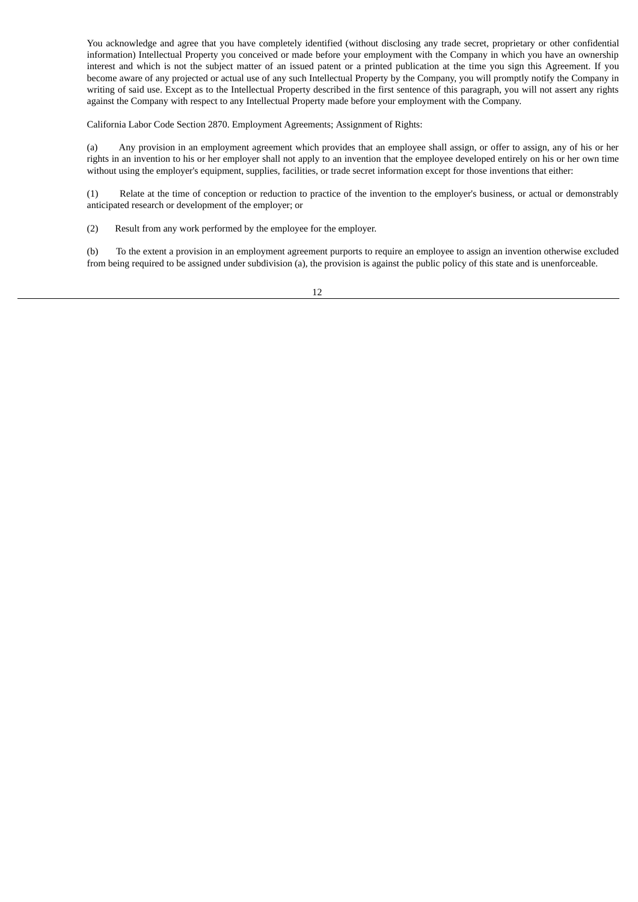You acknowledge and agree that you have completely identified (without disclosing any trade secret, proprietary or other confidential information) Intellectual Property you conceived or made before your employment with the Company in which you have an ownership interest and which is not the subject matter of an issued patent or a printed publication at the time you sign this Agreement. If you become aware of any projected or actual use of any such Intellectual Property by the Company, you will promptly notify the Company in writing of said use. Except as to the Intellectual Property described in the first sentence of this paragraph, you will not assert any rights against the Company with respect to any Intellectual Property made before your employment with the Company.

California Labor Code Section 2870. Employment Agreements; Assignment of Rights:

(a) Any provision in an employment agreement which provides that an employee shall assign, or offer to assign, any of his or her rights in an invention to his or her employer shall not apply to an invention that the employee developed entirely on his or her own time without using the employer's equipment, supplies, facilities, or trade secret information except for those inventions that either:

(1) Relate at the time of conception or reduction to practice of the invention to the employer's business, or actual or demonstrably anticipated research or development of the employer; or

(2) Result from any work performed by the employee for the employer.

(b) To the extent a provision in an employment agreement purports to require an employee to assign an invention otherwise excluded from being required to be assigned under subdivision (a), the provision is against the public policy of this state and is unenforceable.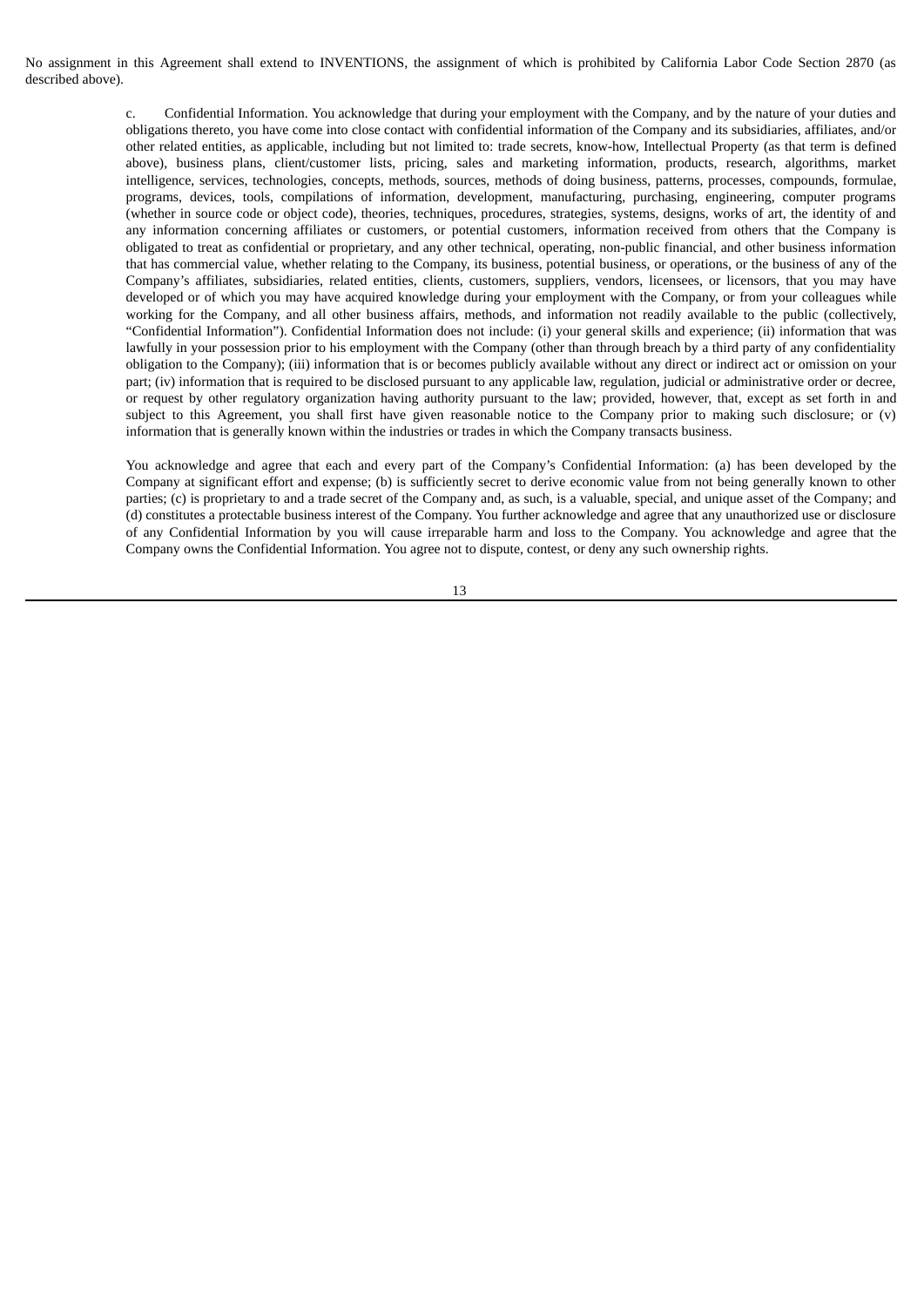No assignment in this Agreement shall extend to INVENTIONS, the assignment of which is prohibited by California Labor Code Section 2870 (as described above).

c. Confidential Information. You acknowledge that during your employment with the Company, and by the nature of your duties and obligations thereto, you have come into close contact with confidential information of the Company and its subsidiaries, affiliates, and/or other related entities, as applicable, including but not limited to: trade secrets, know-how, Intellectual Property (as that term is defined above), business plans, client/customer lists, pricing, sales and marketing information, products, research, algorithms, market intelligence, services, technologies, concepts, methods, sources, methods of doing business, patterns, processes, compounds, formulae, programs, devices, tools, compilations of information, development, manufacturing, purchasing, engineering, computer programs (whether in source code or object code), theories, techniques, procedures, strategies, systems, designs, works of art, the identity of and any information concerning affiliates or customers, or potential customers, information received from others that the Company is obligated to treat as confidential or proprietary, and any other technical, operating, non-public financial, and other business information that has commercial value, whether relating to the Company, its business, potential business, or operations, or the business of any of the Company's affiliates, subsidiaries, related entities, clients, customers, suppliers, vendors, licensees, or licensors, that you may have developed or of which you may have acquired knowledge during your employment with the Company, or from your colleagues while working for the Company, and all other business affairs, methods, and information not readily available to the public (collectively, "Confidential Information"). Confidential Information does not include: (i) your general skills and experience; (ii) information that was lawfully in your possession prior to his employment with the Company (other than through breach by a third party of any confidentiality obligation to the Company); (iii) information that is or becomes publicly available without any direct or indirect act or omission on your part; (iv) information that is required to be disclosed pursuant to any applicable law, regulation, judicial or administrative order or decree, or request by other regulatory organization having authority pursuant to the law; provided, however, that, except as set forth in and subject to this Agreement, you shall first have given reasonable notice to the Company prior to making such disclosure; or (v) information that is generally known within the industries or trades in which the Company transacts business.

You acknowledge and agree that each and every part of the Company's Confidential Information: (a) has been developed by the Company at significant effort and expense; (b) is sufficiently secret to derive economic value from not being generally known to other parties; (c) is proprietary to and a trade secret of the Company and, as such, is a valuable, special, and unique asset of the Company; and (d) constitutes a protectable business interest of the Company. You further acknowledge and agree that any unauthorized use or disclosure of any Confidential Information by you will cause irreparable harm and loss to the Company. You acknowledge and agree that the Company owns the Confidential Information. You agree not to dispute, contest, or deny any such ownership rights.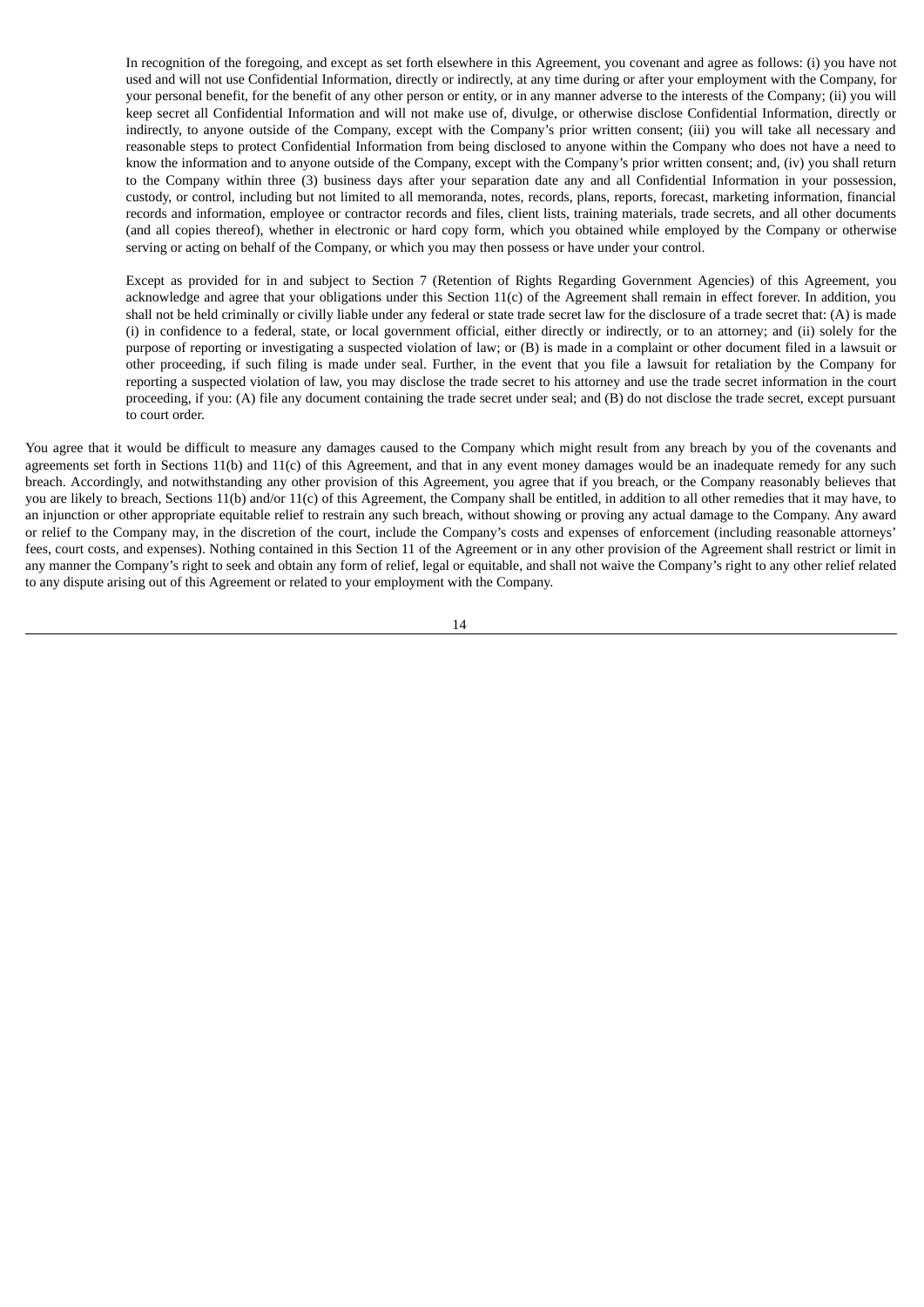In recognition of the foregoing, and except as set forth elsewhere in this Agreement, you covenant and agree as follows: (i) you have not used and will not use Confidential Information, directly or indirectly, at any time during or after your employment with the Company, for your personal benefit, for the benefit of any other person or entity, or in any manner adverse to the interests of the Company; (ii) you will keep secret all Confidential Information and will not make use of, divulge, or otherwise disclose Confidential Information, directly or indirectly, to anyone outside of the Company, except with the Company's prior written consent; (iii) you will take all necessary and reasonable steps to protect Confidential Information from being disclosed to anyone within the Company who does not have a need to know the information and to anyone outside of the Company, except with the Company's prior written consent; and, (iv) you shall return to the Company within three (3) business days after your separation date any and all Confidential Information in your possession, custody, or control, including but not limited to all memoranda, notes, records, plans, reports, forecast, marketing information, financial records and information, employee or contractor records and files, client lists, training materials, trade secrets, and all other documents (and all copies thereof), whether in electronic or hard copy form, which you obtained while employed by the Company or otherwise serving or acting on behalf of the Company, or which you may then possess or have under your control.

Except as provided for in and subject to Section 7 (Retention of Rights Regarding Government Agencies) of this Agreement, you acknowledge and agree that your obligations under this Section 11(c) of the Agreement shall remain in effect forever. In addition, you shall not be held criminally or civilly liable under any federal or state trade secret law for the disclosure of a trade secret that: (A) is made (i) in confidence to a federal, state, or local government official, either directly or indirectly, or to an attorney; and (ii) solely for the purpose of reporting or investigating a suspected violation of law; or (B) is made in a complaint or other document filed in a lawsuit or other proceeding, if such filing is made under seal. Further, in the event that you file a lawsuit for retaliation by the Company for reporting a suspected violation of law, you may disclose the trade secret to his attorney and use the trade secret information in the court proceeding, if you: (A) file any document containing the trade secret under seal; and (B) do not disclose the trade secret, except pursuant to court order.

You agree that it would be difficult to measure any damages caused to the Company which might result from any breach by you of the covenants and agreements set forth in Sections 11(b) and 11(c) of this Agreement, and that in any event money damages would be an inadequate remedy for any such breach. Accordingly, and notwithstanding any other provision of this Agreement, you agree that if you breach, or the Company reasonably believes that you are likely to breach, Sections 11(b) and/or 11(c) of this Agreement, the Company shall be entitled, in addition to all other remedies that it may have, to an injunction or other appropriate equitable relief to restrain any such breach, without showing or proving any actual damage to the Company. Any award or relief to the Company may, in the discretion of the court, include the Company's costs and expenses of enforcement (including reasonable attorneys' fees, court costs, and expenses). Nothing contained in this Section 11 of the Agreement or in any other provision of the Agreement shall restrict or limit in any manner the Company's right to seek and obtain any form of relief, legal or equitable, and shall not waive the Company's right to any other relief related to any dispute arising out of this Agreement or related to your employment with the Company.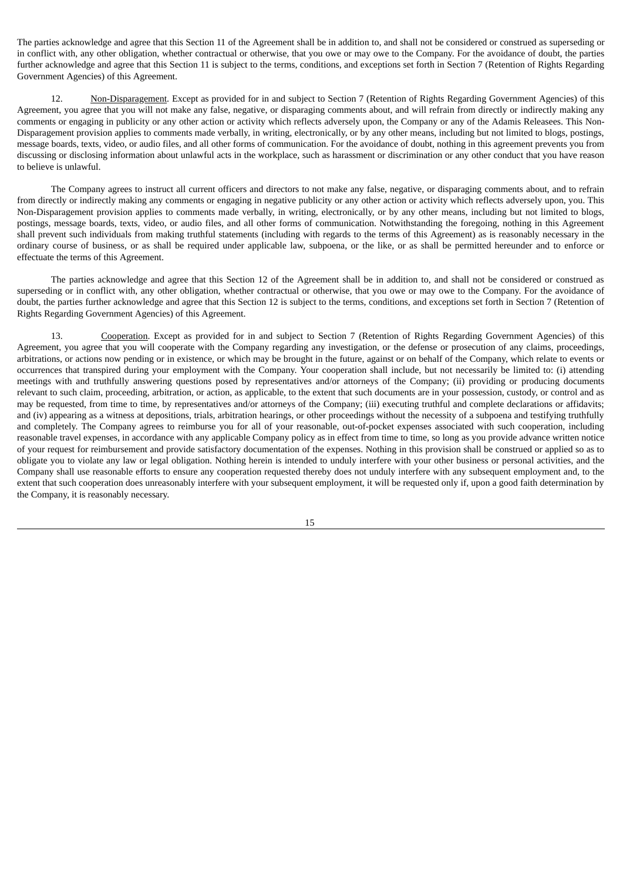The parties acknowledge and agree that this Section 11 of the Agreement shall be in addition to, and shall not be considered or construed as superseding or in conflict with, any other obligation, whether contractual or otherwise, that you owe or may owe to the Company. For the avoidance of doubt, the parties further acknowledge and agree that this Section 11 is subject to the terms, conditions, and exceptions set forth in Section 7 (Retention of Rights Regarding Government Agencies) of this Agreement.

12. Non-Disparagement. Except as provided for in and subject to Section 7 (Retention of Rights Regarding Government Agencies) of this Agreement, you agree that you will not make any false, negative, or disparaging comments about, and will refrain from directly or indirectly making any comments or engaging in publicity or any other action or activity which reflects adversely upon, the Company or any of the Adamis Releasees. This Non-Disparagement provision applies to comments made verbally, in writing, electronically, or by any other means, including but not limited to blogs, postings, message boards, texts, video, or audio files, and all other forms of communication. For the avoidance of doubt, nothing in this agreement prevents you from discussing or disclosing information about unlawful acts in the workplace, such as harassment or discrimination or any other conduct that you have reason to believe is unlawful.

The Company agrees to instruct all current officers and directors to not make any false, negative, or disparaging comments about, and to refrain from directly or indirectly making any comments or engaging in negative publicity or any other action or activity which reflects adversely upon, you. This Non-Disparagement provision applies to comments made verbally, in writing, electronically, or by any other means, including but not limited to blogs, postings, message boards, texts, video, or audio files, and all other forms of communication. Notwithstanding the foregoing, nothing in this Agreement shall prevent such individuals from making truthful statements (including with regards to the terms of this Agreement) as is reasonably necessary in the ordinary course of business, or as shall be required under applicable law, subpoena, or the like, or as shall be permitted hereunder and to enforce or effectuate the terms of this Agreement.

The parties acknowledge and agree that this Section 12 of the Agreement shall be in addition to, and shall not be considered or construed as superseding or in conflict with, any other obligation, whether contractual or otherwise, that you owe or may owe to the Company. For the avoidance of doubt, the parties further acknowledge and agree that this Section 12 is subject to the terms, conditions, and exceptions set forth in Section 7 (Retention of Rights Regarding Government Agencies) of this Agreement.

13. Cooperation. Except as provided for in and subject to Section 7 (Retention of Rights Regarding Government Agencies) of this Agreement, you agree that you will cooperate with the Company regarding any investigation, or the defense or prosecution of any claims, proceedings, arbitrations, or actions now pending or in existence, or which may be brought in the future, against or on behalf of the Company, which relate to events or occurrences that transpired during your employment with the Company. Your cooperation shall include, but not necessarily be limited to: (i) attending meetings with and truthfully answering questions posed by representatives and/or attorneys of the Company; (ii) providing or producing documents relevant to such claim, proceeding, arbitration, or action, as applicable, to the extent that such documents are in your possession, custody, or control and as may be requested, from time to time, by representatives and/or attorneys of the Company; (iii) executing truthful and complete declarations or affidavits; and (iv) appearing as a witness at depositions, trials, arbitration hearings, or other proceedings without the necessity of a subpoena and testifying truthfully and completely. The Company agrees to reimburse you for all of your reasonable, out-of-pocket expenses associated with such cooperation, including reasonable travel expenses, in accordance with any applicable Company policy as in effect from time to time, so long as you provide advance written notice of your request for reimbursement and provide satisfactory documentation of the expenses. Nothing in this provision shall be construed or applied so as to obligate you to violate any law or legal obligation. Nothing herein is intended to unduly interfere with your other business or personal activities, and the Company shall use reasonable efforts to ensure any cooperation requested thereby does not unduly interfere with any subsequent employment and, to the extent that such cooperation does unreasonably interfere with your subsequent employment, it will be requested only if, upon a good faith determination by the Company, it is reasonably necessary.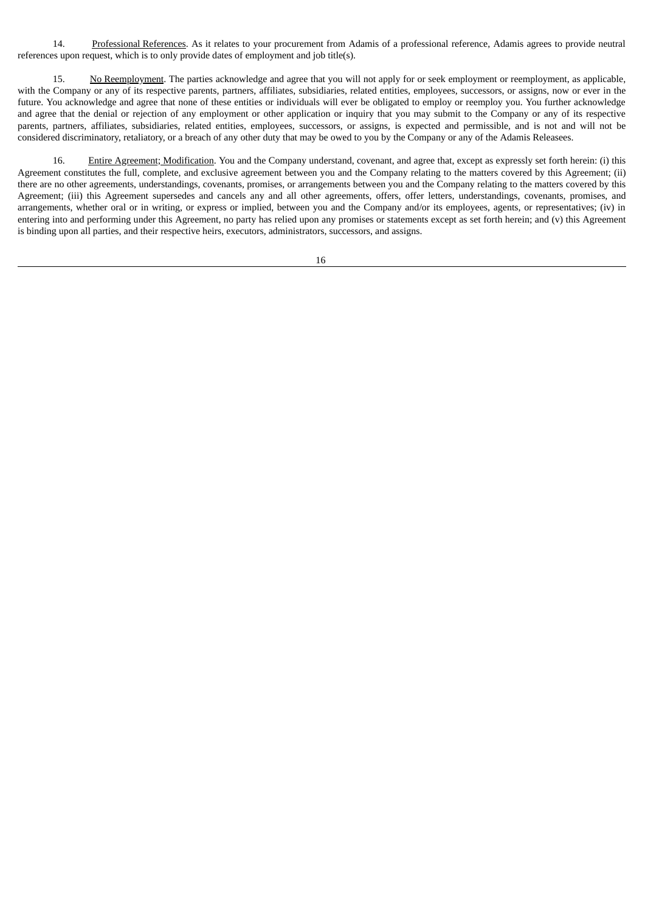14. Professional References. As it relates to your procurement from Adamis of a professional reference, Adamis agrees to provide neutral references upon request, which is to only provide dates of employment and job title(s).

15. No Reemployment. The parties acknowledge and agree that you will not apply for or seek employment or reemployment, as applicable, with the Company or any of its respective parents, partners, affiliates, subsidiaries, related entities, employees, successors, or assigns, now or ever in the future. You acknowledge and agree that none of these entities or individuals will ever be obligated to employ or reemploy you. You further acknowledge and agree that the denial or rejection of any employment or other application or inquiry that you may submit to the Company or any of its respective parents, partners, affiliates, subsidiaries, related entities, employees, successors, or assigns, is expected and permissible, and is not and will not be considered discriminatory, retaliatory, or a breach of any other duty that may be owed to you by the Company or any of the Adamis Releasees.

16. Entire Agreement; Modification. You and the Company understand, covenant, and agree that, except as expressly set forth herein: (i) this Agreement constitutes the full, complete, and exclusive agreement between you and the Company relating to the matters covered by this Agreement; (ii) there are no other agreements, understandings, covenants, promises, or arrangements between you and the Company relating to the matters covered by this Agreement; (iii) this Agreement supersedes and cancels any and all other agreements, offers, offer letters, understandings, covenants, promises, and arrangements, whether oral or in writing, or express or implied, between you and the Company and/or its employees, agents, or representatives; (iv) in entering into and performing under this Agreement, no party has relied upon any promises or statements except as set forth herein; and (v) this Agreement is binding upon all parties, and their respective heirs, executors, administrators, successors, and assigns.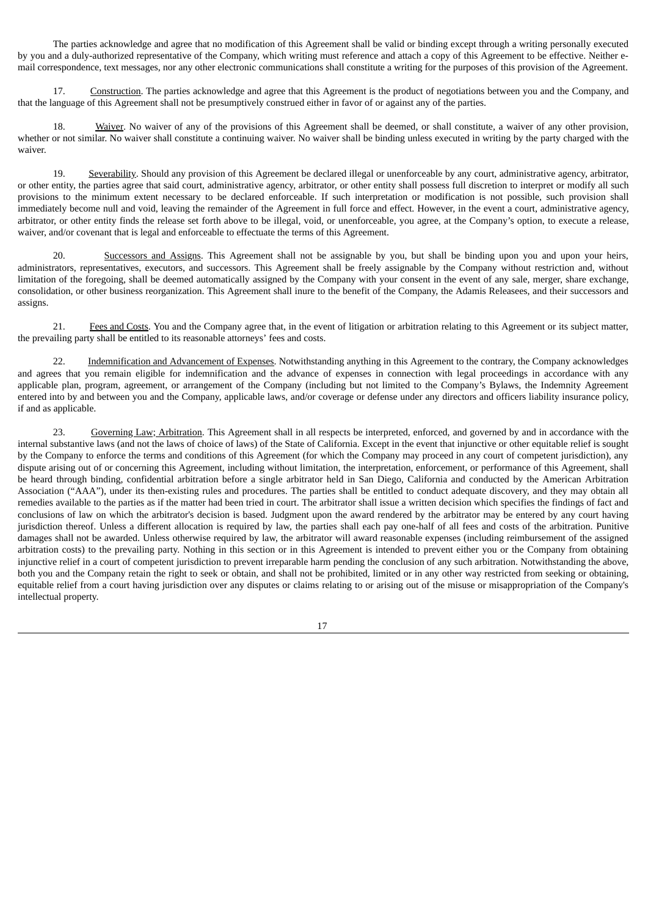The parties acknowledge and agree that no modification of this Agreement shall be valid or binding except through a writing personally executed by you and a duly-authorized representative of the Company, which writing must reference and attach a copy of this Agreement to be effective. Neither e-mail correspondence, text messages, nor any other electronic communications shall constitute a writing for the purposes of this provision of the Agreement.

17. Construction. The parties acknowledge and agree that this Agreement is the product of negotiations between you and the Company, and that the language of this Agreement shall not be presumptively construed either in favor of or against any of the parties.

18. Waiver. No waiver of any of the provisions of this Agreement shall be deemed, or shall constitute, a waiver of any other provision, whether or not similar. No waiver shall constitute a continuing waiver. No waiver shall be binding unless executed in writing by the party charged with the waiver.

19. Severability. Should any provision of this Agreement be declared illegal or unenforceable by any court, administrative agency, arbitrator, or other entity, the parties agree that said court, administrative agency, arbitrator, or other entity shall possess full discretion to interpret or modify all such provisions to the minimum extent necessary to be declared enforceable. If such interpretation or modification is not possible, such provision shall immediately become null and void, leaving the remainder of the Agreement in full force and effect. However, in the event a court, administrative agency, arbitrator, or other entity finds the release set forth above to be illegal, void, or unenforceable, you agree, at the Company's option, to execute a release, waiver, and/or covenant that is legal and enforceable to effectuate the terms of this Agreement.

20. Successors and Assigns. This Agreement shall not be assignable by you, but shall be binding upon you and upon your heirs, administrators, representatives, executors, and successors. This Agreement shall be freely assignable by the Company without restriction and, without limitation of the foregoing, shall be deemed automatically assigned by the Company with your consent in the event of any sale, merger, share exchange, consolidation, or other business reorganization. This Agreement shall inure to the benefit of the Company, the Adamis Releasees, and their successors and assigns.

21. Fees and Costs. You and the Company agree that, in the event of litigation or arbitration relating to this Agreement or its subject matter, the prevailing party shall be entitled to its reasonable attorneys' fees and costs.

22. Indemnification and Advancement of Expenses. Notwithstanding anything in this Agreement to the contrary, the Company acknowledges and agrees that you remain eligible for indemnification and the advance of expenses in connection with legal proceedings in accordance with any applicable plan, program, agreement, or arrangement of the Company (including but not limited to the Company's Bylaws, the Indemnity Agreement entered into by and between you and the Company, applicable laws, and/or coverage or defense under any directors and officers liability insurance policy, if and as applicable.

23. Governing Law; Arbitration. This Agreement shall in all respects be interpreted, enforced, and governed by and in accordance with the internal substantive laws (and not the laws of choice of laws) of the State of California. Except in the event that injunctive or other equitable relief is sought by the Company to enforce the terms and conditions of this Agreement (for which the Company may proceed in any court of competent jurisdiction), any dispute arising out of or concerning this Agreement, including without limitation, the interpretation, enforcement, or performance of this Agreement, shall be heard through binding, confidential arbitration before a single arbitrator held in San Diego, California and conducted by the American Arbitration Association ("AAA"), under its then-existing rules and procedures. The parties shall be entitled to conduct adequate discovery, and they may obtain all remedies available to the parties as if the matter had been tried in court. The arbitrator shall issue a written decision which specifies the findings of fact and conclusions of law on which the arbitrator's decision is based. Judgment upon the award rendered by the arbitrator may be entered by any court having jurisdiction thereof. Unless a different allocation is required by law, the parties shall each pay one-half of all fees and costs of the arbitration. Punitive damages shall not be awarded. Unless otherwise required by law, the arbitrator will award reasonable expenses (including reimbursement of the assigned arbitration costs) to the prevailing party. Nothing in this section or in this Agreement is intended to prevent either you or the Company from obtaining injunctive relief in a court of competent jurisdiction to prevent irreparable harm pending the conclusion of any such arbitration. Notwithstanding the above, both you and the Company retain the right to seek or obtain, and shall not be prohibited, limited or in any other way restricted from seeking or obtaining, equitable relief from a court having jurisdiction over any disputes or claims relating to or arising out of the misuse or misappropriation of the Company's intellectual property.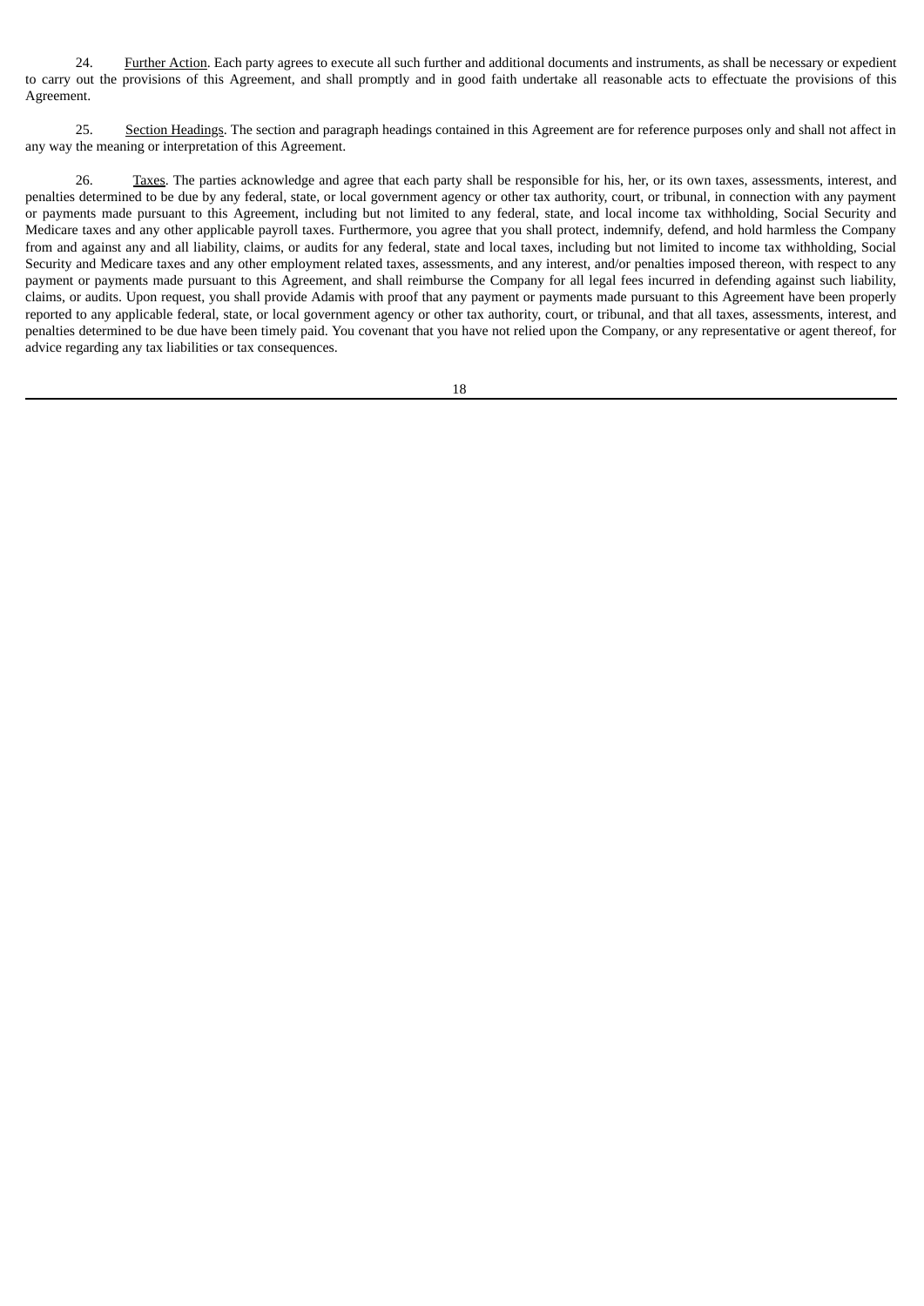24. Further Action. Each party agrees to execute all such further and additional documents and instruments, as shall be necessary or expedient to carry out the provisions of this Agreement, and shall promptly and in good faith undertake all reasonable acts to effectuate the provisions of this Agreement.

25. Section Headings. The section and paragraph headings contained in this Agreement are for reference purposes only and shall not affect in any way the meaning or interpretation of this Agreement.

26. Taxes. The parties acknowledge and agree that each party shall be responsible for his, her, or its own taxes, assessments, interest, and penalties determined to be due by any federal, state, or local government agency or other tax authority, court, or tribunal, in connection with any payment or payments made pursuant to this Agreement, including but not limited to any federal, state, and local income tax withholding, Social Security and Medicare taxes and any other applicable payroll taxes. Furthermore, you agree that you shall protect, indemnify, defend, and hold harmless the Company from and against any and all liability, claims, or audits for any federal, state and local taxes, including but not limited to income tax withholding, Social Security and Medicare taxes and any other employment related taxes, assessments, and any interest, and/or penalties imposed thereon, with respect to any payment or payments made pursuant to this Agreement, and shall reimburse the Company for all legal fees incurred in defending against such liability, claims, or audits. Upon request, you shall provide Adamis with proof that any payment or payments made pursuant to this Agreement have been properly reported to any applicable federal, state, or local government agency or other tax authority, court, or tribunal, and that all taxes, assessments, interest, and penalties determined to be due have been timely paid. You covenant that you have not relied upon the Company, or any representative or agent thereof, for advice regarding any tax liabilities or tax consequences.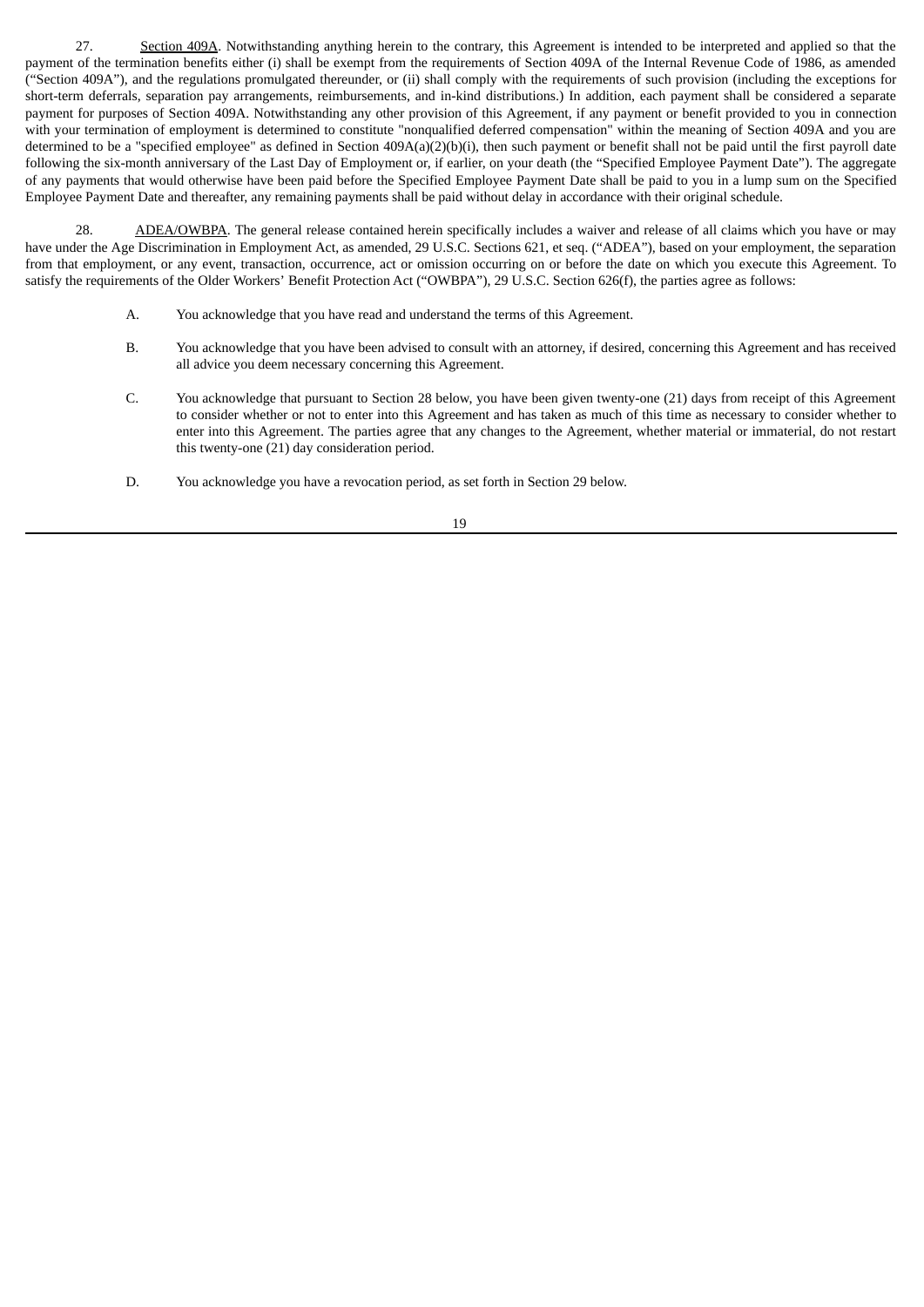27. Section 409A. Notwithstanding anything herein to the contrary, this Agreement is intended to be interpreted and applied so that the payment of the termination benefits either (i) shall be exempt from the requirements of Section 409A of the Internal Revenue Code of 1986, as amended ("Section 409A"), and the regulations promulgated thereunder, or (ii) shall comply with the requirements of such provision (including the exceptions for short-term deferrals, separation pay arrangements, reimbursements, and in-kind distributions.) In addition, each payment shall be considered a separate payment for purposes of Section 409A. Notwithstanding any other provision of this Agreement, if any payment or benefit provided to you in connection with your termination of employment is determined to constitute "nonqualified deferred compensation" within the meaning of Section 409A and you are determined to be a "specified employee" as defined in Section 409A(a)(2)(b)(i), then such payment or benefit shall not be paid until the first payroll date following the six-month anniversary of the Last Day of Employment or, if earlier, on your death (the "Specified Employee Payment Date"). The aggregate of any payments that would otherwise have been paid before the Specified Employee Payment Date shall be paid to you in a lump sum on the Specified Employee Payment Date and thereafter, any remaining payments shall be paid without delay in accordance with their original schedule.

28. ADEA/OWBPA. The general release contained herein specifically includes a waiver and release of all claims which you have or may have under the Age Discrimination in Employment Act, as amended, 29 U.S.C. Sections 621, et seq. ("ADEA"), based on your employment, the separation from that employment, or any event, transaction, occurrence, act or omission occurring on or before the date on which you execute this Agreement. To satisfy the requirements of the Older Workers' Benefit Protection Act ("OWBPA"), 29 U.S.C. Section 626(f), the parties agree as follows:

A. You acknowledge that you have read and understand the terms of this Agreement.

B. You acknowledge that you have been advised to consult with an attorney, if desired, concerning this Agreement and has received all advice you deem necessary concerning this Agreement.

C. You acknowledge that pursuant to Section 28 below, you have been given twenty-one (21) days from receipt of this Agreement to consider whether or not to enter into this Agreement and has taken as much of this time as necessary to consider whether to enter into this Agreement. The parties agree that any changes to the Agreement, whether material or immaterial, do not restart this twenty-one (21) day consideration period.

D. You acknowledge you have a revocation period, as set forth in Section 29 below.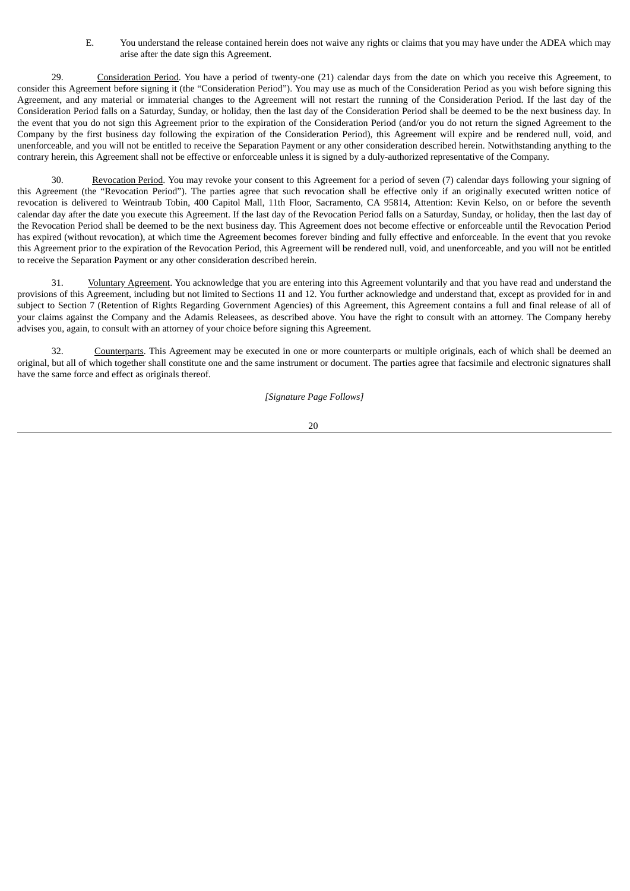E. You understand the release contained herein does not waive any rights or claims that you may have under the ADEA which may arise after the date sign this Agreement.

29. Consideration Period. You have a period of twenty-one (21) calendar days from the date on which you receive this Agreement, to consider this Agreement before signing it (the "Consideration Period"). You may use as much of the Consideration Period as you wish before signing this Agreement, and any material or immaterial changes to the Agreement will not restart the running of the Consideration Period. If the last day of the Consideration Period falls on a Saturday, Sunday, or holiday, then the last day of the Consideration Period shall be deemed to be the next business day. In the event that you do not sign this Agreement prior to the expiration of the Consideration Period (and/or you do not return the signed Agreement to the Company by the first business day following the expiration of the Consideration Period), this Agreement will expire and be rendered null, void, and unenforceable, and you will not be entitled to receive the Separation Payment or any other consideration described herein. Notwithstanding anything to the contrary herein, this Agreement shall not be effective or enforceable unless it is signed by a duly-authorized representative of the Company.

30. Revocation Period. You may revoke your consent to this Agreement for a period of seven (7) calendar days following your signing of this Agreement (the "Revocation Period"). The parties agree that such revocation shall be effective only if an originally executed written notice of revocation is delivered to Weintraub Tobin, 400 Capitol Mall, 11th Floor, Sacramento, CA 95814, Attention: Kevin Kelso, on or before the seventh calendar day after the date you execute this Agreement. If the last day of the Revocation Period falls on a Saturday, Sunday, or holiday, then the last day of the Revocation Period shall be deemed to be the next business day. This Agreement does not become effective or enforceable until the Revocation Period has expired (without revocation), at which time the Agreement becomes forever binding and fully effective and enforceable. In the event that you revoke this Agreement prior to the expiration of the Revocation Period, this Agreement will be rendered null, void, and unenforceable, and you will not be entitled to receive the Separation Payment or any other consideration described herein.

31. Voluntary Agreement. You acknowledge that you are entering into this Agreement voluntarily and that you have read and understand the provisions of this Agreement, including but not limited to Sections 11 and 12. You further acknowledge and understand that, except as provided for in and subject to Section 7 (Retention of Rights Regarding Government Agencies) of this Agreement, this Agreement contains a full and final release of all of your claims against the Company and the Adamis Releasees, as described above. You have the right to consult with an attorney. The Company hereby advises you, again, to consult with an attorney of your choice before signing this Agreement.

32. Counterparts. This Agreement may be executed in one or more counterparts or multiple originals, each of which shall be deemed an original, but all of which together shall constitute one and the same instrument or document. The parties agree that facsimile and electronic signatures shall have the same force and effect as originals thereof.

*[Signature Page Follows]*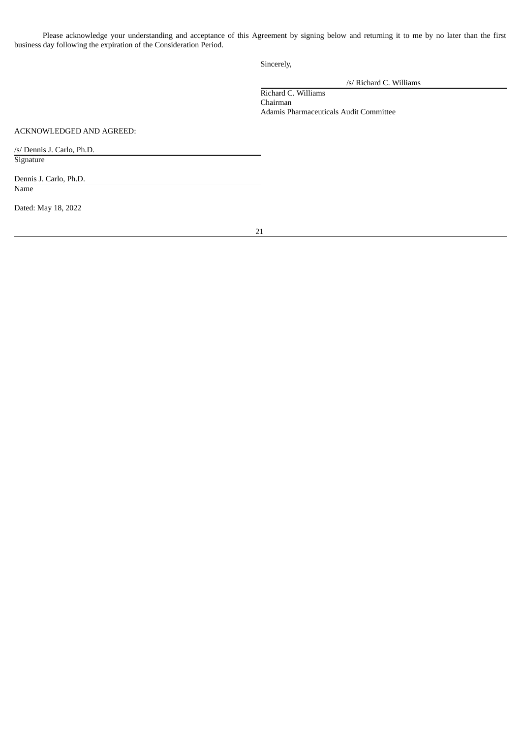Please acknowledge your understanding and acceptance of this Agreement by signing below and returning it to me by no later than the first business day following the expiration of the Consideration Period.

Sincerely,

/s/ Richard C. Williams

Richard C. Williams
Chairman
Adamis Pharmaceuticals Audit Committee

ACKNOWLEDGED AND AGREED:

/s/ Dennis J. Carlo, Ph.D.
Signature

Dennis J. Carlo, Ph.D.
Name

Dated: May 18, 2022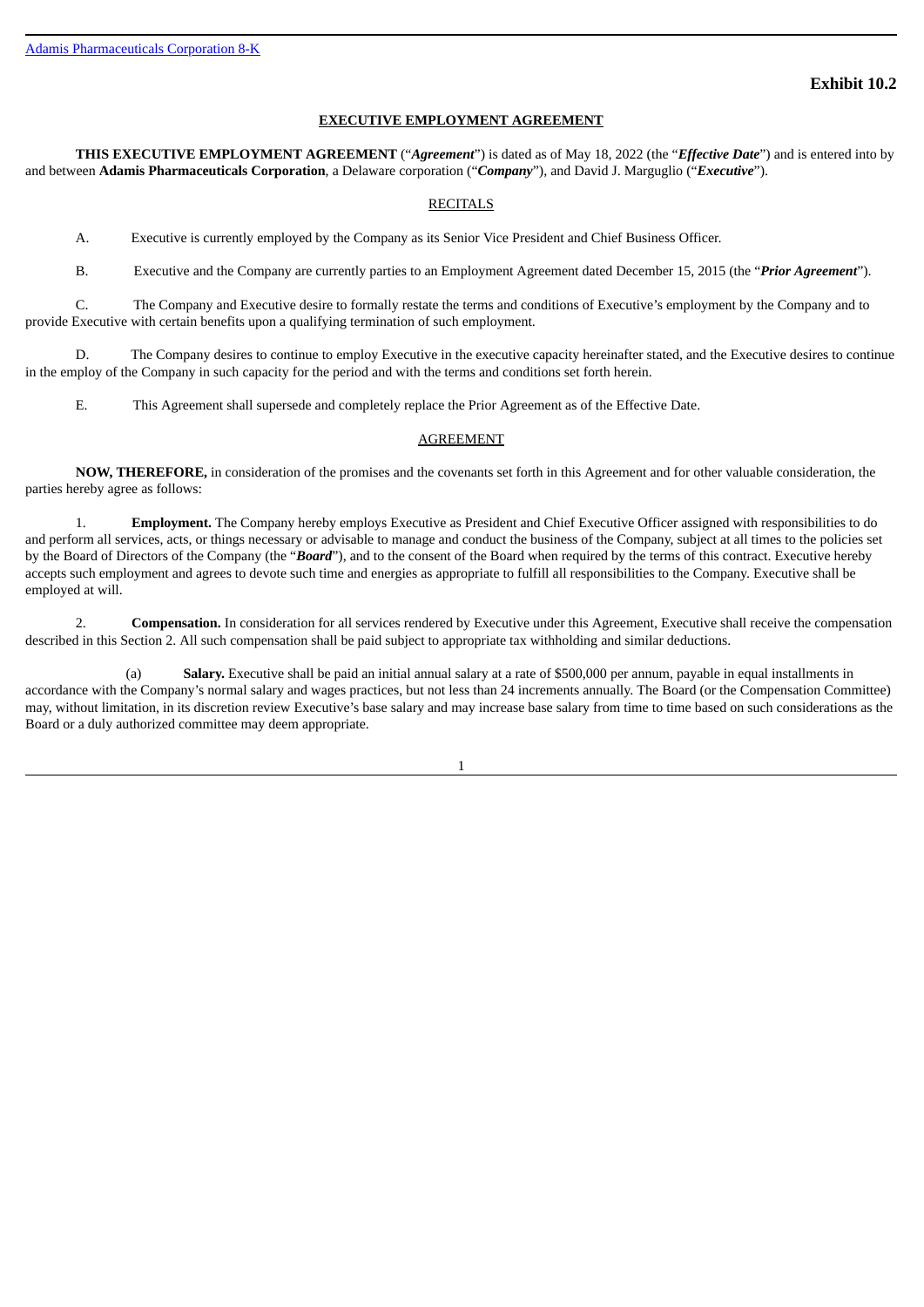Adamis Pharmaceuticals Corporation 8-K

**Exhibit 10.2**

**EXECUTIVE EMPLOYMENT AGREEMENT**

**THIS EXECUTIVE EMPLOYMENT AGREEMENT** ("***Agreement***") is dated as of May 18, 2022 (the "***Effective Date***") and is entered into by and between **Adamis Pharmaceuticals Corporation**, a Delaware corporation ("***Company***"), and David J. Marguglio ("***Executive***").

RECITALS

A. Executive is currently employed by the Company as its Senior Vice President and Chief Business Officer.

B. Executive and the Company are currently parties to an Employment Agreement dated December 15, 2015 (the "***Prior Agreement***").

C. The Company and Executive desire to formally restate the terms and conditions of Executive's employment by the Company and to provide Executive with certain benefits upon a qualifying termination of such employment.

D. The Company desires to continue to employ Executive in the executive capacity hereinafter stated, and the Executive desires to continue in the employ of the Company in such capacity for the period and with the terms and conditions set forth herein.

E. This Agreement shall supersede and completely replace the Prior Agreement as of the Effective Date.

AGREEMENT

**NOW, THEREFORE,** in consideration of the promises and the covenants set forth in this Agreement and for other valuable consideration, the parties hereby agree as follows:

1. **Employment.** The Company hereby employs Executive as President and Chief Executive Officer assigned with responsibilities to do and perform all services, acts, or things necessary or advisable to manage and conduct the business of the Company, subject at all times to the policies set by the Board of Directors of the Company (the "***Board***"), and to the consent of the Board when required by the terms of this contract. Executive hereby accepts such employment and agrees to devote such time and energies as appropriate to fulfill all responsibilities to the Company. Executive shall be employed at will.

2. **Compensation.** In consideration for all services rendered by Executive under this Agreement, Executive shall receive the compensation described in this Section 2. All such compensation shall be paid subject to appropriate tax withholding and similar deductions.

(a) **Salary.** Executive shall be paid an initial annual salary at a rate of $500,000 per annum, payable in equal installments in accordance with the Company's normal salary and wages practices, but not less than 24 increments annually. The Board (or the Compensation Committee) may, without limitation, in its discretion review Executive's base salary and may increase base salary from time to time based on such considerations as the Board or a duly authorized committee may deem appropriate.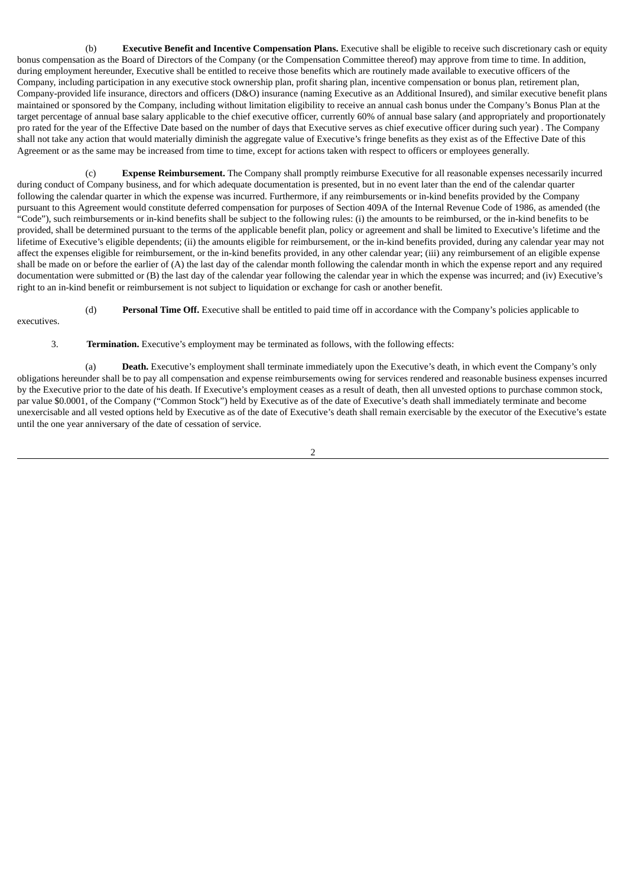(b) **Executive Benefit and Incentive Compensation Plans.** Executive shall be eligible to receive such discretionary cash or equity bonus compensation as the Board of Directors of the Company (or the Compensation Committee thereof) may approve from time to time. In addition, during employment hereunder, Executive shall be entitled to receive those benefits which are routinely made available to executive officers of the Company, including participation in any executive stock ownership plan, profit sharing plan, incentive compensation or bonus plan, retirement plan, Company-provided life insurance, directors and officers (D&O) insurance (naming Executive as an Additional Insured), and similar executive benefit plans maintained or sponsored by the Company, including without limitation eligibility to receive an annual cash bonus under the Company's Bonus Plan at the target percentage of annual base salary applicable to the chief executive officer, currently 60% of annual base salary (and appropriately and proportionately pro rated for the year of the Effective Date based on the number of days that Executive serves as chief executive officer during such year) . The Company shall not take any action that would materially diminish the aggregate value of Executive's fringe benefits as they exist as of the Effective Date of this Agreement or as the same may be increased from time to time, except for actions taken with respect to officers or employees generally.

(c) **Expense Reimbursement.** The Company shall promptly reimburse Executive for all reasonable expenses necessarily incurred during conduct of Company business, and for which adequate documentation is presented, but in no event later than the end of the calendar quarter following the calendar quarter in which the expense was incurred. Furthermore, if any reimbursements or in-kind benefits provided by the Company pursuant to this Agreement would constitute deferred compensation for purposes of Section 409A of the Internal Revenue Code of 1986, as amended (the "Code"), such reimbursements or in-kind benefits shall be subject to the following rules: (i) the amounts to be reimbursed, or the in-kind benefits to be provided, shall be determined pursuant to the terms of the applicable benefit plan, policy or agreement and shall be limited to Executive's lifetime and the lifetime of Executive's eligible dependents; (ii) the amounts eligible for reimbursement, or the in-kind benefits provided, during any calendar year may not affect the expenses eligible for reimbursement, or the in-kind benefits provided, in any other calendar year; (iii) any reimbursement of an eligible expense shall be made on or before the earlier of (A) the last day of the calendar month following the calendar month in which the expense report and any required documentation were submitted or (B) the last day of the calendar year following the calendar year in which the expense was incurred; and (iv) Executive's right to an in-kind benefit or reimbursement is not subject to liquidation or exchange for cash or another benefit.

(d) **Personal Time Off.** Executive shall be entitled to paid time off in accordance with the Company's policies applicable to executives.

3. **Termination.** Executive's employment may be terminated as follows, with the following effects:

(a) **Death.** Executive's employment shall terminate immediately upon the Executive's death, in which event the Company's only obligations hereunder shall be to pay all compensation and expense reimbursements owing for services rendered and reasonable business expenses incurred by the Executive prior to the date of his death. If Executive's employment ceases as a result of death, then all unvested options to purchase common stock, par value $0.0001, of the Company ("Common Stock") held by Executive as of the date of Executive's death shall immediately terminate and become unexercisable and all vested options held by Executive as of the date of Executive's death shall remain exercisable by the executor of the Executive's estate until the one year anniversary of the date of cessation of service.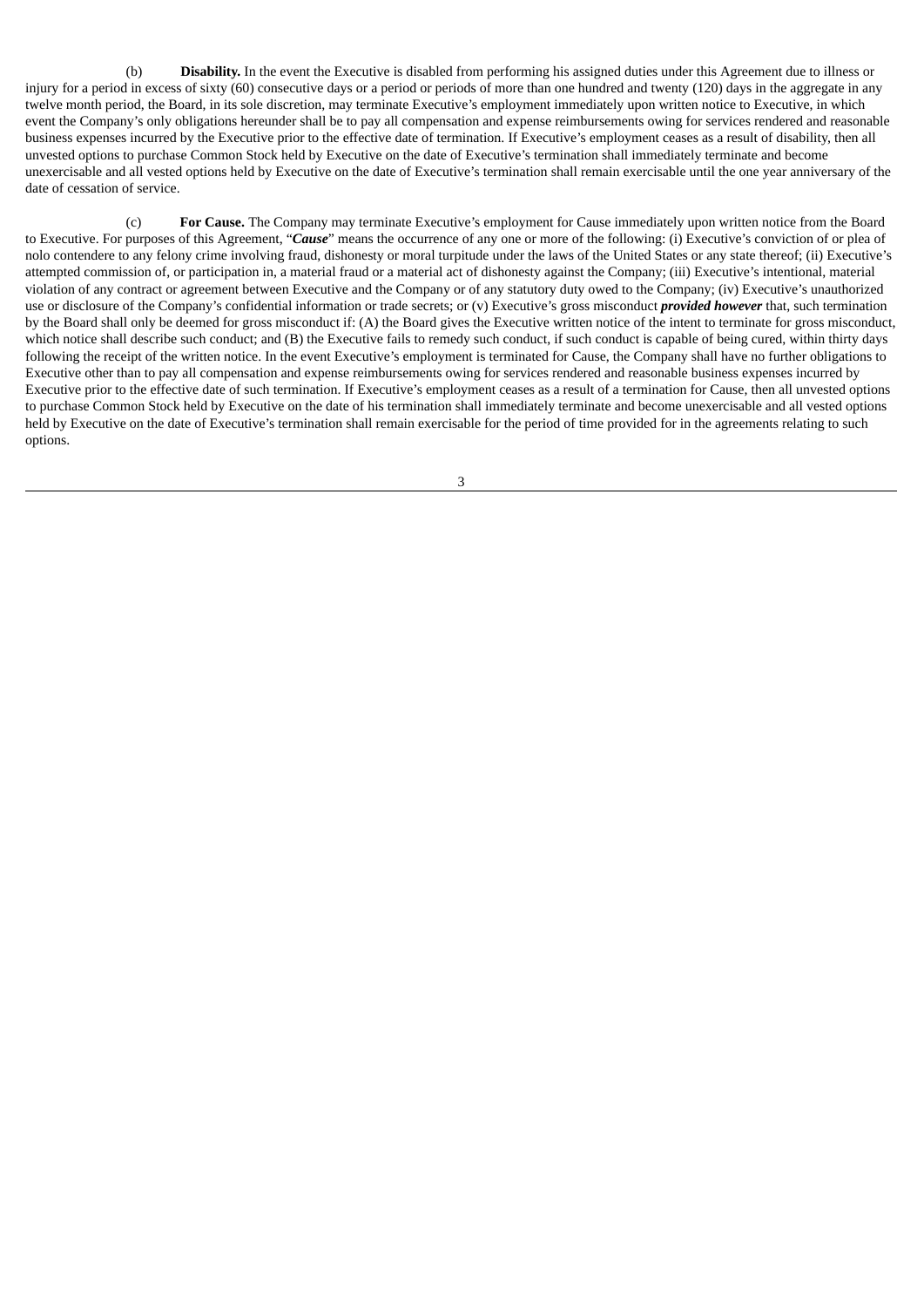(b) **Disability.** In the event the Executive is disabled from performing his assigned duties under this Agreement due to illness or injury for a period in excess of sixty (60) consecutive days or a period or periods of more than one hundred and twenty (120) days in the aggregate in any twelve month period, the Board, in its sole discretion, may terminate Executive's employment immediately upon written notice to Executive, in which event the Company's only obligations hereunder shall be to pay all compensation and expense reimbursements owing for services rendered and reasonable business expenses incurred by the Executive prior to the effective date of termination. If Executive's employment ceases as a result of disability, then all unvested options to purchase Common Stock held by Executive on the date of Executive's termination shall immediately terminate and become unexercisable and all vested options held by Executive on the date of Executive's termination shall remain exercisable until the one year anniversary of the date of cessation of service.

(c) **For Cause.** The Company may terminate Executive's employment for Cause immediately upon written notice from the Board to Executive. For purposes of this Agreement, "***Cause***" means the occurrence of any one or more of the following: (i) Executive's conviction of or plea of nolo contendere to any felony crime involving fraud, dishonesty or moral turpitude under the laws of the United States or any state thereof; (ii) Executive's attempted commission of, or participation in, a material fraud or a material act of dishonesty against the Company; (iii) Executive's intentional, material violation of any contract or agreement between Executive and the Company or of any statutory duty owed to the Company; (iv) Executive's unauthorized use or disclosure of the Company's confidential information or trade secrets; or (v) Executive's gross misconduct ***provided however*** that, such termination by the Board shall only be deemed for gross misconduct if: (A) the Board gives the Executive written notice of the intent to terminate for gross misconduct, which notice shall describe such conduct; and (B) the Executive fails to remedy such conduct, if such conduct is capable of being cured, within thirty days following the receipt of the written notice. In the event Executive's employment is terminated for Cause, the Company shall have no further obligations to Executive other than to pay all compensation and expense reimbursements owing for services rendered and reasonable business expenses incurred by Executive prior to the effective date of such termination. If Executive's employment ceases as a result of a termination for Cause, then all unvested options to purchase Common Stock held by Executive on the date of his termination shall immediately terminate and become unexercisable and all vested options held by Executive on the date of Executive's termination shall remain exercisable for the period of time provided for in the agreements relating to such options.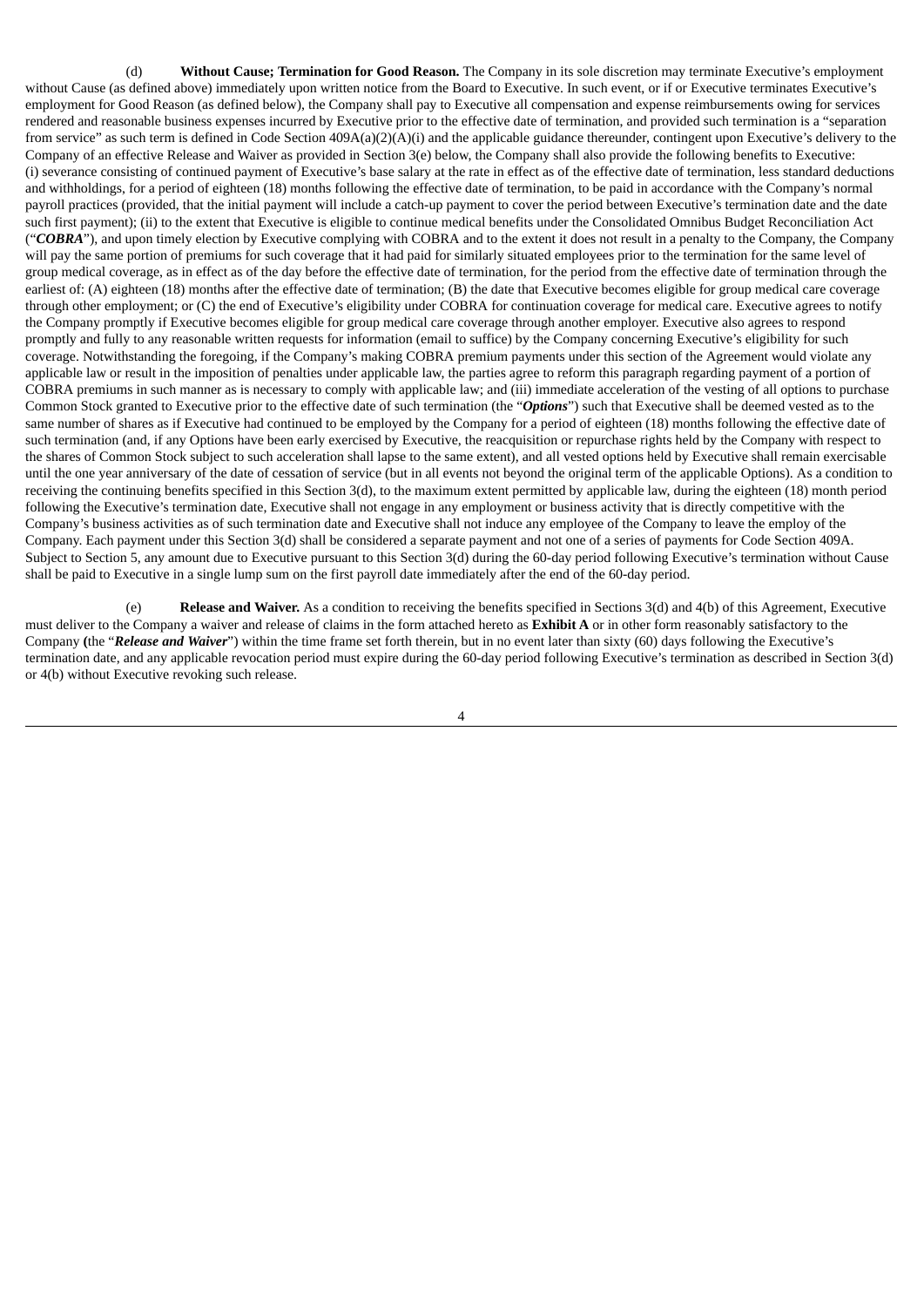(d) **Without Cause; Termination for Good Reason.** The Company in its sole discretion may terminate Executive's employment without Cause (as defined above) immediately upon written notice from the Board to Executive. In such event, or if or Executive terminates Executive's employment for Good Reason (as defined below), the Company shall pay to Executive all compensation and expense reimbursements owing for services rendered and reasonable business expenses incurred by Executive prior to the effective date of termination, and provided such termination is a "separation from service" as such term is defined in Code Section 409A(a)(2)(A)(i) and the applicable guidance thereunder, contingent upon Executive's delivery to the Company of an effective Release and Waiver as provided in Section 3(e) below, the Company shall also provide the following benefits to Executive: (i) severance consisting of continued payment of Executive's base salary at the rate in effect as of the effective date of termination, less standard deductions and withholdings, for a period of eighteen (18) months following the effective date of termination, to be paid in accordance with the Company's normal payroll practices (provided, that the initial payment will include a catch-up payment to cover the period between Executive's termination date and the date such first payment); (ii) to the extent that Executive is eligible to continue medical benefits under the Consolidated Omnibus Budget Reconciliation Act ("***COBRA***"), and upon timely election by Executive complying with COBRA and to the extent it does not result in a penalty to the Company, the Company will pay the same portion of premiums for such coverage that it had paid for similarly situated employees prior to the termination for the same level of group medical coverage, as in effect as of the day before the effective date of termination, for the period from the effective date of termination through the earliest of: (A) eighteen (18) months after the effective date of termination; (B) the date that Executive becomes eligible for group medical care coverage through other employment; or (C) the end of Executive's eligibility under COBRA for continuation coverage for medical care. Executive agrees to notify the Company promptly if Executive becomes eligible for group medical care coverage through another employer. Executive also agrees to respond promptly and fully to any reasonable written requests for information (email to suffice) by the Company concerning Executive's eligibility for such coverage. Notwithstanding the foregoing, if the Company's making COBRA premium payments under this section of the Agreement would violate any applicable law or result in the imposition of penalties under applicable law, the parties agree to reform this paragraph regarding payment of a portion of COBRA premiums in such manner as is necessary to comply with applicable law; and (iii) immediate acceleration of the vesting of all options to purchase Common Stock granted to Executive prior to the effective date of such termination (the "***Options***") such that Executive shall be deemed vested as to the same number of shares as if Executive had continued to be employed by the Company for a period of eighteen (18) months following the effective date of such termination (and, if any Options have been early exercised by Executive, the reacquisition or repurchase rights held by the Company with respect to the shares of Common Stock subject to such acceleration shall lapse to the same extent), and all vested options held by Executive shall remain exercisable until the one year anniversary of the date of cessation of service (but in all events not beyond the original term of the applicable Options). As a condition to receiving the continuing benefits specified in this Section 3(d), to the maximum extent permitted by applicable law, during the eighteen (18) month period following the Executive's termination date, Executive shall not engage in any employment or business activity that is directly competitive with the Company's business activities as of such termination date and Executive shall not induce any employee of the Company to leave the employ of the Company. Each payment under this Section 3(d) shall be considered a separate payment and not one of a series of payments for Code Section 409A. Subject to Section 5, any amount due to Executive pursuant to this Section 3(d) during the 60-day period following Executive's termination without Cause shall be paid to Executive in a single lump sum on the first payroll date immediately after the end of the 60-day period.

(e) **Release and Waiver.** As a condition to receiving the benefits specified in Sections 3(d) and 4(b) of this Agreement, Executive must deliver to the Company a waiver and release of claims in the form attached hereto as **Exhibit A** or in other form reasonably satisfactory to the Company **(**the "***Release and Waiver***") within the time frame set forth therein, but in no event later than sixty (60) days following the Executive's termination date, and any applicable revocation period must expire during the 60-day period following Executive's termination as described in Section 3(d) or 4(b) without Executive revoking such release.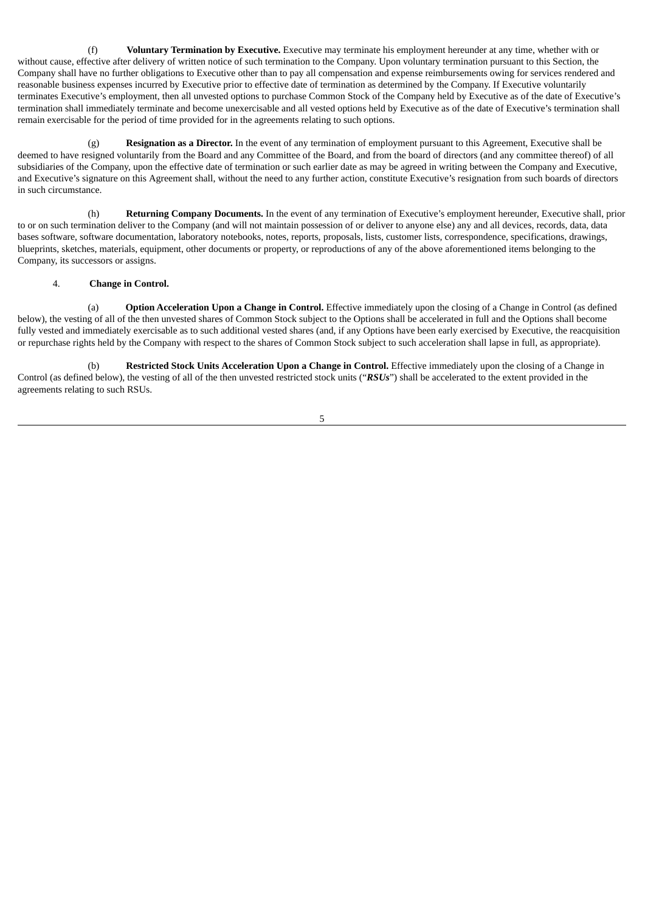(f) **Voluntary Termination by Executive.** Executive may terminate his employment hereunder at any time, whether with or without cause, effective after delivery of written notice of such termination to the Company. Upon voluntary termination pursuant to this Section, the Company shall have no further obligations to Executive other than to pay all compensation and expense reimbursements owing for services rendered and reasonable business expenses incurred by Executive prior to effective date of termination as determined by the Company. If Executive voluntarily terminates Executive's employment, then all unvested options to purchase Common Stock of the Company held by Executive as of the date of Executive's termination shall immediately terminate and become unexercisable and all vested options held by Executive as of the date of Executive's termination shall remain exercisable for the period of time provided for in the agreements relating to such options.

(g) **Resignation as a Director.** In the event of any termination of employment pursuant to this Agreement, Executive shall be deemed to have resigned voluntarily from the Board and any Committee of the Board, and from the board of directors (and any committee thereof) of all subsidiaries of the Company, upon the effective date of termination or such earlier date as may be agreed in writing between the Company and Executive, and Executive's signature on this Agreement shall, without the need to any further action, constitute Executive's resignation from such boards of directors in such circumstance.

(h) **Returning Company Documents.** In the event of any termination of Executive's employment hereunder, Executive shall, prior to or on such termination deliver to the Company (and will not maintain possession of or deliver to anyone else) any and all devices, records, data, data bases software, software documentation, laboratory notebooks, notes, reports, proposals, lists, customer lists, correspondence, specifications, drawings, blueprints, sketches, materials, equipment, other documents or property, or reproductions of any of the above aforementioned items belonging to the Company, its successors or assigns.

4. **Change in Control.**

(a) **Option Acceleration Upon a Change in Control.** Effective immediately upon the closing of a Change in Control (as defined below), the vesting of all of the then unvested shares of Common Stock subject to the Options shall be accelerated in full and the Options shall become fully vested and immediately exercisable as to such additional vested shares (and, if any Options have been early exercised by Executive, the reacquisition or repurchase rights held by the Company with respect to the shares of Common Stock subject to such acceleration shall lapse in full, as appropriate).

(b) **Restricted Stock Units Acceleration Upon a Change in Control.** Effective immediately upon the closing of a Change in Control (as defined below), the vesting of all of the then unvested restricted stock units ("***RSUs***") shall be accelerated to the extent provided in the agreements relating to such RSUs.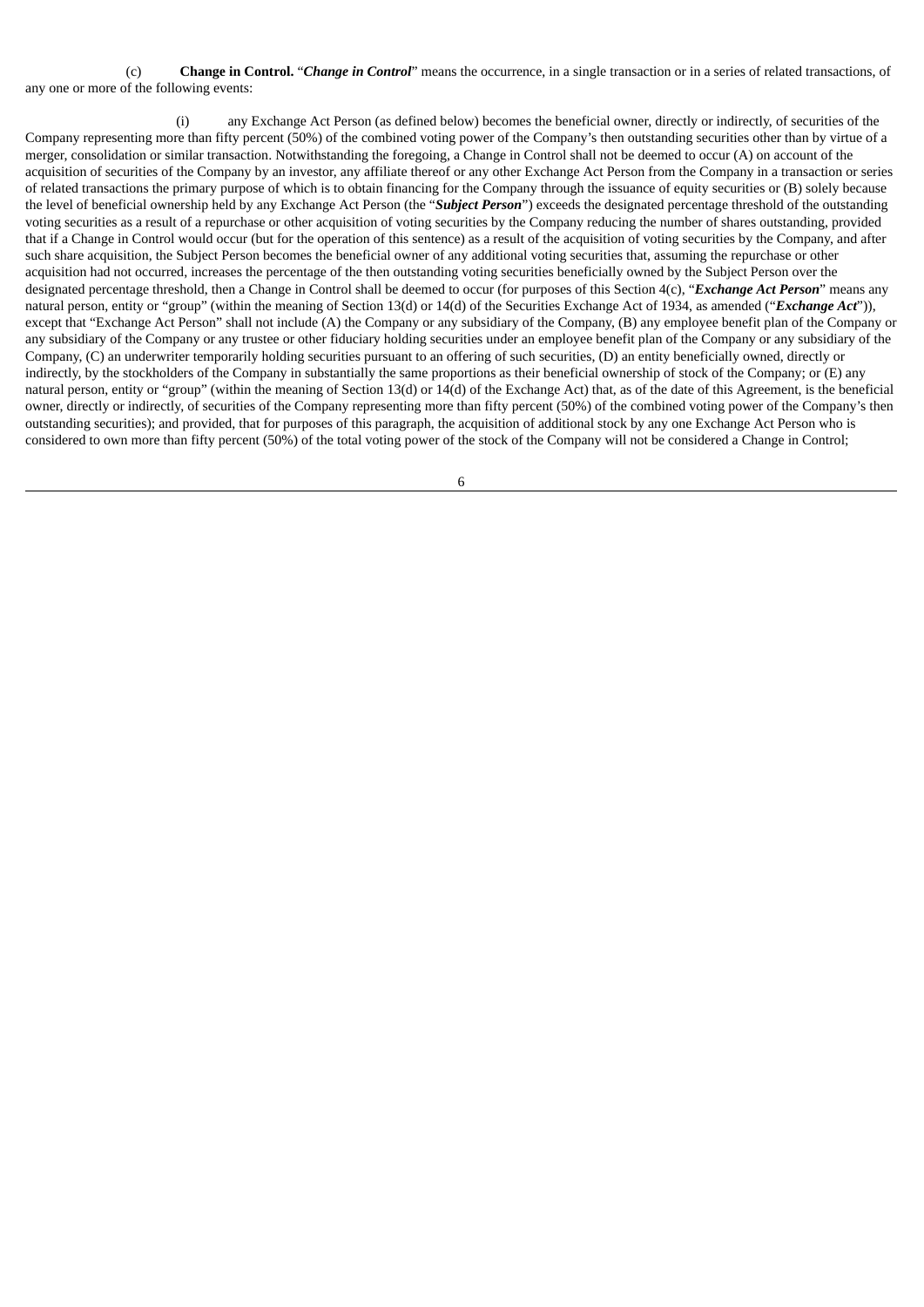(c) **Change in Control.** "***Change in Control***" means the occurrence, in a single transaction or in a series of related transactions, of any one or more of the following events:

(i) any Exchange Act Person (as defined below) becomes the beneficial owner, directly or indirectly, of securities of the Company representing more than fifty percent (50%) of the combined voting power of the Company's then outstanding securities other than by virtue of a merger, consolidation or similar transaction. Notwithstanding the foregoing, a Change in Control shall not be deemed to occur (A) on account of the acquisition of securities of the Company by an investor, any affiliate thereof or any other Exchange Act Person from the Company in a transaction or series of related transactions the primary purpose of which is to obtain financing for the Company through the issuance of equity securities or (B) solely because the level of beneficial ownership held by any Exchange Act Person (the "***Subject Person***") exceeds the designated percentage threshold of the outstanding voting securities as a result of a repurchase or other acquisition of voting securities by the Company reducing the number of shares outstanding, provided that if a Change in Control would occur (but for the operation of this sentence) as a result of the acquisition of voting securities by the Company, and after such share acquisition, the Subject Person becomes the beneficial owner of any additional voting securities that, assuming the repurchase or other acquisition had not occurred, increases the percentage of the then outstanding voting securities beneficially owned by the Subject Person over the designated percentage threshold, then a Change in Control shall be deemed to occur (for purposes of this Section 4(c), "***Exchange Act Person***" means any natural person, entity or "group" (within the meaning of Section 13(d) or 14(d) of the Securities Exchange Act of 1934, as amended ("***Exchange Act***")), except that "Exchange Act Person" shall not include (A) the Company or any subsidiary of the Company, (B) any employee benefit plan of the Company or any subsidiary of the Company or any trustee or other fiduciary holding securities under an employee benefit plan of the Company or any subsidiary of the Company, (C) an underwriter temporarily holding securities pursuant to an offering of such securities, (D) an entity beneficially owned, directly or indirectly, by the stockholders of the Company in substantially the same proportions as their beneficial ownership of stock of the Company; or (E) any natural person, entity or "group" (within the meaning of Section 13(d) or 14(d) of the Exchange Act) that, as of the date of this Agreement, is the beneficial owner, directly or indirectly, of securities of the Company representing more than fifty percent (50%) of the combined voting power of the Company's then outstanding securities); and provided, that for purposes of this paragraph, the acquisition of additional stock by any one Exchange Act Person who is considered to own more than fifty percent (50%) of the total voting power of the stock of the Company will not be considered a Change in Control;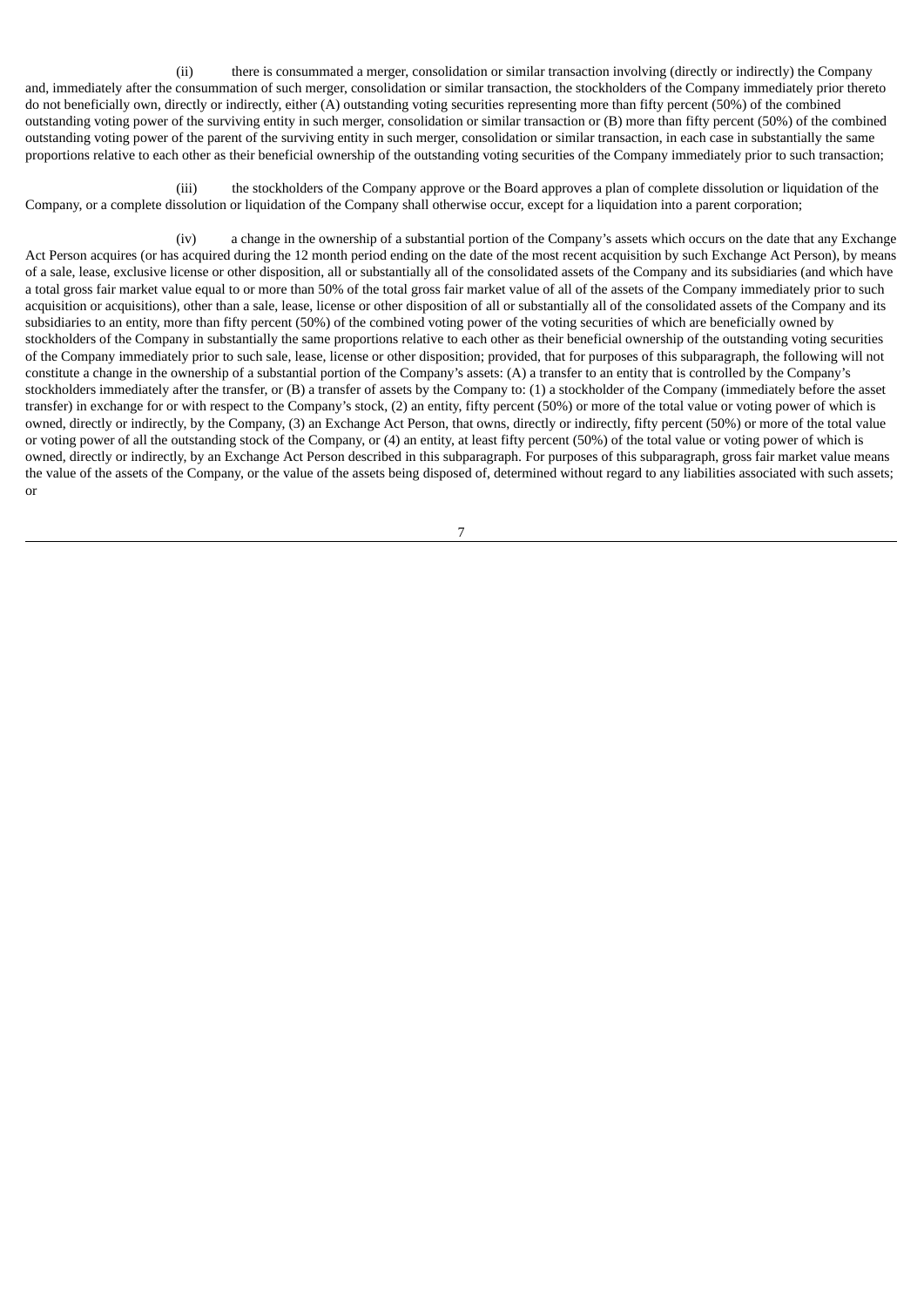(ii) there is consummated a merger, consolidation or similar transaction involving (directly or indirectly) the Company and, immediately after the consummation of such merger, consolidation or similar transaction, the stockholders of the Company immediately prior thereto do not beneficially own, directly or indirectly, either (A) outstanding voting securities representing more than fifty percent (50%) of the combined outstanding voting power of the surviving entity in such merger, consolidation or similar transaction or (B) more than fifty percent (50%) of the combined outstanding voting power of the parent of the surviving entity in such merger, consolidation or similar transaction, in each case in substantially the same proportions relative to each other as their beneficial ownership of the outstanding voting securities of the Company immediately prior to such transaction;

(iii) the stockholders of the Company approve or the Board approves a plan of complete dissolution or liquidation of the Company, or a complete dissolution or liquidation of the Company shall otherwise occur, except for a liquidation into a parent corporation;

(iv) a change in the ownership of a substantial portion of the Company's assets which occurs on the date that any Exchange Act Person acquires (or has acquired during the 12 month period ending on the date of the most recent acquisition by such Exchange Act Person), by means of a sale, lease, exclusive license or other disposition, all or substantially all of the consolidated assets of the Company and its subsidiaries (and which have a total gross fair market value equal to or more than 50% of the total gross fair market value of all of the assets of the Company immediately prior to such acquisition or acquisitions), other than a sale, lease, license or other disposition of all or substantially all of the consolidated assets of the Company and its subsidiaries to an entity, more than fifty percent (50%) of the combined voting power of the voting securities of which are beneficially owned by stockholders of the Company in substantially the same proportions relative to each other as their beneficial ownership of the outstanding voting securities of the Company immediately prior to such sale, lease, license or other disposition; provided, that for purposes of this subparagraph, the following will not constitute a change in the ownership of a substantial portion of the Company's assets: (A) a transfer to an entity that is controlled by the Company's stockholders immediately after the transfer, or (B) a transfer of assets by the Company to: (1) a stockholder of the Company (immediately before the asset transfer) in exchange for or with respect to the Company's stock, (2) an entity, fifty percent (50%) or more of the total value or voting power of which is owned, directly or indirectly, by the Company, (3) an Exchange Act Person, that owns, directly or indirectly, fifty percent (50%) or more of the total value or voting power of all the outstanding stock of the Company, or (4) an entity, at least fifty percent (50%) of the total value or voting power of which is owned, directly or indirectly, by an Exchange Act Person described in this subparagraph. For purposes of this subparagraph, gross fair market value means the value of the assets of the Company, or the value of the assets being disposed of, determined without regard to any liabilities associated with such assets; or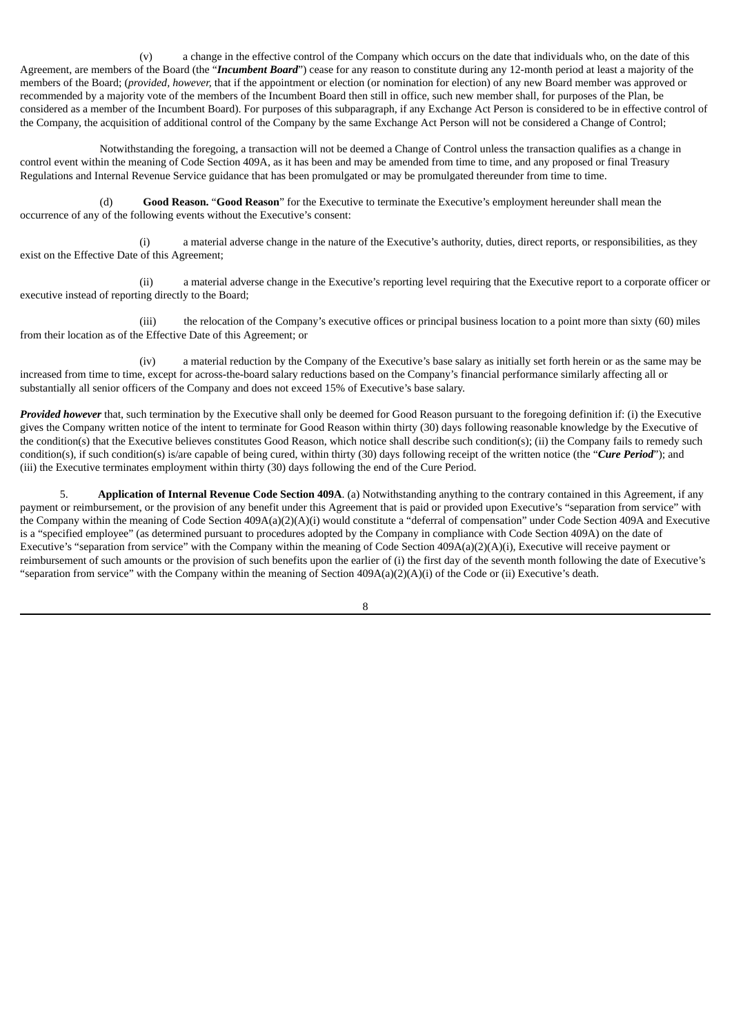(v) a change in the effective control of the Company which occurs on the date that individuals who, on the date of this Agreement, are members of the Board (the "***Incumbent Board***") cease for any reason to constitute during any 12-month period at least a majority of the members of the Board; (*provided, however,* that if the appointment or election (or nomination for election) of any new Board member was approved or recommended by a majority vote of the members of the Incumbent Board then still in office, such new member shall, for purposes of the Plan, be considered as a member of the Incumbent Board). For purposes of this subparagraph, if any Exchange Act Person is considered to be in effective control of the Company, the acquisition of additional control of the Company by the same Exchange Act Person will not be considered a Change of Control;

Notwithstanding the foregoing, a transaction will not be deemed a Change of Control unless the transaction qualifies as a change in control event within the meaning of Code Section 409A, as it has been and may be amended from time to time, and any proposed or final Treasury Regulations and Internal Revenue Service guidance that has been promulgated or may be promulgated thereunder from time to time.

(d) **Good Reason.** "**Good Reason**" for the Executive to terminate the Executive's employment hereunder shall mean the occurrence of any of the following events without the Executive's consent:

(i) a material adverse change in the nature of the Executive's authority, duties, direct reports, or responsibilities, as they exist on the Effective Date of this Agreement;

(ii) a material adverse change in the Executive's reporting level requiring that the Executive report to a corporate officer or executive instead of reporting directly to the Board;

(iii) the relocation of the Company's executive offices or principal business location to a point more than sixty (60) miles from their location as of the Effective Date of this Agreement; or

(iv) a material reduction by the Company of the Executive's base salary as initially set forth herein or as the same may be increased from time to time, except for across-the-board salary reductions based on the Company's financial performance similarly affecting all or substantially all senior officers of the Company and does not exceed 15% of Executive's base salary.

***Provided however*** that, such termination by the Executive shall only be deemed for Good Reason pursuant to the foregoing definition if: (i) the Executive gives the Company written notice of the intent to terminate for Good Reason within thirty (30) days following reasonable knowledge by the Executive of the condition(s) that the Executive believes constitutes Good Reason, which notice shall describe such condition(s); (ii) the Company fails to remedy such condition(s), if such condition(s) is/are capable of being cured, within thirty (30) days following receipt of the written notice (the "***Cure Period***"); and (iii) the Executive terminates employment within thirty (30) days following the end of the Cure Period.

5. **Application of Internal Revenue Code Section 409A**. (a) Notwithstanding anything to the contrary contained in this Agreement, if any payment or reimbursement, or the provision of any benefit under this Agreement that is paid or provided upon Executive's "separation from service" with the Company within the meaning of Code Section 409A(a)(2)(A)(i) would constitute a "deferral of compensation" under Code Section 409A and Executive is a "specified employee" (as determined pursuant to procedures adopted by the Company in compliance with Code Section 409A) on the date of Executive's "separation from service" with the Company within the meaning of Code Section 409A(a)(2)(A)(i), Executive will receive payment or reimbursement of such amounts or the provision of such benefits upon the earlier of (i) the first day of the seventh month following the date of Executive's "separation from service" with the Company within the meaning of Section 409A(a)(2)(A)(i) of the Code or (ii) Executive's death.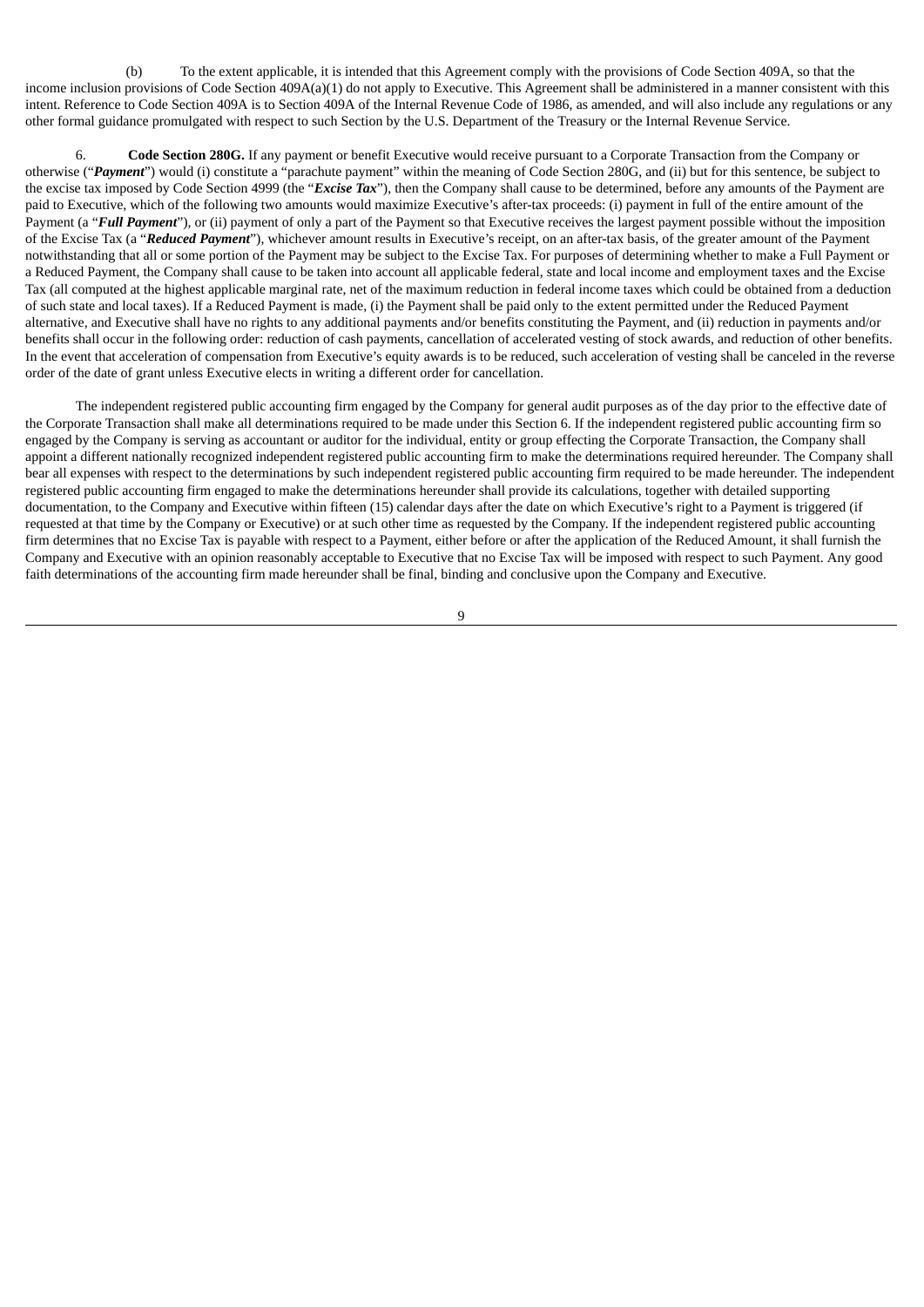(b) To the extent applicable, it is intended that this Agreement comply with the provisions of Code Section 409A, so that the income inclusion provisions of Code Section 409A(a)(1) do not apply to Executive. This Agreement shall be administered in a manner consistent with this intent. Reference to Code Section 409A is to Section 409A of the Internal Revenue Code of 1986, as amended, and will also include any regulations or any other formal guidance promulgated with respect to such Section by the U.S. Department of the Treasury or the Internal Revenue Service.

6. **Code Section 280G.** If any payment or benefit Executive would receive pursuant to a Corporate Transaction from the Company or otherwise ("***Payment***") would (i) constitute a "parachute payment" within the meaning of Code Section 280G, and (ii) but for this sentence, be subject to the excise tax imposed by Code Section 4999 (the "***Excise Tax***"), then the Company shall cause to be determined, before any amounts of the Payment are paid to Executive, which of the following two amounts would maximize Executive's after-tax proceeds: (i) payment in full of the entire amount of the Payment (a "***Full Payment***"), or (ii) payment of only a part of the Payment so that Executive receives the largest payment possible without the imposition of the Excise Tax (a "***Reduced Payment***"), whichever amount results in Executive's receipt, on an after-tax basis, of the greater amount of the Payment notwithstanding that all or some portion of the Payment may be subject to the Excise Tax. For purposes of determining whether to make a Full Payment or a Reduced Payment, the Company shall cause to be taken into account all applicable federal, state and local income and employment taxes and the Excise Tax (all computed at the highest applicable marginal rate, net of the maximum reduction in federal income taxes which could be obtained from a deduction of such state and local taxes). If a Reduced Payment is made, (i) the Payment shall be paid only to the extent permitted under the Reduced Payment alternative, and Executive shall have no rights to any additional payments and/or benefits constituting the Payment, and (ii) reduction in payments and/or benefits shall occur in the following order: reduction of cash payments, cancellation of accelerated vesting of stock awards, and reduction of other benefits. In the event that acceleration of compensation from Executive's equity awards is to be reduced, such acceleration of vesting shall be canceled in the reverse order of the date of grant unless Executive elects in writing a different order for cancellation.

The independent registered public accounting firm engaged by the Company for general audit purposes as of the day prior to the effective date of the Corporate Transaction shall make all determinations required to be made under this Section 6. If the independent registered public accounting firm so engaged by the Company is serving as accountant or auditor for the individual, entity or group effecting the Corporate Transaction, the Company shall appoint a different nationally recognized independent registered public accounting firm to make the determinations required hereunder. The Company shall bear all expenses with respect to the determinations by such independent registered public accounting firm required to be made hereunder. The independent registered public accounting firm engaged to make the determinations hereunder shall provide its calculations, together with detailed supporting documentation, to the Company and Executive within fifteen (15) calendar days after the date on which Executive's right to a Payment is triggered (if requested at that time by the Company or Executive) or at such other time as requested by the Company. If the independent registered public accounting firm determines that no Excise Tax is payable with respect to a Payment, either before or after the application of the Reduced Amount, it shall furnish the Company and Executive with an opinion reasonably acceptable to Executive that no Excise Tax will be imposed with respect to such Payment. Any good faith determinations of the accounting firm made hereunder shall be final, binding and conclusive upon the Company and Executive.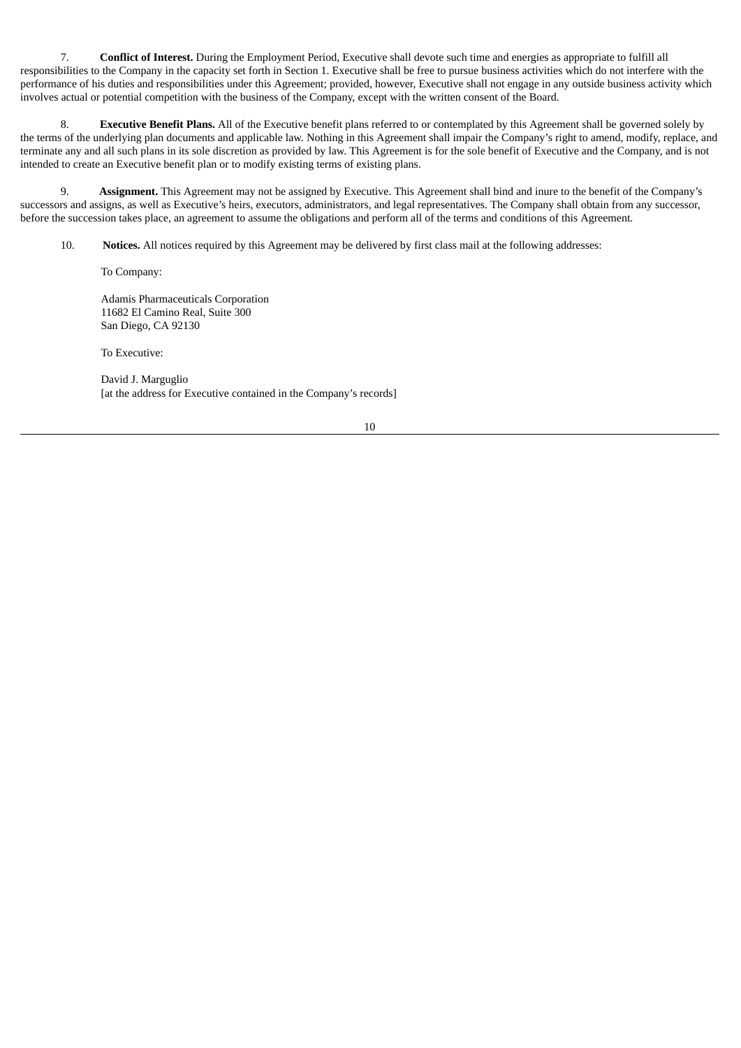7. **Conflict of Interest.** During the Employment Period, Executive shall devote such time and energies as appropriate to fulfill all responsibilities to the Company in the capacity set forth in Section 1. Executive shall be free to pursue business activities which do not interfere with the performance of his duties and responsibilities under this Agreement; provided, however, Executive shall not engage in any outside business activity which involves actual or potential competition with the business of the Company, except with the written consent of the Board.

8. **Executive Benefit Plans.** All of the Executive benefit plans referred to or contemplated by this Agreement shall be governed solely by the terms of the underlying plan documents and applicable law. Nothing in this Agreement shall impair the Company's right to amend, modify, replace, and terminate any and all such plans in its sole discretion as provided by law. This Agreement is for the sole benefit of Executive and the Company, and is not intended to create an Executive benefit plan or to modify existing terms of existing plans.

9. **Assignment.** This Agreement may not be assigned by Executive. This Agreement shall bind and inure to the benefit of the Company's successors and assigns, as well as Executive's heirs, executors, administrators, and legal representatives. The Company shall obtain from any successor, before the succession takes place, an agreement to assume the obligations and perform all of the terms and conditions of this Agreement.

10. **Notices.** All notices required by this Agreement may be delivered by first class mail at the following addresses:

To Company:

Adamis Pharmaceuticals Corporation
11682 El Camino Real, Suite 300
San Diego, CA 92130

To Executive:

David J. Marguglio
[at the address for Executive contained in the Company's records]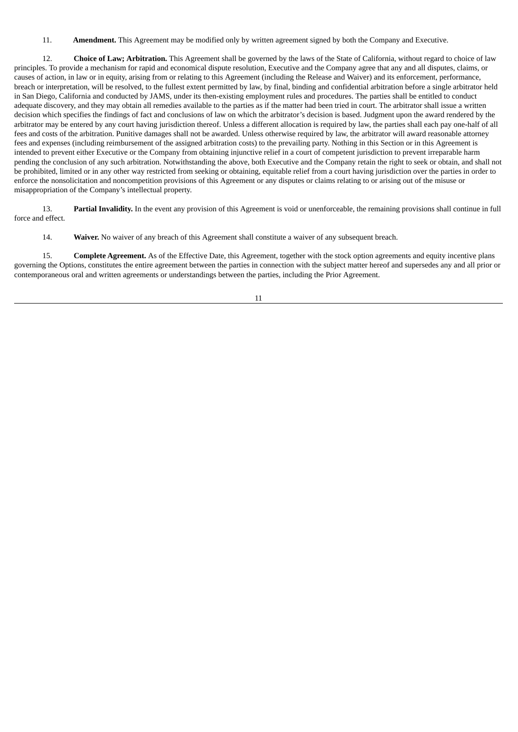11. **Amendment.** This Agreement may be modified only by written agreement signed by both the Company and Executive.

12. **Choice of Law; Arbitration.** This Agreement shall be governed by the laws of the State of California, without regard to choice of law principles. To provide a mechanism for rapid and economical dispute resolution, Executive and the Company agree that any and all disputes, claims, or causes of action, in law or in equity, arising from or relating to this Agreement (including the Release and Waiver) and its enforcement, performance, breach or interpretation, will be resolved, to the fullest extent permitted by law, by final, binding and confidential arbitration before a single arbitrator held in San Diego, California and conducted by JAMS, under its then-existing employment rules and procedures. The parties shall be entitled to conduct adequate discovery, and they may obtain all remedies available to the parties as if the matter had been tried in court. The arbitrator shall issue a written decision which specifies the findings of fact and conclusions of law on which the arbitrator's decision is based. Judgment upon the award rendered by the arbitrator may be entered by any court having jurisdiction thereof. Unless a different allocation is required by law, the parties shall each pay one-half of all fees and costs of the arbitration. Punitive damages shall not be awarded. Unless otherwise required by law, the arbitrator will award reasonable attorney fees and expenses (including reimbursement of the assigned arbitration costs) to the prevailing party. Nothing in this Section or in this Agreement is intended to prevent either Executive or the Company from obtaining injunctive relief in a court of competent jurisdiction to prevent irreparable harm pending the conclusion of any such arbitration. Notwithstanding the above, both Executive and the Company retain the right to seek or obtain, and shall not be prohibited, limited or in any other way restricted from seeking or obtaining, equitable relief from a court having jurisdiction over the parties in order to enforce the nonsolicitation and noncompetition provisions of this Agreement or any disputes or claims relating to or arising out of the misuse or misappropriation of the Company's intellectual property.

13. **Partial Invalidity.** In the event any provision of this Agreement is void or unenforceable, the remaining provisions shall continue in full force and effect.

14. **Waiver.** No waiver of any breach of this Agreement shall constitute a waiver of any subsequent breach.

15. **Complete Agreement.** As of the Effective Date, this Agreement, together with the stock option agreements and equity incentive plans governing the Options, constitutes the entire agreement between the parties in connection with the subject matter hereof and supersedes any and all prior or contemporaneous oral and written agreements or understandings between the parties, including the Prior Agreement.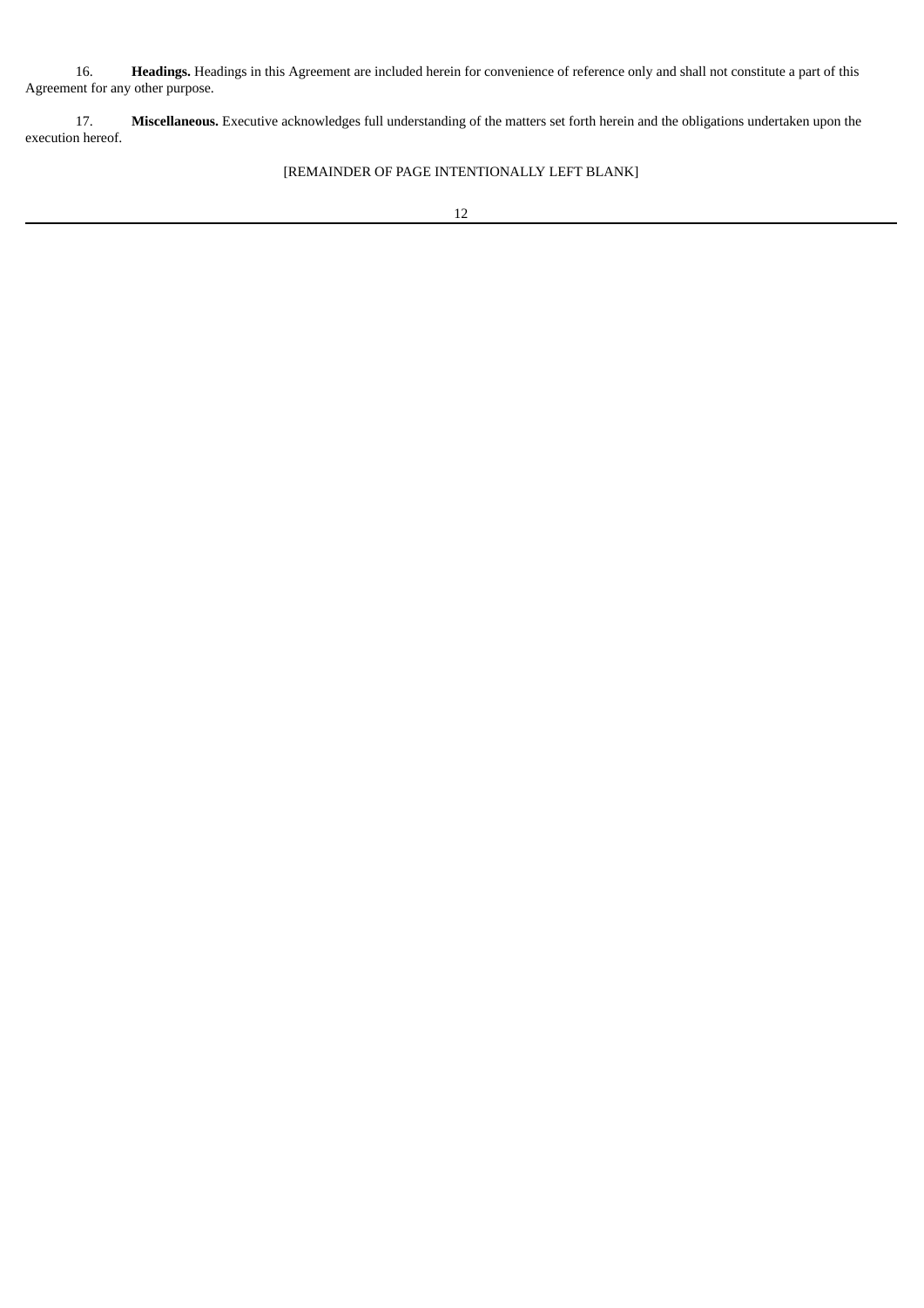16. **Headings.** Headings in this Agreement are included herein for convenience of reference only and shall not constitute a part of this Agreement for any other purpose.

17. **Miscellaneous.** Executive acknowledges full understanding of the matters set forth herein and the obligations undertaken upon the execution hereof.

[REMAINDER OF PAGE INTENTIONALLY LEFT BLANK]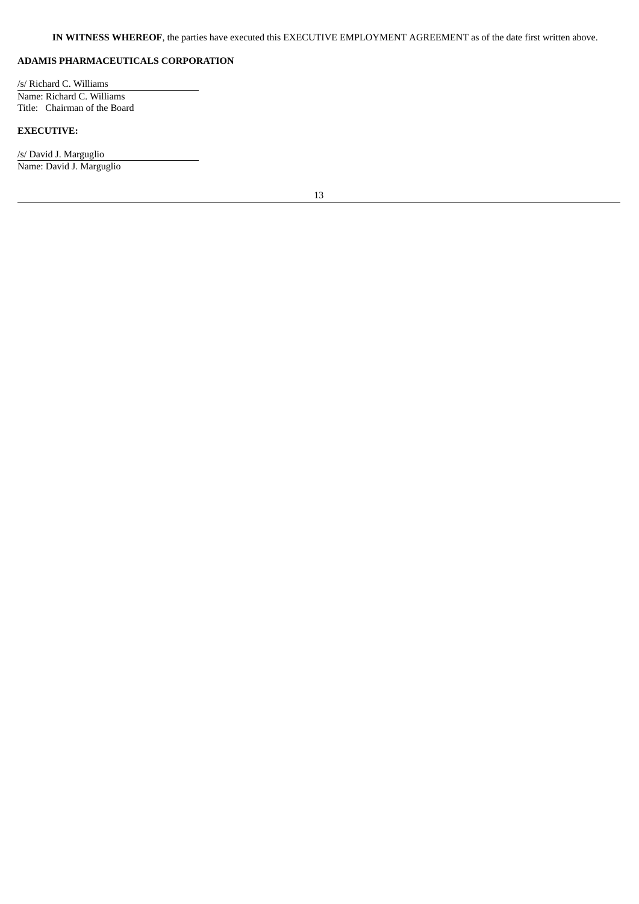**IN WITNESS WHEREOF**, the parties have executed this EXECUTIVE EMPLOYMENT AGREEMENT as of the date first written above.

**ADAMIS PHARMACEUTICALS CORPORATION**

/s/ Richard C. Williams

Name: Richard C. Williams

Title: Chairman of the Board

**EXECUTIVE:**

/s/ David J. Marguglio

Name: David J. Marguglio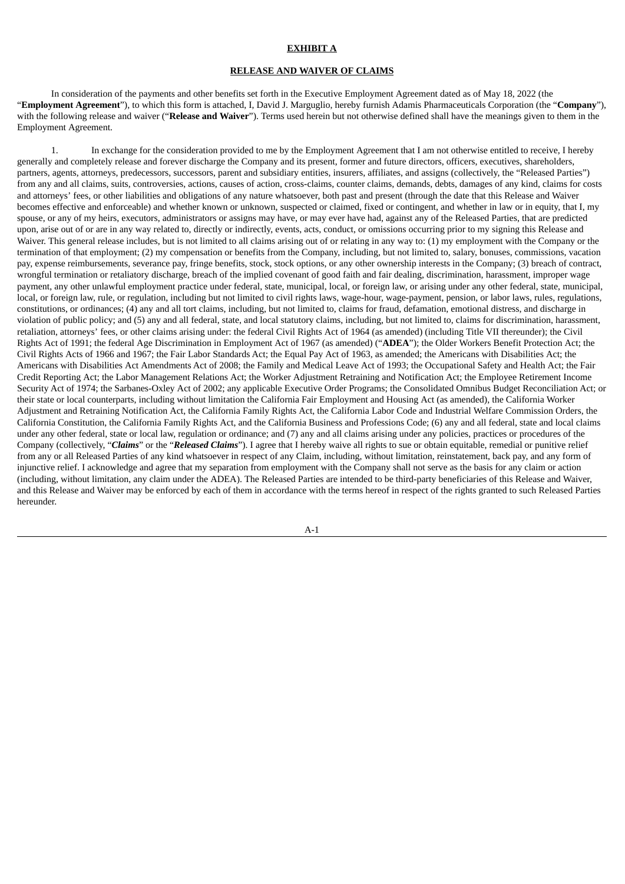**EXHIBIT A**

**RELEASE AND WAIVER OF CLAIMS**

In consideration of the payments and other benefits set forth in the Executive Employment Agreement dated as of May 18, 2022 (the "**Employment Agreement**"), to which this form is attached, I, David J. Marguglio, hereby furnish Adamis Pharmaceuticals Corporation (the "**Company**"), with the following release and waiver ("**Release and Waiver**"). Terms used herein but not otherwise defined shall have the meanings given to them in the Employment Agreement.

1. In exchange for the consideration provided to me by the Employment Agreement that I am not otherwise entitled to receive, I hereby generally and completely release and forever discharge the Company and its present, former and future directors, officers, executives, shareholders, partners, agents, attorneys, predecessors, successors, parent and subsidiary entities, insurers, affiliates, and assigns (collectively, the "Released Parties") from any and all claims, suits, controversies, actions, causes of action, cross-claims, counter claims, demands, debts, damages of any kind, claims for costs and attorneys' fees, or other liabilities and obligations of any nature whatsoever, both past and present (through the date that this Release and Waiver becomes effective and enforceable) and whether known or unknown, suspected or claimed, fixed or contingent, and whether in law or in equity, that I, my spouse, or any of my heirs, executors, administrators or assigns may have, or may ever have had, against any of the Released Parties, that are predicted upon, arise out of or are in any way related to, directly or indirectly, events, acts, conduct, or omissions occurring prior to my signing this Release and Waiver. This general release includes, but is not limited to all claims arising out of or relating in any way to: (1) my employment with the Company or the termination of that employment; (2) my compensation or benefits from the Company, including, but not limited to, salary, bonuses, commissions, vacation pay, expense reimbursements, severance pay, fringe benefits, stock, stock options, or any other ownership interests in the Company; (3) breach of contract, wrongful termination or retaliatory discharge, breach of the implied covenant of good faith and fair dealing, discrimination, harassment, improper wage payment, any other unlawful employment practice under federal, state, municipal, local, or foreign law, or arising under any other federal, state, municipal, local, or foreign law, rule, or regulation, including but not limited to civil rights laws, wage-hour, wage-payment, pension, or labor laws, rules, regulations, constitutions, or ordinances; (4) any and all tort claims, including, but not limited to, claims for fraud, defamation, emotional distress, and discharge in violation of public policy; and (5) any and all federal, state, and local statutory claims, including, but not limited to, claims for discrimination, harassment, retaliation, attorneys' fees, or other claims arising under: the federal Civil Rights Act of 1964 (as amended) (including Title VII thereunder); the Civil Rights Act of 1991; the federal Age Discrimination in Employment Act of 1967 (as amended) ("**ADEA**"); the Older Workers Benefit Protection Act; the Civil Rights Acts of 1966 and 1967; the Fair Labor Standards Act; the Equal Pay Act of 1963, as amended; the Americans with Disabilities Act; the Americans with Disabilities Act Amendments Act of 2008; the Family and Medical Leave Act of 1993; the Occupational Safety and Health Act; the Fair Credit Reporting Act; the Labor Management Relations Act; the Worker Adjustment Retraining and Notification Act; the Employee Retirement Income Security Act of 1974; the Sarbanes-Oxley Act of 2002; any applicable Executive Order Programs; the Consolidated Omnibus Budget Reconciliation Act; or their state or local counterparts, including without limitation the California Fair Employment and Housing Act (as amended), the California Worker Adjustment and Retraining Notification Act, the California Family Rights Act, the California Labor Code and Industrial Welfare Commission Orders, the California Constitution, the California Family Rights Act, and the California Business and Professions Code; (6) any and all federal, state and local claims under any other federal, state or local law, regulation or ordinance; and (7) any and all claims arising under any policies, practices or procedures of the Company (collectively, "***Claims***" or the "***Released Claims***"). I agree that I hereby waive all rights to sue or obtain equitable, remedial or punitive relief from any or all Released Parties of any kind whatsoever in respect of any Claim, including, without limitation, reinstatement, back pay, and any form of injunctive relief. I acknowledge and agree that my separation from employment with the Company shall not serve as the basis for any claim or action (including, without limitation, any claim under the ADEA). The Released Parties are intended to be third-party beneficiaries of this Release and Waiver, and this Release and Waiver may be enforced by each of them in accordance with the terms hereof in respect of the rights granted to such Released Parties hereunder.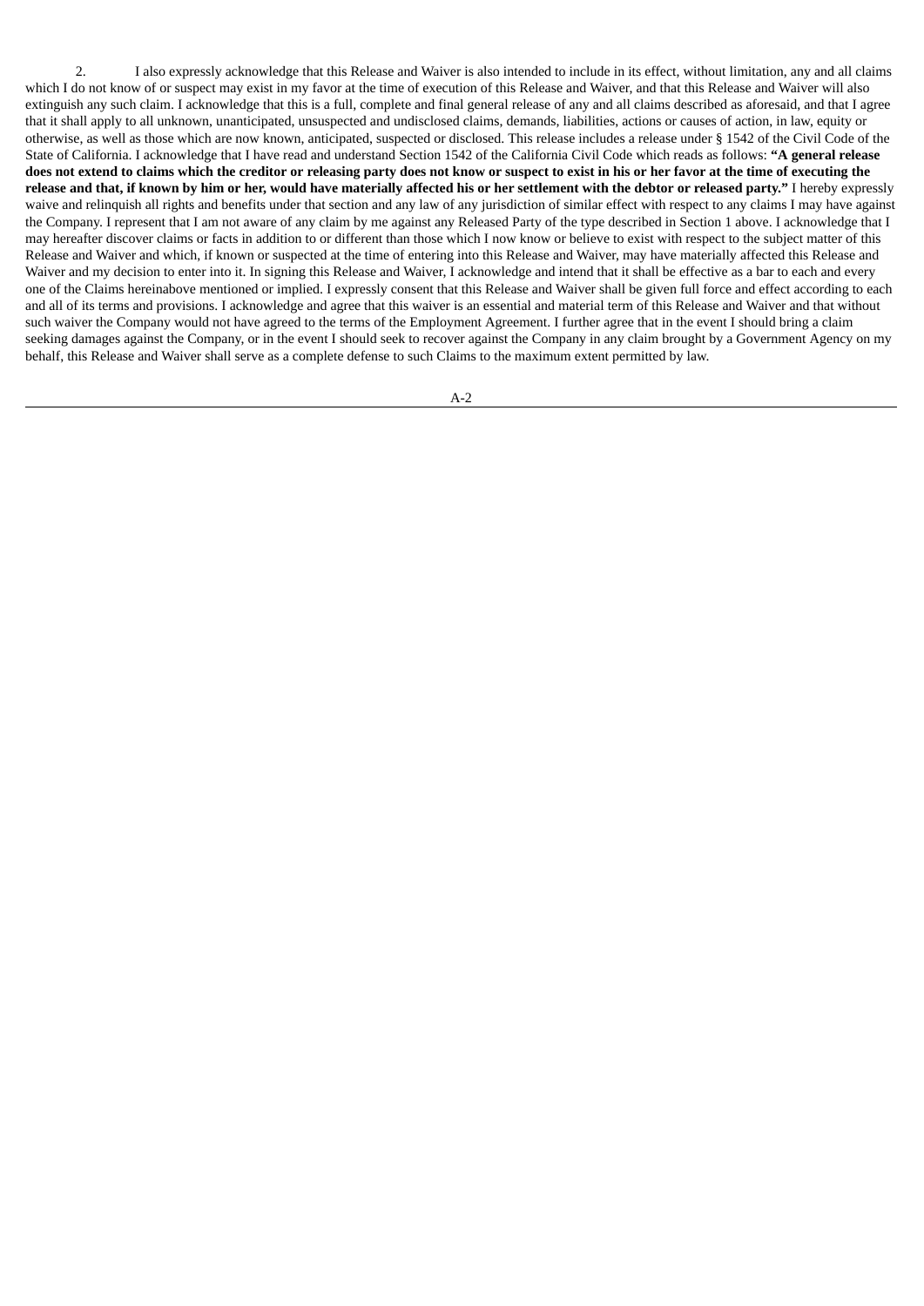2. I also expressly acknowledge that this Release and Waiver is also intended to include in its effect, without limitation, any and all claims which I do not know of or suspect may exist in my favor at the time of execution of this Release and Waiver, and that this Release and Waiver will also extinguish any such claim. I acknowledge that this is a full, complete and final general release of any and all claims described as aforesaid, and that I agree that it shall apply to all unknown, unanticipated, unsuspected and undisclosed claims, demands, liabilities, actions or causes of action, in law, equity or otherwise, as well as those which are now known, anticipated, suspected or disclosed. This release includes a release under § 1542 of the Civil Code of the State of California. I acknowledge that I have read and understand Section 1542 of the California Civil Code which reads as follows: **"A general release does not extend to claims which the creditor or releasing party does not know or suspect to exist in his or her favor at the time of executing the release and that, if known by him or her, would have materially affected his or her settlement with the debtor or released party."** I hereby expressly waive and relinquish all rights and benefits under that section and any law of any jurisdiction of similar effect with respect to any claims I may have against the Company. I represent that I am not aware of any claim by me against any Released Party of the type described in Section 1 above. I acknowledge that I may hereafter discover claims or facts in addition to or different than those which I now know or believe to exist with respect to the subject matter of this Release and Waiver and which, if known or suspected at the time of entering into this Release and Waiver, may have materially affected this Release and Waiver and my decision to enter into it. In signing this Release and Waiver, I acknowledge and intend that it shall be effective as a bar to each and every one of the Claims hereinabove mentioned or implied. I expressly consent that this Release and Waiver shall be given full force and effect according to each and all of its terms and provisions. I acknowledge and agree that this waiver is an essential and material term of this Release and Waiver and that without such waiver the Company would not have agreed to the terms of the Employment Agreement. I further agree that in the event I should bring a claim seeking damages against the Company, or in the event I should seek to recover against the Company in any claim brought by a Government Agency on my behalf, this Release and Waiver shall serve as a complete defense to such Claims to the maximum extent permitted by law.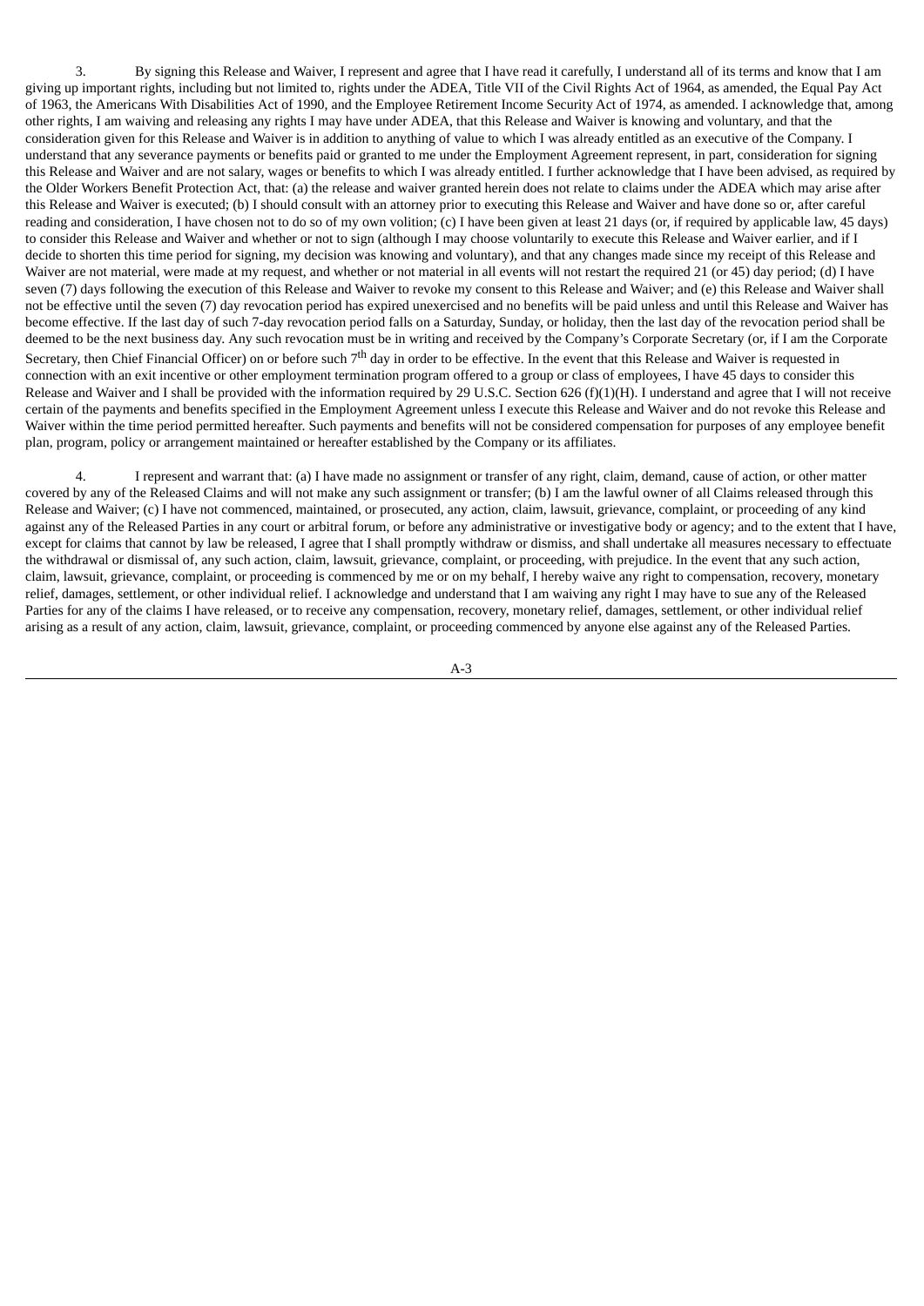3. By signing this Release and Waiver, I represent and agree that I have read it carefully, I understand all of its terms and know that I am giving up important rights, including but not limited to, rights under the ADEA, Title VII of the Civil Rights Act of 1964, as amended, the Equal Pay Act of 1963, the Americans With Disabilities Act of 1990, and the Employee Retirement Income Security Act of 1974, as amended. I acknowledge that, among other rights, I am waiving and releasing any rights I may have under ADEA, that this Release and Waiver is knowing and voluntary, and that the consideration given for this Release and Waiver is in addition to anything of value to which I was already entitled as an executive of the Company. I understand that any severance payments or benefits paid or granted to me under the Employment Agreement represent, in part, consideration for signing this Release and Waiver and are not salary, wages or benefits to which I was already entitled. I further acknowledge that I have been advised, as required by the Older Workers Benefit Protection Act, that: (a) the release and waiver granted herein does not relate to claims under the ADEA which may arise after this Release and Waiver is executed; (b) I should consult with an attorney prior to executing this Release and Waiver and have done so or, after careful reading and consideration, I have chosen not to do so of my own volition; (c) I have been given at least 21 days (or, if required by applicable law, 45 days) to consider this Release and Waiver and whether or not to sign (although I may choose voluntarily to execute this Release and Waiver earlier, and if I decide to shorten this time period for signing, my decision was knowing and voluntary), and that any changes made since my receipt of this Release and Waiver are not material, were made at my request, and whether or not material in all events will not restart the required 21 (or 45) day period; (d) I have seven (7) days following the execution of this Release and Waiver to revoke my consent to this Release and Waiver; and (e) this Release and Waiver shall not be effective until the seven (7) day revocation period has expired unexercised and no benefits will be paid unless and until this Release and Waiver has become effective. If the last day of such 7-day revocation period falls on a Saturday, Sunday, or holiday, then the last day of the revocation period shall be deemed to be the next business day. Any such revocation must be in writing and received by the Company's Corporate Secretary (or, if I am the Corporate Secretary, then Chief Financial Officer) on or before such 7th day in order to be effective. In the event that this Release and Waiver is requested in connection with an exit incentive or other employment termination program offered to a group or class of employees, I have 45 days to consider this Release and Waiver and I shall be provided with the information required by 29 U.S.C. Section 626 (f)(1)(H). I understand and agree that I will not receive certain of the payments and benefits specified in the Employment Agreement unless I execute this Release and Waiver and do not revoke this Release and Waiver within the time period permitted hereafter. Such payments and benefits will not be considered compensation for purposes of any employee benefit plan, program, policy or arrangement maintained or hereafter established by the Company or its affiliates.

4. I represent and warrant that: (a) I have made no assignment or transfer of any right, claim, demand, cause of action, or other matter covered by any of the Released Claims and will not make any such assignment or transfer; (b) I am the lawful owner of all Claims released through this Release and Waiver; (c) I have not commenced, maintained, or prosecuted, any action, claim, lawsuit, grievance, complaint, or proceeding of any kind against any of the Released Parties in any court or arbitral forum, or before any administrative or investigative body or agency; and to the extent that I have, except for claims that cannot by law be released, I agree that I shall promptly withdraw or dismiss, and shall undertake all measures necessary to effectuate the withdrawal or dismissal of, any such action, claim, lawsuit, grievance, complaint, or proceeding, with prejudice. In the event that any such action, claim, lawsuit, grievance, complaint, or proceeding is commenced by me or on my behalf, I hereby waive any right to compensation, recovery, monetary relief, damages, settlement, or other individual relief. I acknowledge and understand that I am waiving any right I may have to sue any of the Released Parties for any of the claims I have released, or to receive any compensation, recovery, monetary relief, damages, settlement, or other individual relief arising as a result of any action, claim, lawsuit, grievance, complaint, or proceeding commenced by anyone else against any of the Released Parties.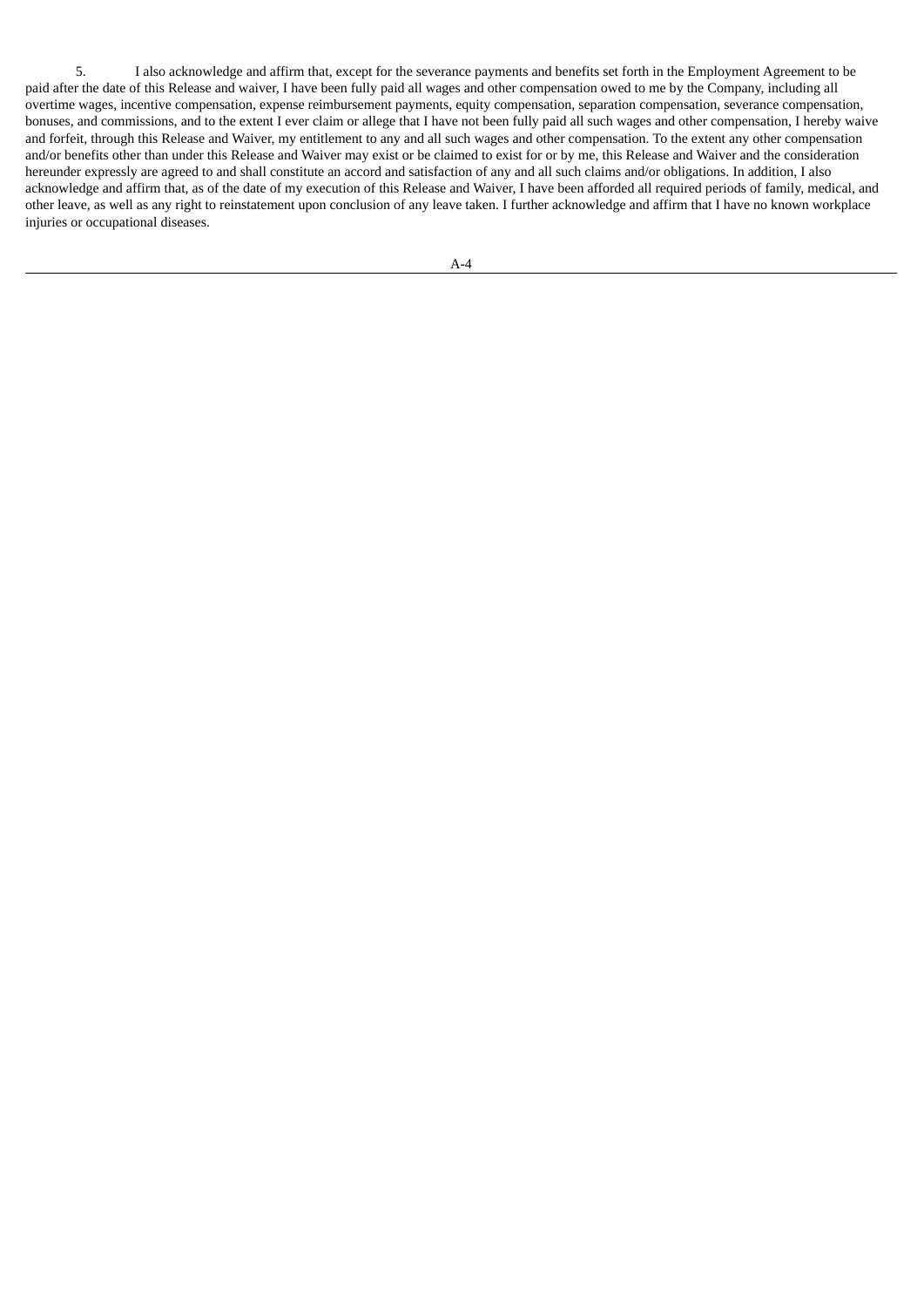5. I also acknowledge and affirm that, except for the severance payments and benefits set forth in the Employment Agreement to be paid after the date of this Release and waiver, I have been fully paid all wages and other compensation owed to me by the Company, including all overtime wages, incentive compensation, expense reimbursement payments, equity compensation, separation compensation, severance compensation, bonuses, and commissions, and to the extent I ever claim or allege that I have not been fully paid all such wages and other compensation, I hereby waive and forfeit, through this Release and Waiver, my entitlement to any and all such wages and other compensation. To the extent any other compensation and/or benefits other than under this Release and Waiver may exist or be claimed to exist for or by me, this Release and Waiver and the consideration hereunder expressly are agreed to and shall constitute an accord and satisfaction of any and all such claims and/or obligations. In addition, I also acknowledge and affirm that, as of the date of my execution of this Release and Waiver, I have been afforded all required periods of family, medical, and other leave, as well as any right to reinstatement upon conclusion of any leave taken. I further acknowledge and affirm that I have no known workplace injuries or occupational diseases.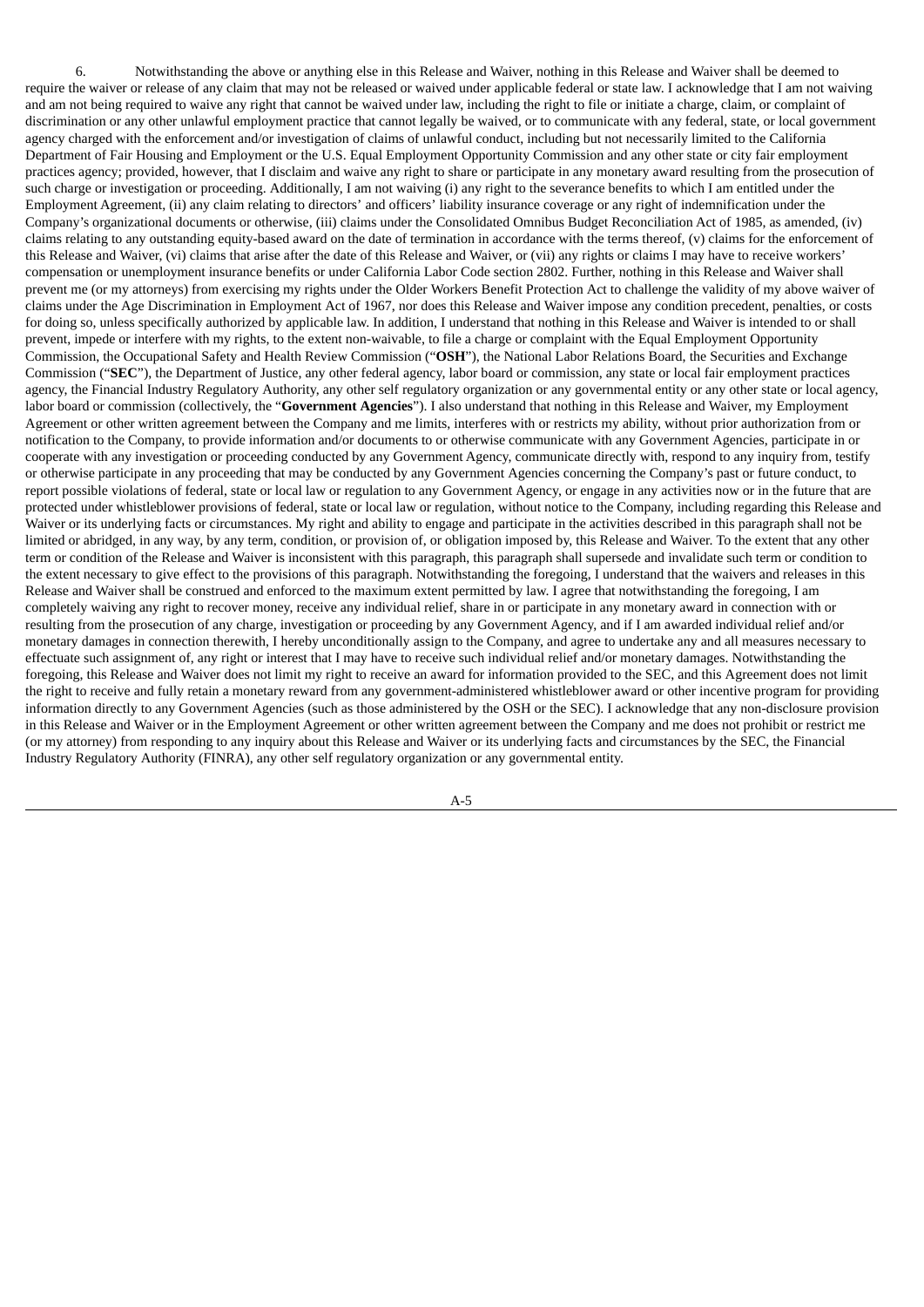6. Notwithstanding the above or anything else in this Release and Waiver, nothing in this Release and Waiver shall be deemed to require the waiver or release of any claim that may not be released or waived under applicable federal or state law. I acknowledge that I am not waiving and am not being required to waive any right that cannot be waived under law, including the right to file or initiate a charge, claim, or complaint of discrimination or any other unlawful employment practice that cannot legally be waived, or to communicate with any federal, state, or local government agency charged with the enforcement and/or investigation of claims of unlawful conduct, including but not necessarily limited to the California Department of Fair Housing and Employment or the U.S. Equal Employment Opportunity Commission and any other state or city fair employment practices agency; provided, however, that I disclaim and waive any right to share or participate in any monetary award resulting from the prosecution of such charge or investigation or proceeding. Additionally, I am not waiving (i) any right to the severance benefits to which I am entitled under the Employment Agreement, (ii) any claim relating to directors' and officers' liability insurance coverage or any right of indemnification under the Company's organizational documents or otherwise, (iii) claims under the Consolidated Omnibus Budget Reconciliation Act of 1985, as amended, (iv) claims relating to any outstanding equity-based award on the date of termination in accordance with the terms thereof, (v) claims for the enforcement of this Release and Waiver, (vi) claims that arise after the date of this Release and Waiver, or (vii) any rights or claims I may have to receive workers' compensation or unemployment insurance benefits or under California Labor Code section 2802. Further, nothing in this Release and Waiver shall prevent me (or my attorneys) from exercising my rights under the Older Workers Benefit Protection Act to challenge the validity of my above waiver of claims under the Age Discrimination in Employment Act of 1967, nor does this Release and Waiver impose any condition precedent, penalties, or costs for doing so, unless specifically authorized by applicable law. In addition, I understand that nothing in this Release and Waiver is intended to or shall prevent, impede or interfere with my rights, to the extent non-waivable, to file a charge or complaint with the Equal Employment Opportunity Commission, the Occupational Safety and Health Review Commission ("**OSH**"), the National Labor Relations Board, the Securities and Exchange Commission ("**SEC**"), the Department of Justice, any other federal agency, labor board or commission, any state or local fair employment practices agency, the Financial Industry Regulatory Authority, any other self regulatory organization or any governmental entity or any other state or local agency, labor board or commission (collectively, the "**Government Agencies**"). I also understand that nothing in this Release and Waiver, my Employment Agreement or other written agreement between the Company and me limits, interferes with or restricts my ability, without prior authorization from or notification to the Company, to provide information and/or documents to or otherwise communicate with any Government Agencies, participate in or cooperate with any investigation or proceeding conducted by any Government Agency, communicate directly with, respond to any inquiry from, testify or otherwise participate in any proceeding that may be conducted by any Government Agencies concerning the Company's past or future conduct, to report possible violations of federal, state or local law or regulation to any Government Agency, or engage in any activities now or in the future that are protected under whistleblower provisions of federal, state or local law or regulation, without notice to the Company, including regarding this Release and Waiver or its underlying facts or circumstances. My right and ability to engage and participate in the activities described in this paragraph shall not be limited or abridged, in any way, by any term, condition, or provision of, or obligation imposed by, this Release and Waiver. To the extent that any other term or condition of the Release and Waiver is inconsistent with this paragraph, this paragraph shall supersede and invalidate such term or condition to the extent necessary to give effect to the provisions of this paragraph. Notwithstanding the foregoing, I understand that the waivers and releases in this Release and Waiver shall be construed and enforced to the maximum extent permitted by law. I agree that notwithstanding the foregoing, I am completely waiving any right to recover money, receive any individual relief, share in or participate in any monetary award in connection with or resulting from the prosecution of any charge, investigation or proceeding by any Government Agency, and if I am awarded individual relief and/or monetary damages in connection therewith, I hereby unconditionally assign to the Company, and agree to undertake any and all measures necessary to effectuate such assignment of, any right or interest that I may have to receive such individual relief and/or monetary damages. Notwithstanding the foregoing, this Release and Waiver does not limit my right to receive an award for information provided to the SEC, and this Agreement does not limit the right to receive and fully retain a monetary reward from any government-administered whistleblower award or other incentive program for providing information directly to any Government Agencies (such as those administered by the OSH or the SEC). I acknowledge that any non-disclosure provision in this Release and Waiver or in the Employment Agreement or other written agreement between the Company and me does not prohibit or restrict me (or my attorney) from responding to any inquiry about this Release and Waiver or its underlying facts and circumstances by the SEC, the Financial Industry Regulatory Authority (FINRA), any other self regulatory organization or any governmental entity.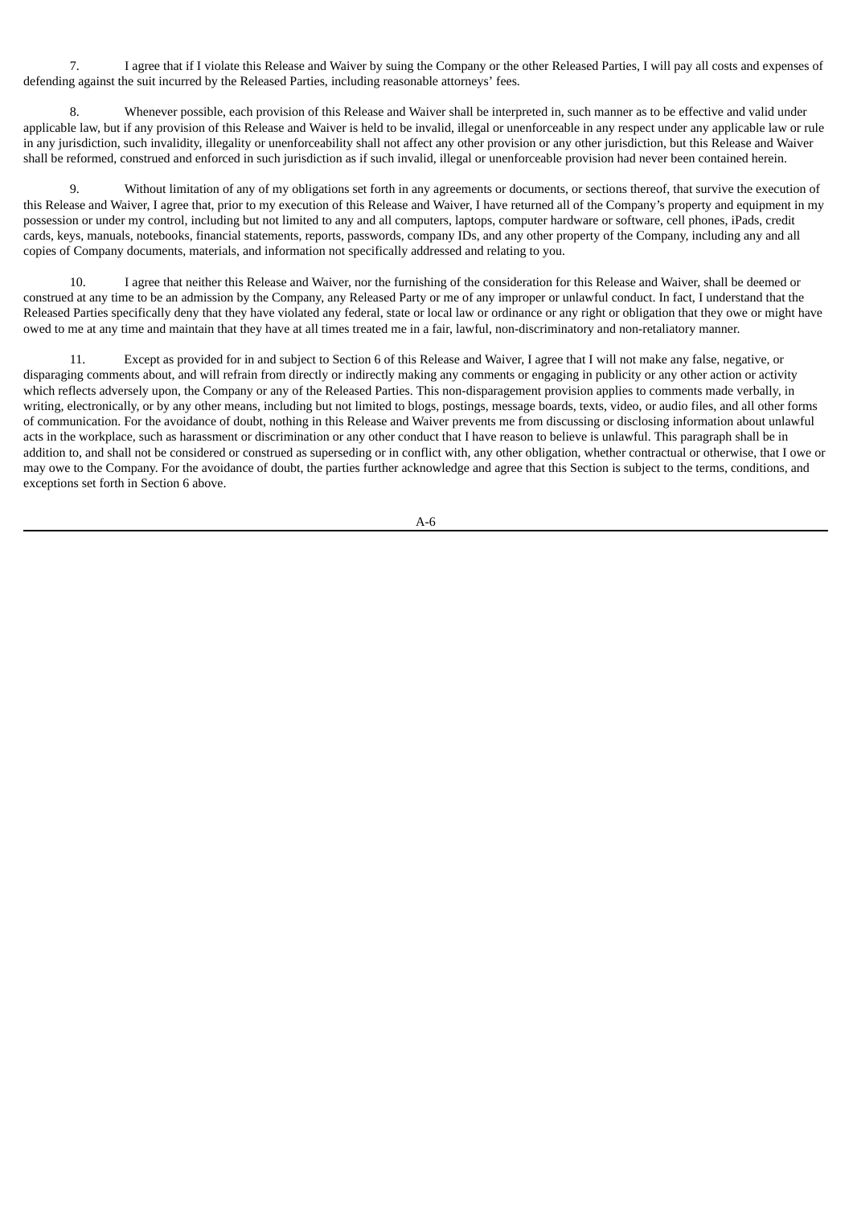7. I agree that if I violate this Release and Waiver by suing the Company or the other Released Parties, I will pay all costs and expenses of defending against the suit incurred by the Released Parties, including reasonable attorneys' fees.

8. Whenever possible, each provision of this Release and Waiver shall be interpreted in, such manner as to be effective and valid under applicable law, but if any provision of this Release and Waiver is held to be invalid, illegal or unenforceable in any respect under any applicable law or rule in any jurisdiction, such invalidity, illegality or unenforceability shall not affect any other provision or any other jurisdiction, but this Release and Waiver shall be reformed, construed and enforced in such jurisdiction as if such invalid, illegal or unenforceable provision had never been contained herein.

9. Without limitation of any of my obligations set forth in any agreements or documents, or sections thereof, that survive the execution of this Release and Waiver, I agree that, prior to my execution of this Release and Waiver, I have returned all of the Company's property and equipment in my possession or under my control, including but not limited to any and all computers, laptops, computer hardware or software, cell phones, iPads, credit cards, keys, manuals, notebooks, financial statements, reports, passwords, company IDs, and any other property of the Company, including any and all copies of Company documents, materials, and information not specifically addressed and relating to you.

10. I agree that neither this Release and Waiver, nor the furnishing of the consideration for this Release and Waiver, shall be deemed or construed at any time to be an admission by the Company, any Released Party or me of any improper or unlawful conduct. In fact, I understand that the Released Parties specifically deny that they have violated any federal, state or local law or ordinance or any right or obligation that they owe or might have owed to me at any time and maintain that they have at all times treated me in a fair, lawful, non-discriminatory and non-retaliatory manner.

11. Except as provided for in and subject to Section 6 of this Release and Waiver, I agree that I will not make any false, negative, or disparaging comments about, and will refrain from directly or indirectly making any comments or engaging in publicity or any other action or activity which reflects adversely upon, the Company or any of the Released Parties. This non-disparagement provision applies to comments made verbally, in writing, electronically, or by any other means, including but not limited to blogs, postings, message boards, texts, video, or audio files, and all other forms of communication. For the avoidance of doubt, nothing in this Release and Waiver prevents me from discussing or disclosing information about unlawful acts in the workplace, such as harassment or discrimination or any other conduct that I have reason to believe is unlawful. This paragraph shall be in addition to, and shall not be considered or construed as superseding or in conflict with, any other obligation, whether contractual or otherwise, that I owe or may owe to the Company. For the avoidance of doubt, the parties further acknowledge and agree that this Section is subject to the terms, conditions, and exceptions set forth in Section 6 above.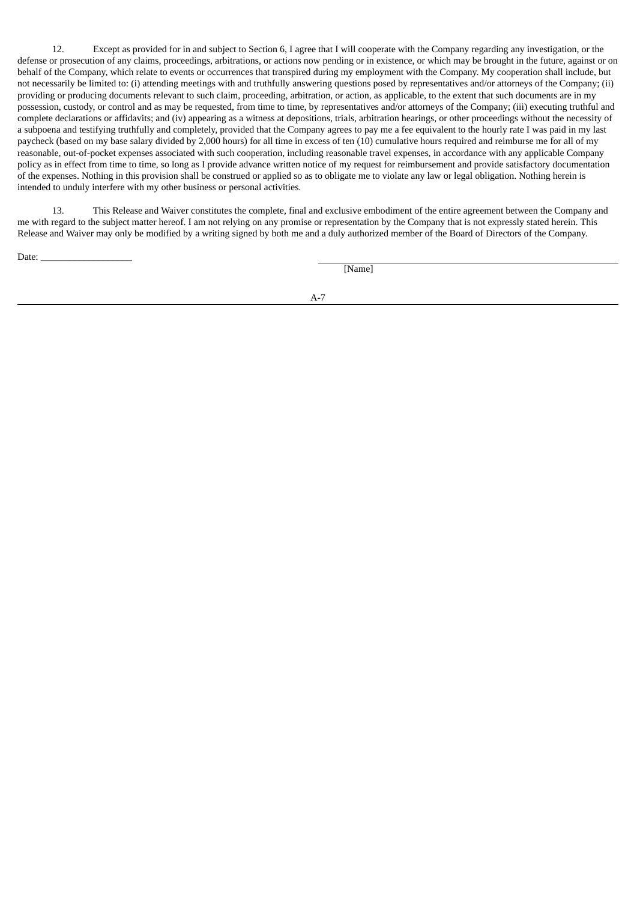12. Except as provided for in and subject to Section 6, I agree that I will cooperate with the Company regarding any investigation, or the defense or prosecution of any claims, proceedings, arbitrations, or actions now pending or in existence, or which may be brought in the future, against or on behalf of the Company, which relate to events or occurrences that transpired during my employment with the Company. My cooperation shall include, but not necessarily be limited to: (i) attending meetings with and truthfully answering questions posed by representatives and/or attorneys of the Company; (ii) providing or producing documents relevant to such claim, proceeding, arbitration, or action, as applicable, to the extent that such documents are in my possession, custody, or control and as may be requested, from time to time, by representatives and/or attorneys of the Company; (iii) executing truthful and complete declarations or affidavits; and (iv) appearing as a witness at depositions, trials, arbitration hearings, or other proceedings without the necessity of a subpoena and testifying truthfully and completely, provided that the Company agrees to pay me a fee equivalent to the hourly rate I was paid in my last paycheck (based on my base salary divided by 2,000 hours) for all time in excess of ten (10) cumulative hours required and reimburse me for all of my reasonable, out-of-pocket expenses associated with such cooperation, including reasonable travel expenses, in accordance with any applicable Company policy as in effect from time to time, so long as I provide advance written notice of my request for reimbursement and provide satisfactory documentation of the expenses. Nothing in this provision shall be construed or applied so as to obligate me to violate any law or legal obligation. Nothing herein is intended to unduly interfere with my other business or personal activities.

13. This Release and Waiver constitutes the complete, final and exclusive embodiment of the entire agreement between the Company and me with regard to the subject matter hereof. I am not relying on any promise or representation by the Company that is not expressly stated herein. This Release and Waiver may only be modified by a writing signed by both me and a duly authorized member of the Board of Directors of the Company.

Date: ___________________

_______________________________________
[Name]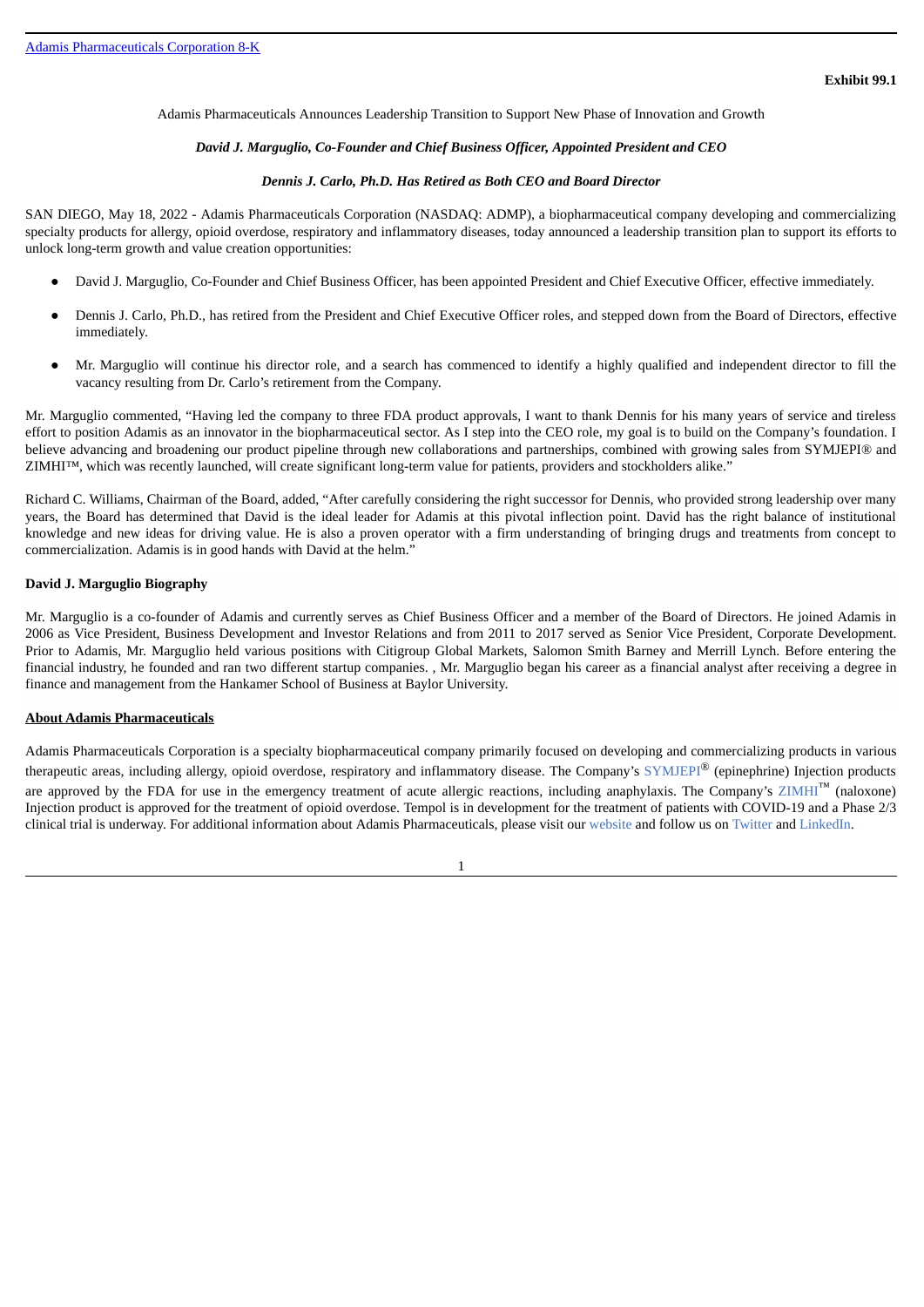Adamis Pharmaceuticals Corporation 8-K

**Exhibit 99.1**

Adamis Pharmaceuticals Announces Leadership Transition to Support New Phase of Innovation and Growth

***David J. Marguglio, Co-Founder and Chief Business Officer, Appointed President and CEO***

***Dennis J. Carlo, Ph.D. Has Retired as Both CEO and Board Director***

SAN DIEGO, May 18, 2022 - Adamis Pharmaceuticals Corporation (NASDAQ: ADMP), a biopharmaceutical company developing and commercializing specialty products for allergy, opioid overdose, respiratory and inflammatory diseases, today announced a leadership transition plan to support its efforts to unlock long-term growth and value creation opportunities:

- David J. Marguglio, Co-Founder and Chief Business Officer, has been appointed President and Chief Executive Officer, effective immediately.
- Dennis J. Carlo, Ph.D., has retired from the President and Chief Executive Officer roles, and stepped down from the Board of Directors, effective immediately.
- Mr. Marguglio will continue his director role, and a search has commenced to identify a highly qualified and independent director to fill the vacancy resulting from Dr. Carlo's retirement from the Company.

Mr. Marguglio commented, "Having led the company to three FDA product approvals, I want to thank Dennis for his many years of service and tireless effort to position Adamis as an innovator in the biopharmaceutical sector. As I step into the CEO role, my goal is to build on the Company's foundation. I believe advancing and broadening our product pipeline through new collaborations and partnerships, combined with growing sales from SYMJEPI® and ZIMHI™, which was recently launched, will create significant long-term value for patients, providers and stockholders alike."

Richard C. Williams, Chairman of the Board, added, "After carefully considering the right successor for Dennis, who provided strong leadership over many years, the Board has determined that David is the ideal leader for Adamis at this pivotal inflection point. David has the right balance of institutional knowledge and new ideas for driving value. He is also a proven operator with a firm understanding of bringing drugs and treatments from concept to commercialization. Adamis is in good hands with David at the helm."

**David J. Marguglio Biography**

Mr. Marguglio is a co-founder of Adamis and currently serves as Chief Business Officer and a member of the Board of Directors. He joined Adamis in 2006 as Vice President, Business Development and Investor Relations and from 2011 to 2017 served as Senior Vice President, Corporate Development. Prior to Adamis, Mr. Marguglio held various positions with Citigroup Global Markets, Salomon Smith Barney and Merrill Lynch. Before entering the financial industry, he founded and ran two different startup companies. , Mr. Marguglio began his career as a financial analyst after receiving a degree in finance and management from the Hankamer School of Business at Baylor University.

**About Adamis Pharmaceuticals**

Adamis Pharmaceuticals Corporation is a specialty biopharmaceutical company primarily focused on developing and commercializing products in various therapeutic areas, including allergy, opioid overdose, respiratory and inflammatory disease. The Company's SYMJEPI® (epinephrine) Injection products are approved by the FDA for use in the emergency treatment of acute allergic reactions, including anaphylaxis. The Company's ZIMHI™ (naloxone) Injection product is approved for the treatment of opioid overdose. Tempol is in development for the treatment of patients with COVID-19 and a Phase 2/3 clinical trial is underway. For additional information about Adamis Pharmaceuticals, please visit our website and follow us on Twitter and LinkedIn.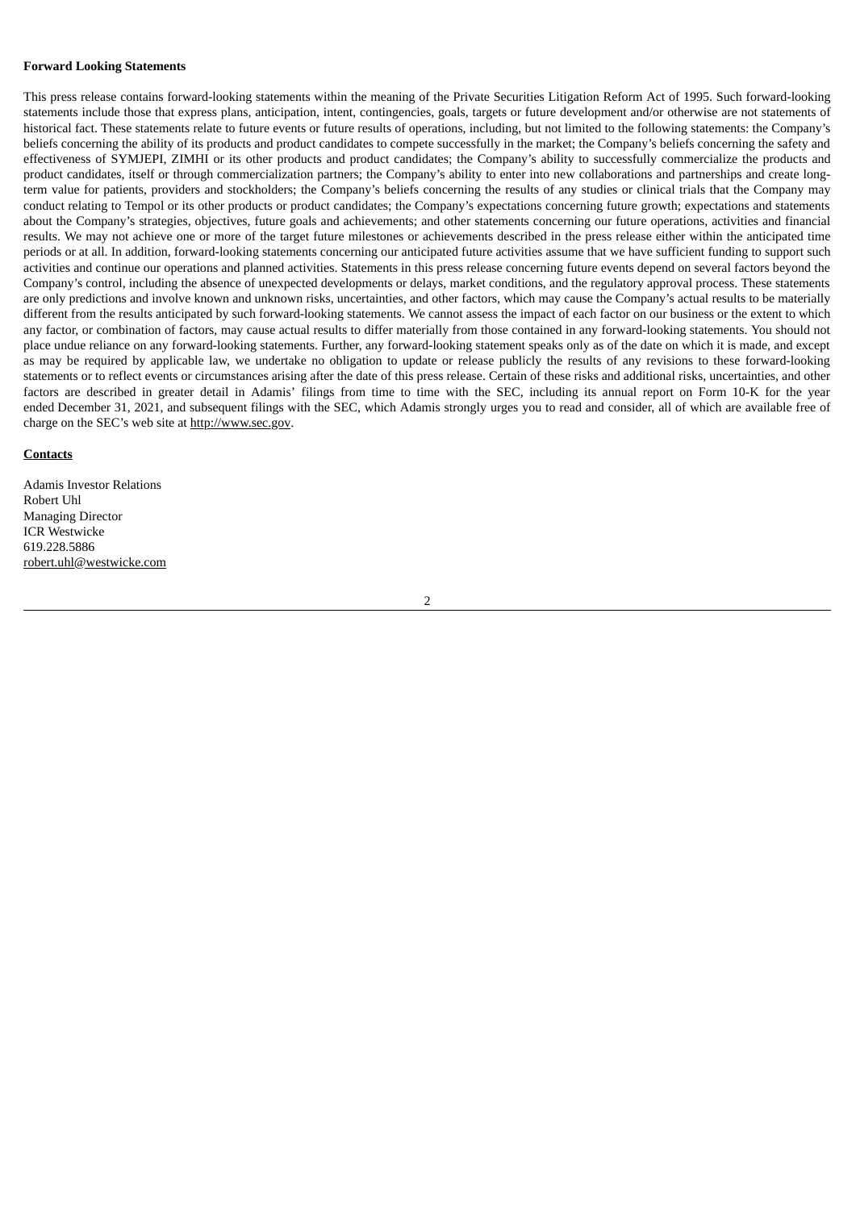**Forward Looking Statements**

This press release contains forward-looking statements within the meaning of the Private Securities Litigation Reform Act of 1995. Such forward-looking statements include those that express plans, anticipation, intent, contingencies, goals, targets or future development and/or otherwise are not statements of historical fact. These statements relate to future events or future results of operations, including, but not limited to the following statements: the Company's beliefs concerning the ability of its products and product candidates to compete successfully in the market; the Company's beliefs concerning the safety and effectiveness of SYMJEPI, ZIMHI or its other products and product candidates; the Company's ability to successfully commercialize the products and product candidates, itself or through commercialization partners; the Company's ability to enter into new collaborations and partnerships and create long-term value for patients, providers and stockholders; the Company's beliefs concerning the results of any studies or clinical trials that the Company may conduct relating to Tempol or its other products or product candidates; the Company's expectations concerning future growth; expectations and statements about the Company's strategies, objectives, future goals and achievements; and other statements concerning our future operations, activities and financial results. We may not achieve one or more of the target future milestones or achievements described in the press release either within the anticipated time periods or at all. In addition, forward-looking statements concerning our anticipated future activities assume that we have sufficient funding to support such activities and continue our operations and planned activities. Statements in this press release concerning future events depend on several factors beyond the Company's control, including the absence of unexpected developments or delays, market conditions, and the regulatory approval process. These statements are only predictions and involve known and unknown risks, uncertainties, and other factors, which may cause the Company's actual results to be materially different from the results anticipated by such forward-looking statements. We cannot assess the impact of each factor on our business or the extent to which any factor, or combination of factors, may cause actual results to differ materially from those contained in any forward-looking statements. You should not place undue reliance on any forward-looking statements. Further, any forward-looking statement speaks only as of the date on which it is made, and except as may be required by applicable law, we undertake no obligation to update or release publicly the results of any revisions to these forward-looking statements or to reflect events or circumstances arising after the date of this press release. Certain of these risks and additional risks, uncertainties, and other factors are described in greater detail in Adamis' filings from time to time with the SEC, including its annual report on Form 10-K for the year ended December 31, 2021, and subsequent filings with the SEC, which Adamis strongly urges you to read and consider, all of which are available free of charge on the SEC's web site at http://www.sec.gov.

**Contacts**

Adamis Investor Relations
Robert Uhl
Managing Director
ICR Westwicke
619.228.5886
robert.uhl@westwicke.com